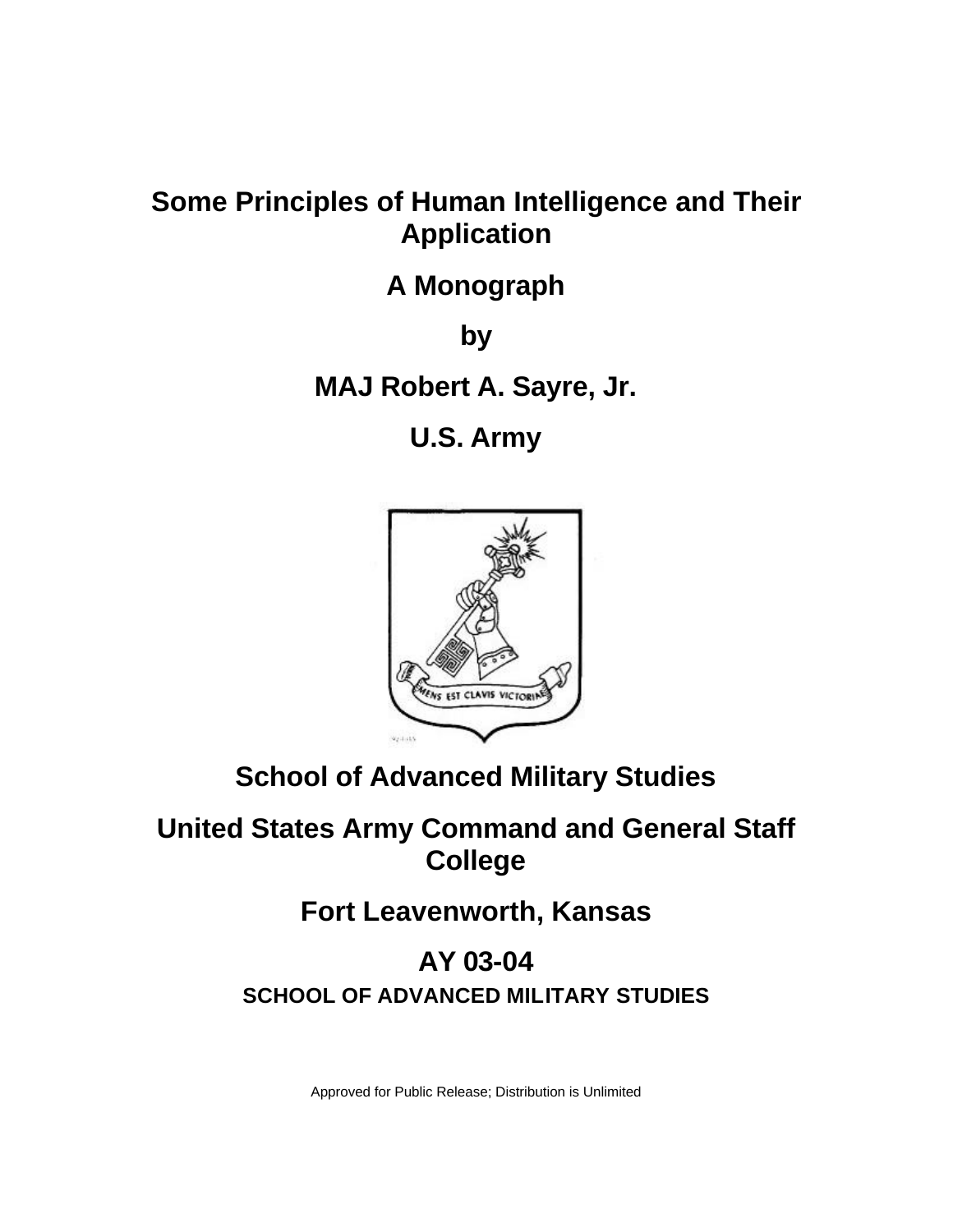# Some Principles of Human Intelligence and Their Application

## A Monograph

## by

## MAJ Robert A. Sayre, Jr.

## U.S. Army

MENS EST CLAVIS VICTORIAE

## School of Advanced Military Studies

## United States Army Command and General Staff College

## Fort Leavenworth, Kansas

## AY 03-04

**SCHOOL OF ADVANCED MILITARY STUDIES**

Approved for Public Release; Distribution is Unlimited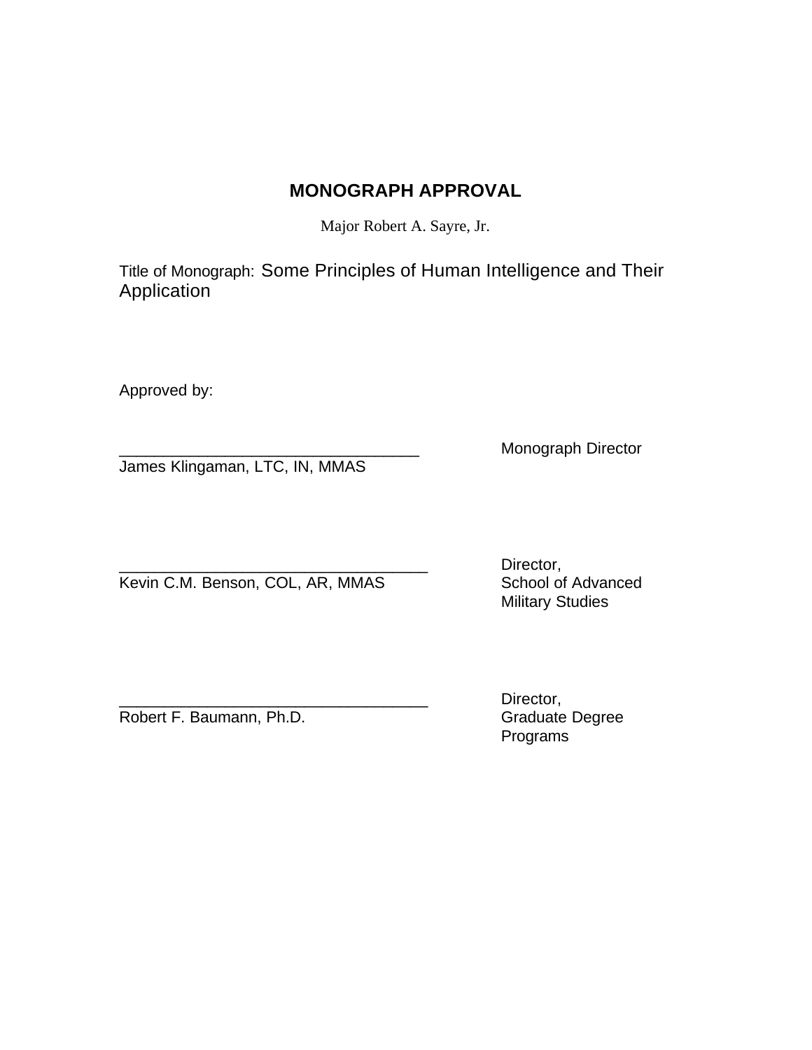## MONOGRAPH APPROVAL

Major Robert A. Sayre, Jr.

Title of Monograph: Some Principles of Human Intelligence and Their Application

Approved by:

__________________________________ Monograph Director
James Klingaman, LTC, IN, MMAS

__________________________________ Director, School of Advanced Military Studies
Kevin C.M. Benson, COL, AR, MMAS

__________________________________ Director, Graduate Degree Programs
Robert F. Baumann, Ph.D.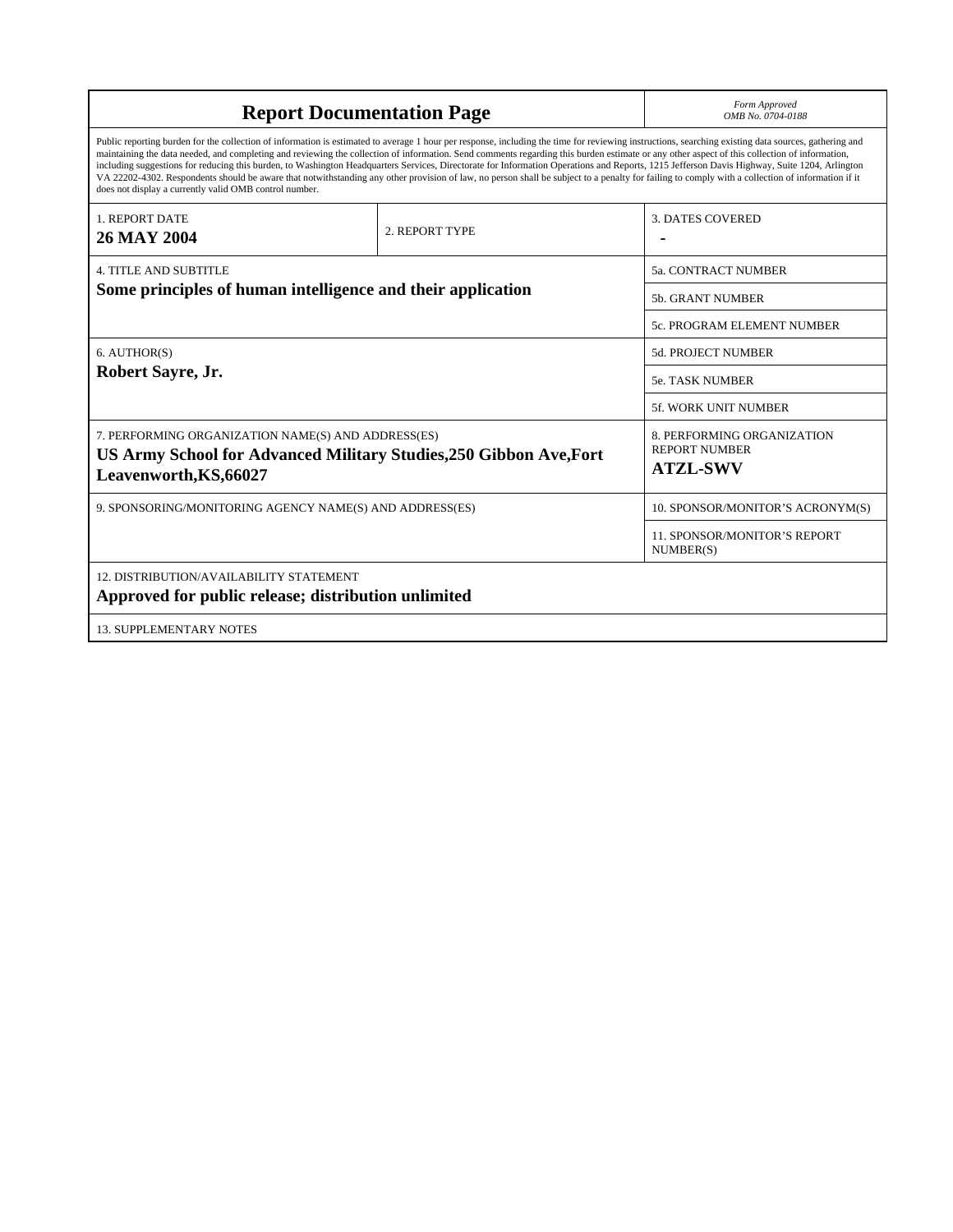# Report Documentation Page

*Form Approved*
*OMB No. 0704-0188*

Public reporting burden for the collection of information is estimated to average 1 hour per response, including the time for reviewing instructions, searching existing data sources, gathering and maintaining the data needed, and completing and reviewing the collection of information. Send comments regarding this burden estimate or any other aspect of this collection of information, including suggestions for reducing this burden, to Washington Headquarters Services, Directorate for Information Operations and Reports, 1215 Jefferson Davis Highway, Suite 1204, Arlington VA 22202-4302. Respondents should be aware that notwithstanding any other provision of law, no person shall be subject to a penalty for failing to comply with a collection of information if it does not display a currently valid OMB control number.

| | | |
|---|---|---|
| 1. REPORT DATE<br>**26 MAY 2004** | 2. REPORT TYPE | 3. DATES COVERED<br>**-** |
| 4. TITLE AND SUBTITLE<br>**Some principles of human intelligence and their application** | | 5a. CONTRACT NUMBER |
| | | 5b. GRANT NUMBER |
| | | 5c. PROGRAM ELEMENT NUMBER |
| 6. AUTHOR(S)<br>**Robert Sayre, Jr.** | | 5d. PROJECT NUMBER |
| | | 5e. TASK NUMBER |
| | | 5f. WORK UNIT NUMBER |
| 7. PERFORMING ORGANIZATION NAME(S) AND ADDRESS(ES)<br>**US Army School for Advanced Military Studies,250 Gibbon Ave,Fort Leavenworth,KS,66027** | | 8. PERFORMING ORGANIZATION REPORT NUMBER<br>**ATZL-SWV** |
| 9. SPONSORING/MONITORING AGENCY NAME(S) AND ADDRESS(ES) | | 10. SPONSOR/MONITOR'S ACRONYM(S) |
| | | 11. SPONSOR/MONITOR'S REPORT NUMBER(S) |
| 12. DISTRIBUTION/AVAILABILITY STATEMENT<br>**Approved for public release; distribution unlimited** | | |
| 13. SUPPLEMENTARY NOTES | | |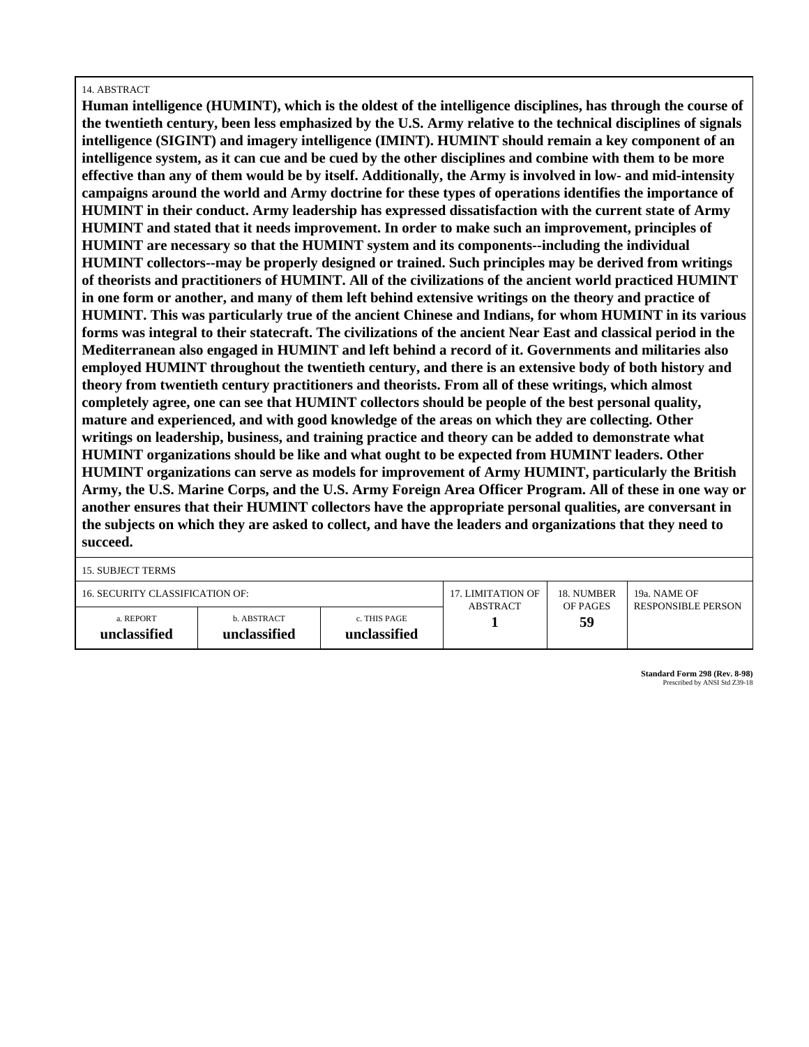14. ABSTRACT

**Human intelligence (HUMINT), which is the oldest of the intelligence disciplines, has through the course of the twentieth century, been less emphasized by the U.S. Army relative to the technical disciplines of signals intelligence (SIGINT) and imagery intelligence (IMINT). HUMINT should remain a key component of an intelligence system, as it can cue and be cued by the other disciplines and combine with them to be more effective than any of them would be by itself. Additionally, the Army is involved in low- and mid-intensity campaigns around the world and Army doctrine for these types of operations identifies the importance of HUMINT in their conduct. Army leadership has expressed dissatisfaction with the current state of Army HUMINT and stated that it needs improvement. In order to make such an improvement, principles of HUMINT are necessary so that the HUMINT system and its components--including the individual HUMINT collectors--may be properly designed or trained. Such principles may be derived from writings of theorists and practitioners of HUMINT. All of the civilizations of the ancient world practiced HUMINT in one form or another, and many of them left behind extensive writings on the theory and practice of HUMINT. This was particularly true of the ancient Chinese and Indians, for whom HUMINT in its various forms was integral to their statecraft. The civilizations of the ancient Near East and classical period in the Mediterranean also engaged in HUMINT and left behind a record of it. Governments and militaries also employed HUMINT throughout the twentieth century, and there is an extensive body of both history and theory from twentieth century practitioners and theorists. From all of these writings, which almost completely agree, one can see that HUMINT collectors should be people of the best personal quality, mature and experienced, and with good knowledge of the areas on which they are collecting. Other writings on leadership, business, and training practice and theory can be added to demonstrate what HUMINT organizations should be like and what ought to be expected from HUMINT leaders. Other HUMINT organizations can serve as models for improvement of Army HUMINT, particularly the British Army, the U.S. Marine Corps, and the U.S. Army Foreign Area Officer Program. All of these in one way or another ensures that their HUMINT collectors have the appropriate personal qualities, are conversant in the subjects on which they are asked to collect, and have the leaders and organizations that they need to succeed.**

15. SUBJECT TERMS

| 16. SECURITY CLASSIFICATION OF: | | | 17. LIMITATION OF ABSTRACT | 18. NUMBER OF PAGES | 19a. NAME OF RESPONSIBLE PERSON |
|---|---|---|---|---|---|
| a. REPORT | b. ABSTRACT | c. THIS PAGE | | | |
| **unclassified** | **unclassified** | **unclassified** | **1** | **59** | |

**Standard Form 298 (Rev. 8-98)**
Prescribed by ANSI Std Z39-18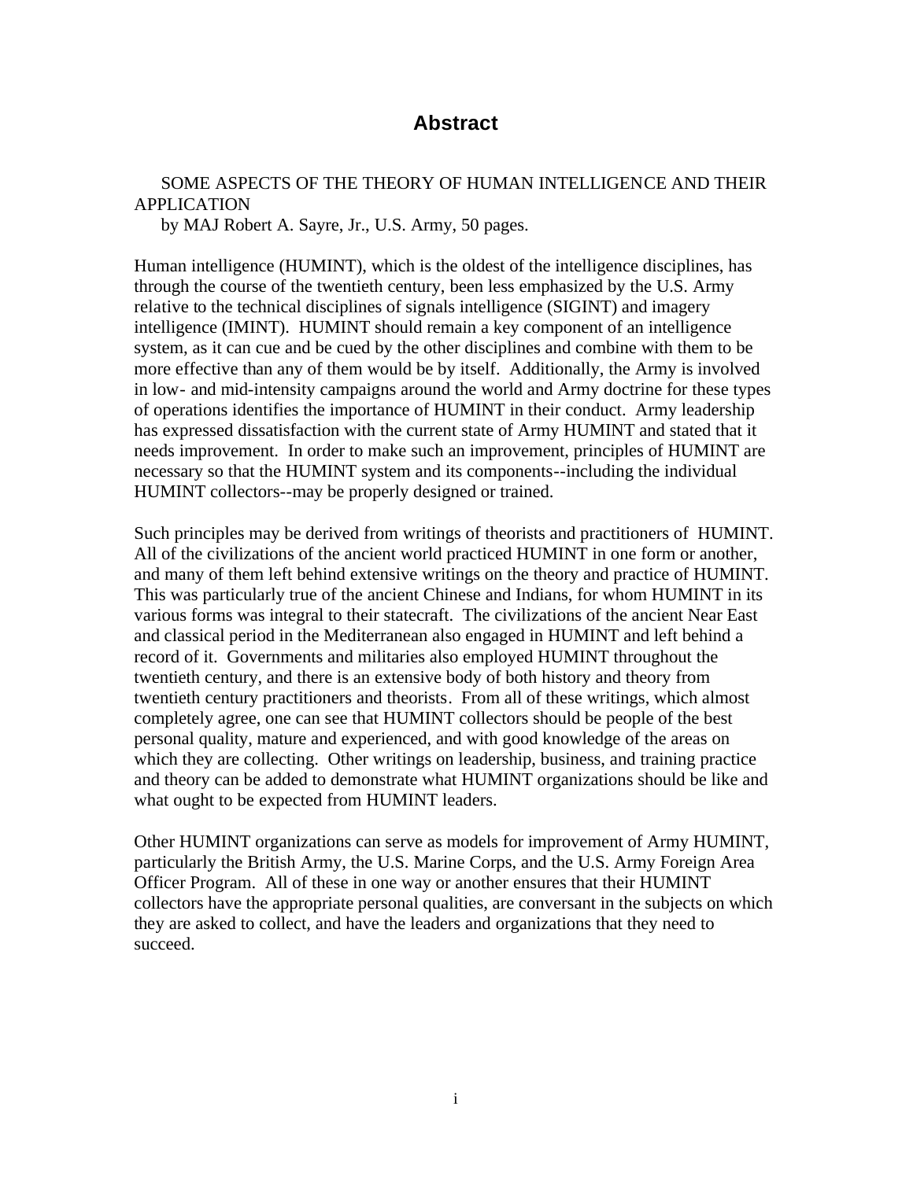# Abstract

SOME ASPECTS OF THE THEORY OF HUMAN INTELLIGENCE AND THEIR APPLICATION
by MAJ Robert A. Sayre, Jr., U.S. Army, 50 pages.

Human intelligence (HUMINT), which is the oldest of the intelligence disciplines, has through the course of the twentieth century, been less emphasized by the U.S. Army relative to the technical disciplines of signals intelligence (SIGINT) and imagery intelligence (IMINT). HUMINT should remain a key component of an intelligence system, as it can cue and be cued by the other disciplines and combine with them to be more effective than any of them would be by itself. Additionally, the Army is involved in low- and mid-intensity campaigns around the world and Army doctrine for these types of operations identifies the importance of HUMINT in their conduct. Army leadership has expressed dissatisfaction with the current state of Army HUMINT and stated that it needs improvement. In order to make such an improvement, principles of HUMINT are necessary so that the HUMINT system and its components--including the individual HUMINT collectors--may be properly designed or trained.

Such principles may be derived from writings of theorists and practitioners of HUMINT. All of the civilizations of the ancient world practiced HUMINT in one form or another, and many of them left behind extensive writings on the theory and practice of HUMINT. This was particularly true of the ancient Chinese and Indians, for whom HUMINT in its various forms was integral to their statecraft. The civilizations of the ancient Near East and classical period in the Mediterranean also engaged in HUMINT and left behind a record of it. Governments and militaries also employed HUMINT throughout the twentieth century, and there is an extensive body of both history and theory from twentieth century practitioners and theorists. From all of these writings, which almost completely agree, one can see that HUMINT collectors should be people of the best personal quality, mature and experienced, and with good knowledge of the areas on which they are collecting. Other writings on leadership, business, and training practice and theory can be added to demonstrate what HUMINT organizations should be like and what ought to be expected from HUMINT leaders.

Other HUMINT organizations can serve as models for improvement of Army HUMINT, particularly the British Army, the U.S. Marine Corps, and the U.S. Army Foreign Area Officer Program. All of these in one way or another ensures that their HUMINT collectors have the appropriate personal qualities, are conversant in the subjects on which they are asked to collect, and have the leaders and organizations that they need to succeed.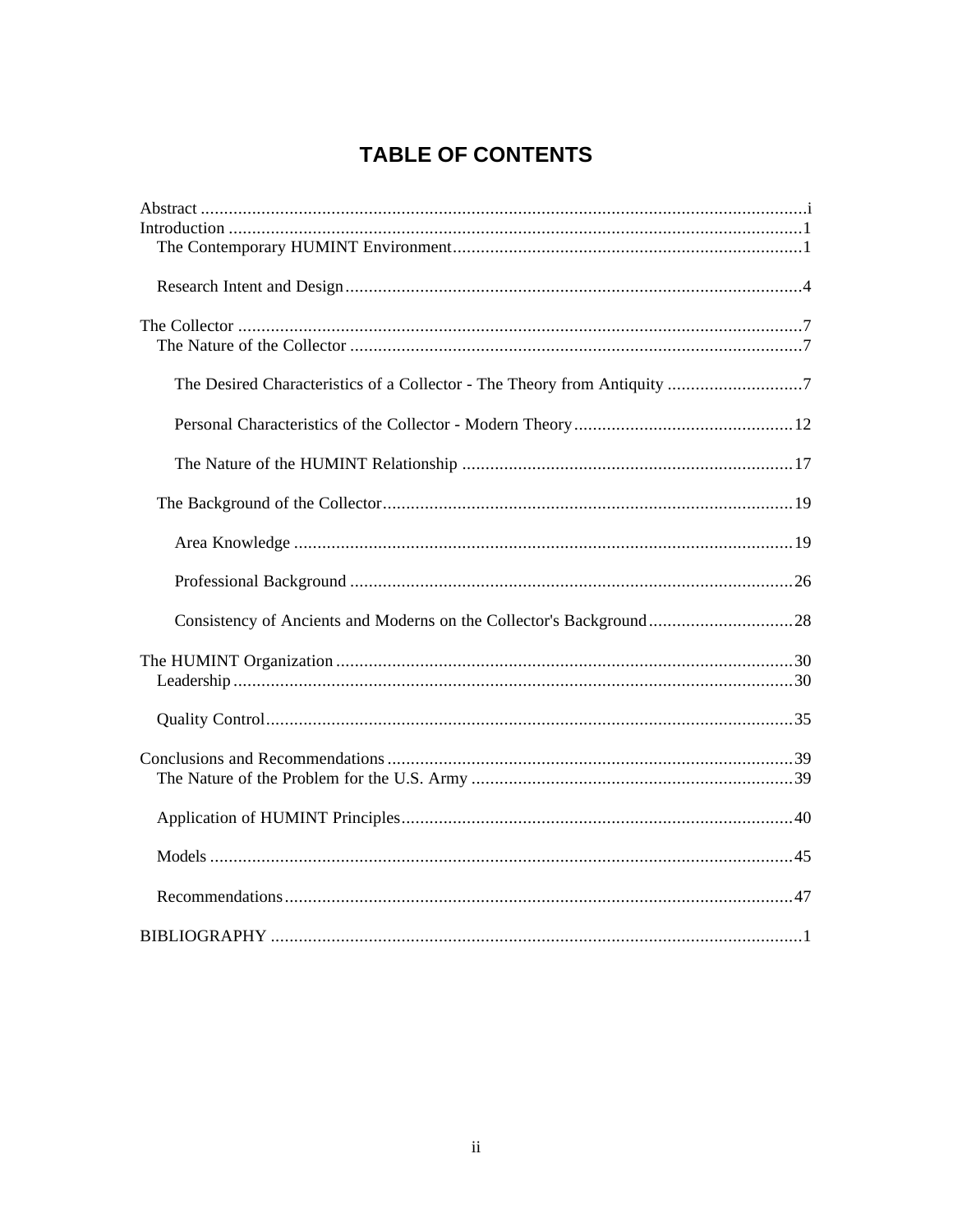# TABLE OF CONTENTS

Abstract ....................................................................................................................i
Introduction ..............................................................................................................1
- The Contemporary HUMINT Environment..........................................................................1
- Research Intent and Design..................................................................................................4

The Collector ............................................................................................................7
- The Nature of the Collector ..................................................................................................7
  - The Desired Characteristics of a Collector - The Theory from Antiquity .............................7
  - Personal Characteristics of the Collector - Modern Theory...............................................12
  - The Nature of the HUMINT Relationship .......................................................................17
- The Background of the Collector.........................................................................................19
  - Area Knowledge ...........................................................................................................19
  - Professional Background ...............................................................................................26
  - Consistency of Ancients and Moderns on the Collector's Background...............................28

The HUMINT Organization ..................................................................................................30
- Leadership .........................................................................................................................30
- Quality Control...................................................................................................................35

Conclusions and Recommendations .......................................................................................39
- The Nature of the Problem for the U.S. Army .....................................................................39
- Application of HUMINT Principles....................................................................................40
- Models ..............................................................................................................................45
- Recommendations..............................................................................................................47

BIBLIOGRAPHY ..................................................................................................................1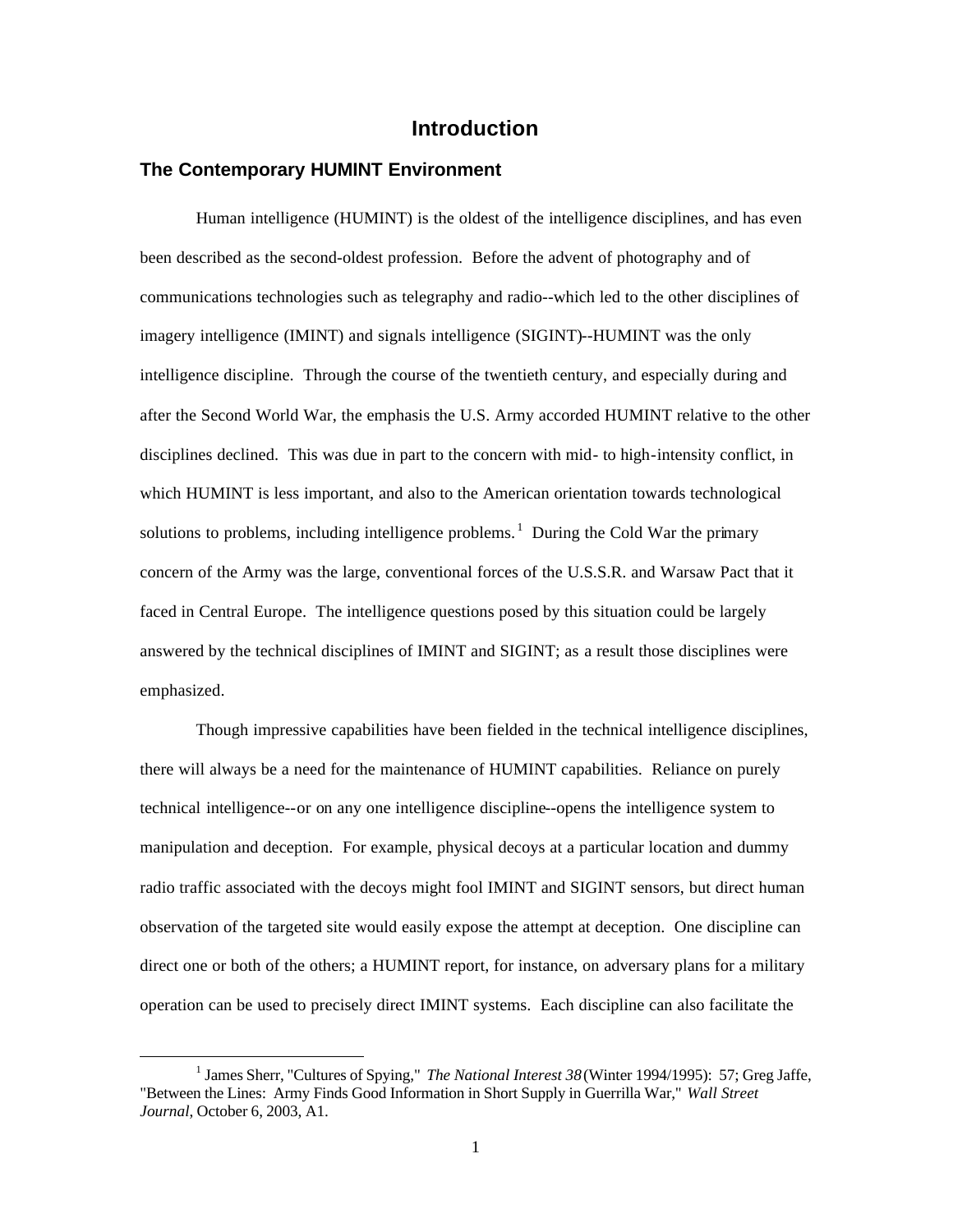# Introduction

## The Contemporary HUMINT Environment

Human intelligence (HUMINT) is the oldest of the intelligence disciplines, and has even been described as the second-oldest profession. Before the advent of photography and of communications technologies such as telegraphy and radio--which led to the other disciplines of imagery intelligence (IMINT) and signals intelligence (SIGINT)--HUMINT was the only intelligence discipline. Through the course of the twentieth century, and especially during and after the Second World War, the emphasis the U.S. Army accorded HUMINT relative to the other disciplines declined. This was due in part to the concern with mid- to high-intensity conflict, in which HUMINT is less important, and also to the American orientation towards technological solutions to problems, including intelligence problems.[1] During the Cold War the primary concern of the Army was the large, conventional forces of the U.S.S.R. and Warsaw Pact that it faced in Central Europe. The intelligence questions posed by this situation could be largely answered by the technical disciplines of IMINT and SIGINT; as a result those disciplines were emphasized.

Though impressive capabilities have been fielded in the technical intelligence disciplines, there will always be a need for the maintenance of HUMINT capabilities. Reliance on purely technical intelligence--or on any one intelligence discipline--opens the intelligence system to manipulation and deception. For example, physical decoys at a particular location and dummy radio traffic associated with the decoys might fool IMINT and SIGINT sensors, but direct human observation of the targeted site would easily expose the attempt at deception. One discipline can direct one or both of the others; a HUMINT report, for instance, on adversary plans for a military operation can be used to precisely direct IMINT systems. Each discipline can also facilitate the

---

[1] James Sherr, "Cultures of Spying," *The National Interest 38* (Winter 1994/1995): 57; Greg Jaffe, "Between the Lines: Army Finds Good Information in Short Supply in Guerrilla War," *Wall Street Journal*, October 6, 2003, A1.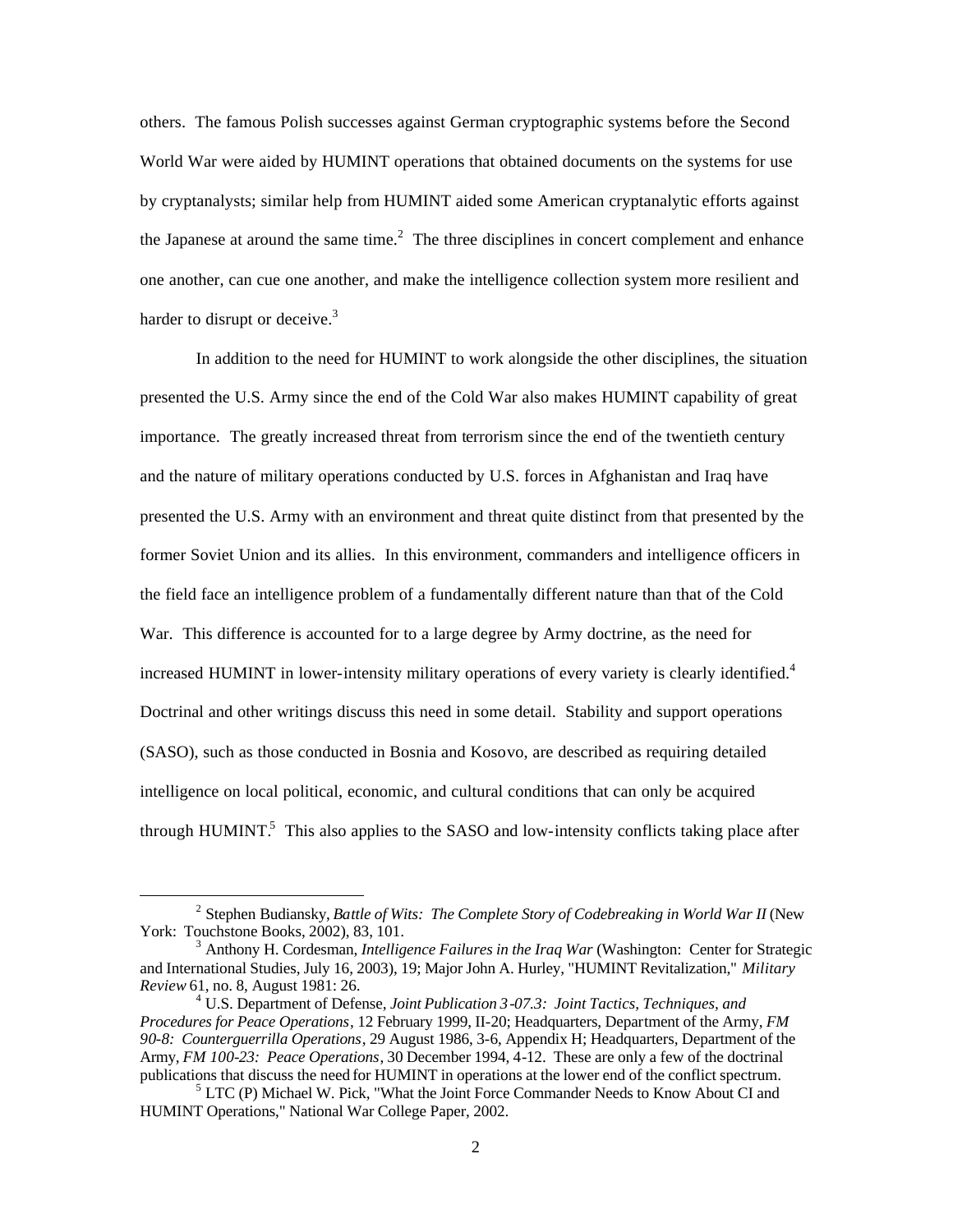others. The famous Polish successes against German cryptographic systems before the Second World War were aided by HUMINT operations that obtained documents on the systems for use by cryptanalysts; similar help from HUMINT aided some American cryptanalytic efforts against the Japanese at around the same time.[2] The three disciplines in concert complement and enhance one another, can cue one another, and make the intelligence collection system more resilient and harder to disrupt or deceive.[3]

In addition to the need for HUMINT to work alongside the other disciplines, the situation presented the U.S. Army since the end of the Cold War also makes HUMINT capability of great importance. The greatly increased threat from terrorism since the end of the twentieth century and the nature of military operations conducted by U.S. forces in Afghanistan and Iraq have presented the U.S. Army with an environment and threat quite distinct from that presented by the former Soviet Union and its allies. In this environment, commanders and intelligence officers in the field face an intelligence problem of a fundamentally different nature than that of the Cold War. This difference is accounted for to a large degree by Army doctrine, as the need for increased HUMINT in lower-intensity military operations of every variety is clearly identified.[4] Doctrinal and other writings discuss this need in some detail. Stability and support operations (SASO), such as those conducted in Bosnia and Kosovo, are described as requiring detailed intelligence on local political, economic, and cultural conditions that can only be acquired through HUMINT.[5] This also applies to the SASO and low-intensity conflicts taking place after

---

[2] Stephen Budiansky, *Battle of Wits: The Complete Story of Codebreaking in World War II* (New York: Touchstone Books, 2002), 83, 101.

[3] Anthony H. Cordesman, *Intelligence Failures in the Iraq War* (Washington: Center for Strategic and International Studies, July 16, 2003), 19; Major John A. Hurley, "HUMINT Revitalization," *Military Review* 61, no. 8, August 1981: 26.

[4] U.S. Department of Defense, *Joint Publication 3-07.3: Joint Tactics, Techniques, and Procedures for Peace Operations*, 12 February 1999, II-20; Headquarters, Department of the Army, *FM 90-8: Counterguerrilla Operations*, 29 August 1986, 3-6, Appendix H; Headquarters, Department of the Army, *FM 100-23: Peace Operations*, 30 December 1994, 4-12. These are only a few of the doctrinal publications that discuss the need for HUMINT in operations at the lower end of the conflict spectrum.

[5] LTC (P) Michael W. Pick, "What the Joint Force Commander Needs to Know About CI and HUMINT Operations," National War College Paper, 2002.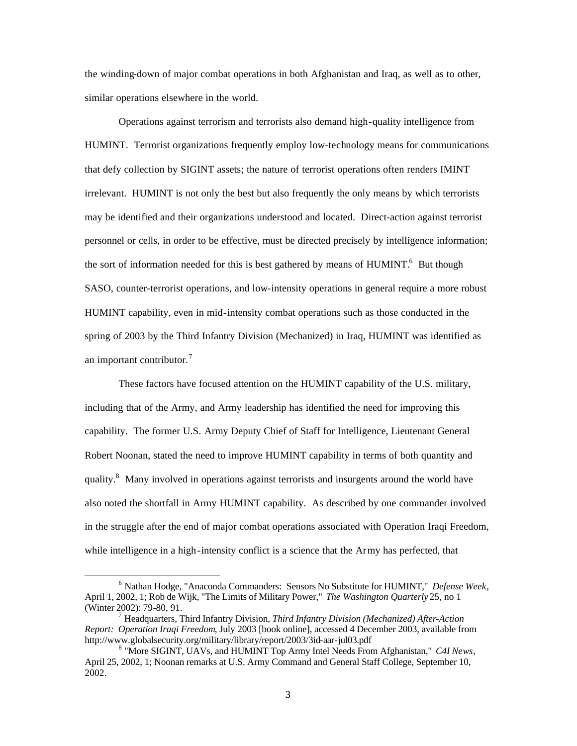the winding-down of major combat operations in both Afghanistan and Iraq, as well as to other, similar operations elsewhere in the world.

Operations against terrorism and terrorists also demand high-quality intelligence from HUMINT. Terrorist organizations frequently employ low-technology means for communications that defy collection by SIGINT assets; the nature of terrorist operations often renders IMINT irrelevant. HUMINT is not only the best but also frequently the only means by which terrorists may be identified and their organizations understood and located. Direct-action against terrorist personnel or cells, in order to be effective, must be directed precisely by intelligence information; the sort of information needed for this is best gathered by means of HUMINT.[6] But though SASO, counter-terrorist operations, and low-intensity operations in general require a more robust HUMINT capability, even in mid-intensity combat operations such as those conducted in the spring of 2003 by the Third Infantry Division (Mechanized) in Iraq, HUMINT was identified as an important contributor.[7]

These factors have focused attention on the HUMINT capability of the U.S. military, including that of the Army, and Army leadership has identified the need for improving this capability. The former U.S. Army Deputy Chief of Staff for Intelligence, Lieutenant General Robert Noonan, stated the need to improve HUMINT capability in terms of both quantity and quality.[8] Many involved in operations against terrorists and insurgents around the world have also noted the shortfall in Army HUMINT capability. As described by one commander involved in the struggle after the end of major combat operations associated with Operation Iraqi Freedom, while intelligence in a high-intensity conflict is a science that the Army has perfected, that

---

[6] Nathan Hodge, "Anaconda Commanders: Sensors No Substitute for HUMINT," *Defense Week*, April 1, 2002, 1; Rob de Wijk, "The Limits of Military Power," *The Washington Quarterly* 25, no 1 (Winter 2002): 79-80, 91.

[7] Headquarters, Third Infantry Division, *Third Infantry Division (Mechanized) After-Action Report: Operation Iraqi Freedom*, July 2003 [book online], accessed 4 December 2003, available from http://www.globalsecurity.org/military/library/report/2003/3id-aar-jul03.pdf

[8] "More SIGINT, UAVs, and HUMINT Top Army Intel Needs From Afghanistan," *C4I News*, April 25, 2002, 1; Noonan remarks at U.S. Army Command and General Staff College, September 10, 2002.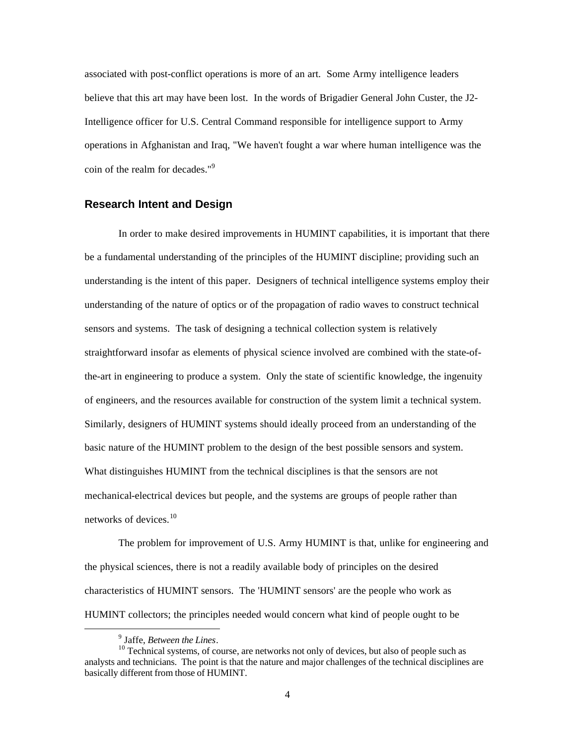associated with post-conflict operations is more of an art. Some Army intelligence leaders believe that this art may have been lost. In the words of Brigadier General John Custer, the J2-Intelligence officer for U.S. Central Command responsible for intelligence support to Army operations in Afghanistan and Iraq, "We haven't fought a war where human intelligence was the coin of the realm for decades."[9]

## Research Intent and Design

In order to make desired improvements in HUMINT capabilities, it is important that there be a fundamental understanding of the principles of the HUMINT discipline; providing such an understanding is the intent of this paper. Designers of technical intelligence systems employ their understanding of the nature of optics or of the propagation of radio waves to construct technical sensors and systems. The task of designing a technical collection system is relatively straightforward insofar as elements of physical science involved are combined with the state-of-the-art in engineering to produce a system. Only the state of scientific knowledge, the ingenuity of engineers, and the resources available for construction of the system limit a technical system. Similarly, designers of HUMINT systems should ideally proceed from an understanding of the basic nature of the HUMINT problem to the design of the best possible sensors and system. What distinguishes HUMINT from the technical disciplines is that the sensors are not mechanical-electrical devices but people, and the systems are groups of people rather than networks of devices.[10]

The problem for improvement of U.S. Army HUMINT is that, unlike for engineering and the physical sciences, there is not a readily available body of principles on the desired characteristics of HUMINT sensors. The 'HUMINT sensors' are the people who work as HUMINT collectors; the principles needed would concern what kind of people ought to be

---

[9] Jaffe, *Between the Lines*.

[10] Technical systems, of course, are networks not only of devices, but also of people such as analysts and technicians. The point is that the nature and major challenges of the technical disciplines are basically different from those of HUMINT.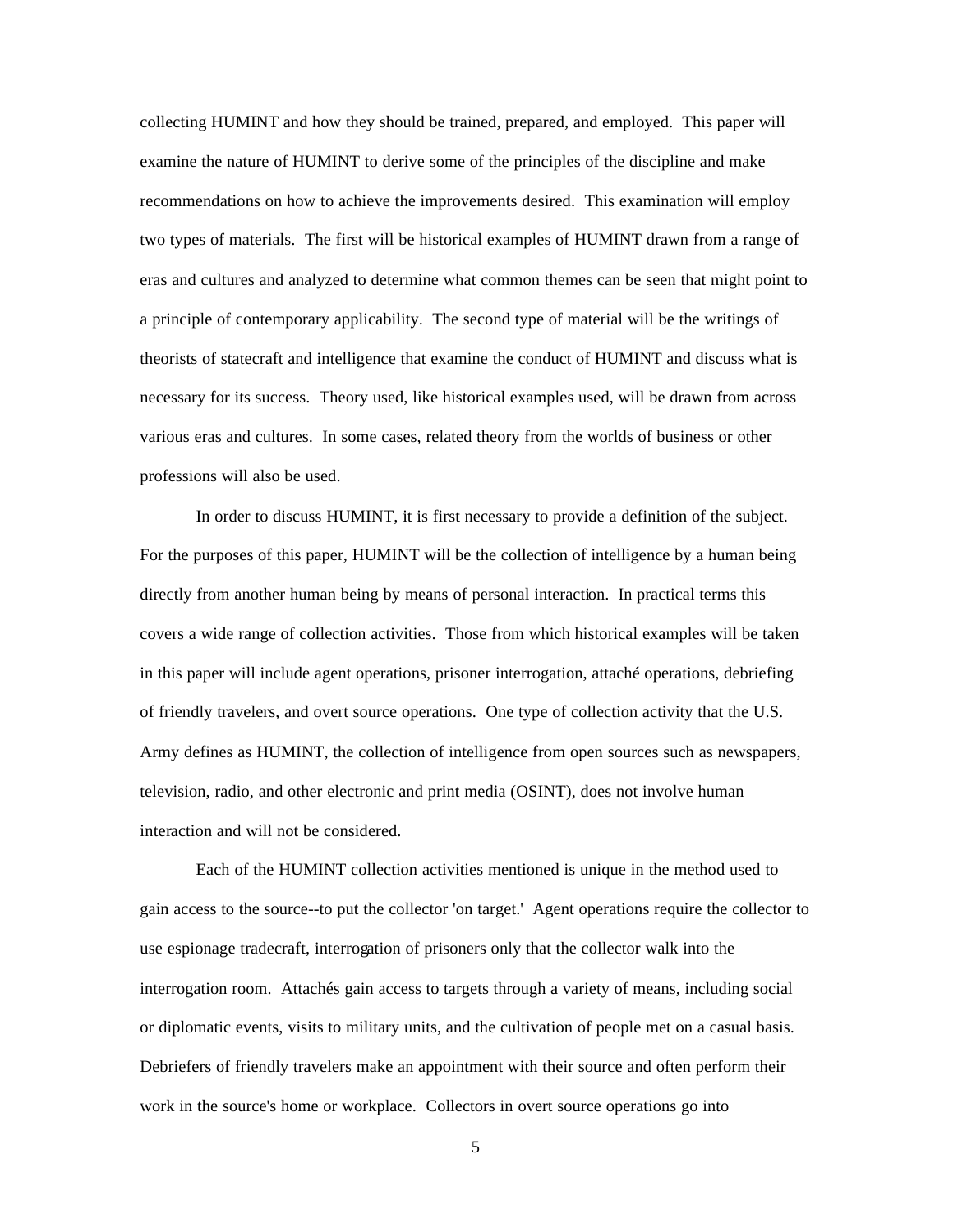collecting HUMINT and how they should be trained, prepared, and employed. This paper will examine the nature of HUMINT to derive some of the principles of the discipline and make recommendations on how to achieve the improvements desired. This examination will employ two types of materials. The first will be historical examples of HUMINT drawn from a range of eras and cultures and analyzed to determine what common themes can be seen that might point to a principle of contemporary applicability. The second type of material will be the writings of theorists of statecraft and intelligence that examine the conduct of HUMINT and discuss what is necessary for its success. Theory used, like historical examples used, will be drawn from across various eras and cultures. In some cases, related theory from the worlds of business or other professions will also be used.

In order to discuss HUMINT, it is first necessary to provide a definition of the subject. For the purposes of this paper, HUMINT will be the collection of intelligence by a human being directly from another human being by means of personal interaction. In practical terms this covers a wide range of collection activities. Those from which historical examples will be taken in this paper will include agent operations, prisoner interrogation, attaché operations, debriefing of friendly travelers, and overt source operations. One type of collection activity that the U.S. Army defines as HUMINT, the collection of intelligence from open sources such as newspapers, television, radio, and other electronic and print media (OSINT), does not involve human interaction and will not be considered.

Each of the HUMINT collection activities mentioned is unique in the method used to gain access to the source--to put the collector 'on target.' Agent operations require the collector to use espionage tradecraft, interrogation of prisoners only that the collector walk into the interrogation room. Attachés gain access to targets through a variety of means, including social or diplomatic events, visits to military units, and the cultivation of people met on a casual basis. Debriefers of friendly travelers make an appointment with their source and often perform their work in the source's home or workplace. Collectors in overt source operations go into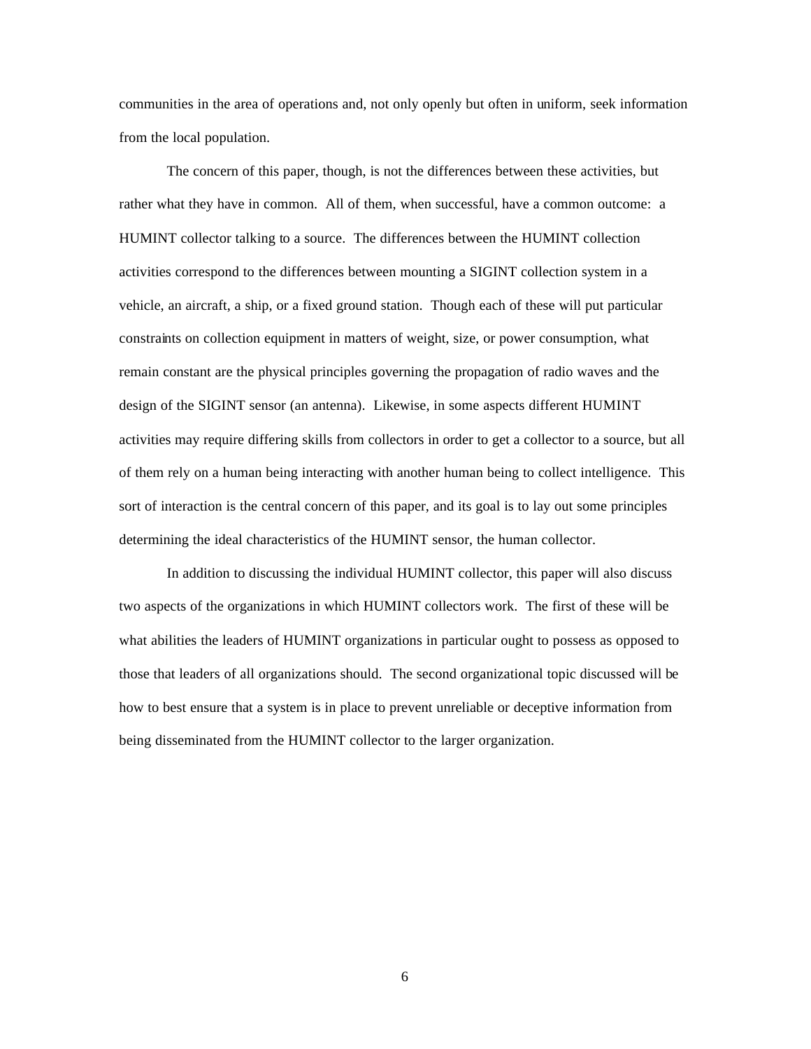communities in the area of operations and, not only openly but often in uniform, seek information from the local population.

The concern of this paper, though, is not the differences between these activities, but rather what they have in common. All of them, when successful, have a common outcome: a HUMINT collector talking to a source. The differences between the HUMINT collection activities correspond to the differences between mounting a SIGINT collection system in a vehicle, an aircraft, a ship, or a fixed ground station. Though each of these will put particular constraints on collection equipment in matters of weight, size, or power consumption, what remain constant are the physical principles governing the propagation of radio waves and the design of the SIGINT sensor (an antenna). Likewise, in some aspects different HUMINT activities may require differing skills from collectors in order to get a collector to a source, but all of them rely on a human being interacting with another human being to collect intelligence. This sort of interaction is the central concern of this paper, and its goal is to lay out some principles determining the ideal characteristics of the HUMINT sensor, the human collector.

In addition to discussing the individual HUMINT collector, this paper will also discuss two aspects of the organizations in which HUMINT collectors work. The first of these will be what abilities the leaders of HUMINT organizations in particular ought to possess as opposed to those that leaders of all organizations should. The second organizational topic discussed will be how to best ensure that a system is in place to prevent unreliable or deceptive information from being disseminated from the HUMINT collector to the larger organization.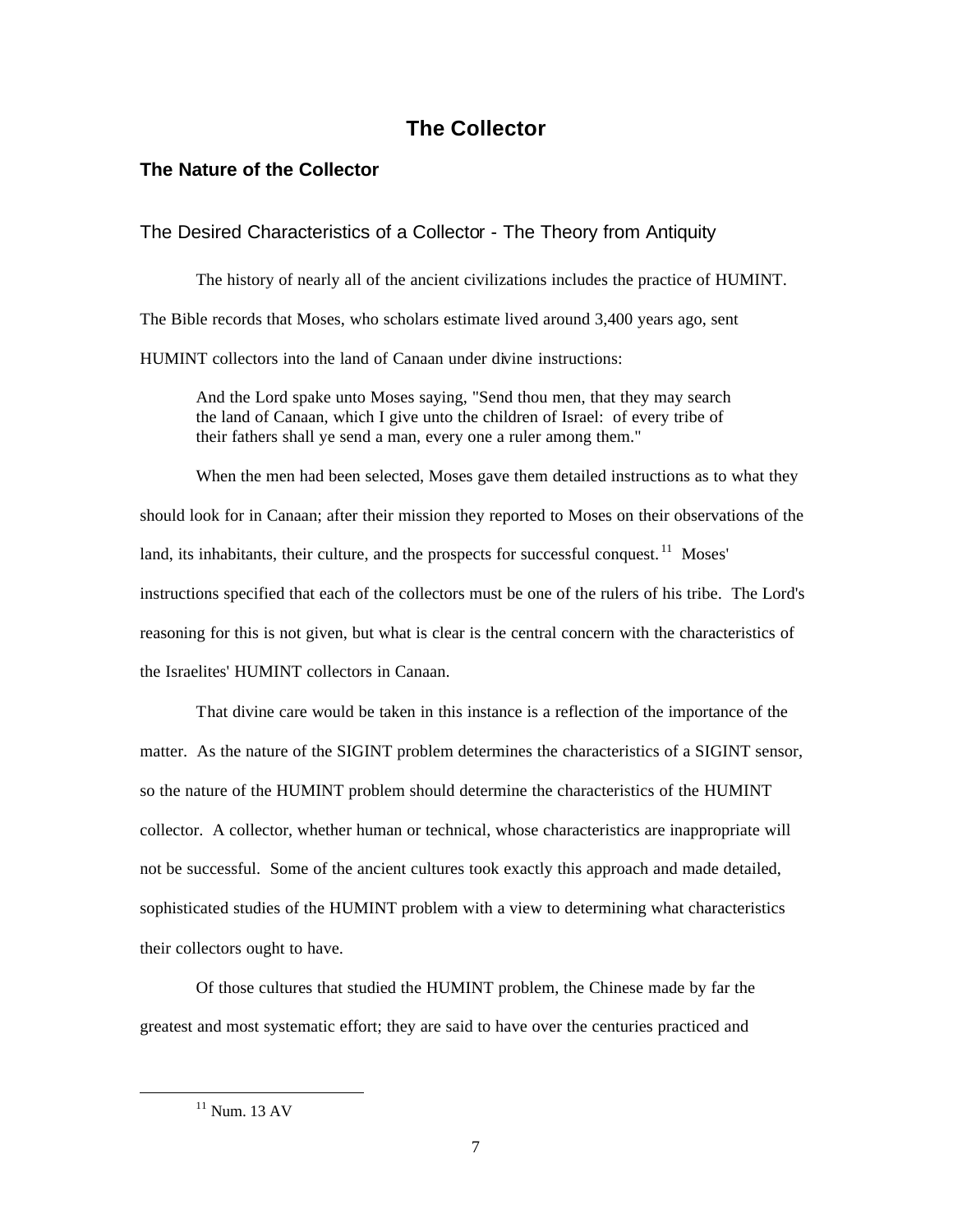# The Collector

## The Nature of the Collector

### The Desired Characteristics of a Collector - The Theory from Antiquity

The history of nearly all of the ancient civilizations includes the practice of HUMINT. The Bible records that Moses, who scholars estimate lived around 3,400 years ago, sent HUMINT collectors into the land of Canaan under divine instructions:

> And the Lord spake unto Moses saying, "Send thou men, that they may search the land of Canaan, which I give unto the children of Israel: of every tribe of their fathers shall ye send a man, every one a ruler among them."

When the men had been selected, Moses gave them detailed instructions as to what they should look for in Canaan; after their mission they reported to Moses on their observations of the land, its inhabitants, their culture, and the prospects for successful conquest.[11] Moses' instructions specified that each of the collectors must be one of the rulers of his tribe. The Lord's reasoning for this is not given, but what is clear is the central concern with the characteristics of the Israelites' HUMINT collectors in Canaan.

That divine care would be taken in this instance is a reflection of the importance of the matter. As the nature of the SIGINT problem determines the characteristics of a SIGINT sensor, so the nature of the HUMINT problem should determine the characteristics of the HUMINT collector. A collector, whether human or technical, whose characteristics are inappropriate will not be successful. Some of the ancient cultures took exactly this approach and made detailed, sophisticated studies of the HUMINT problem with a view to determining what characteristics their collectors ought to have.

Of those cultures that studied the HUMINT problem, the Chinese made by far the greatest and most systematic effort; they are said to have over the centuries practiced and

[11] Num. 13 AV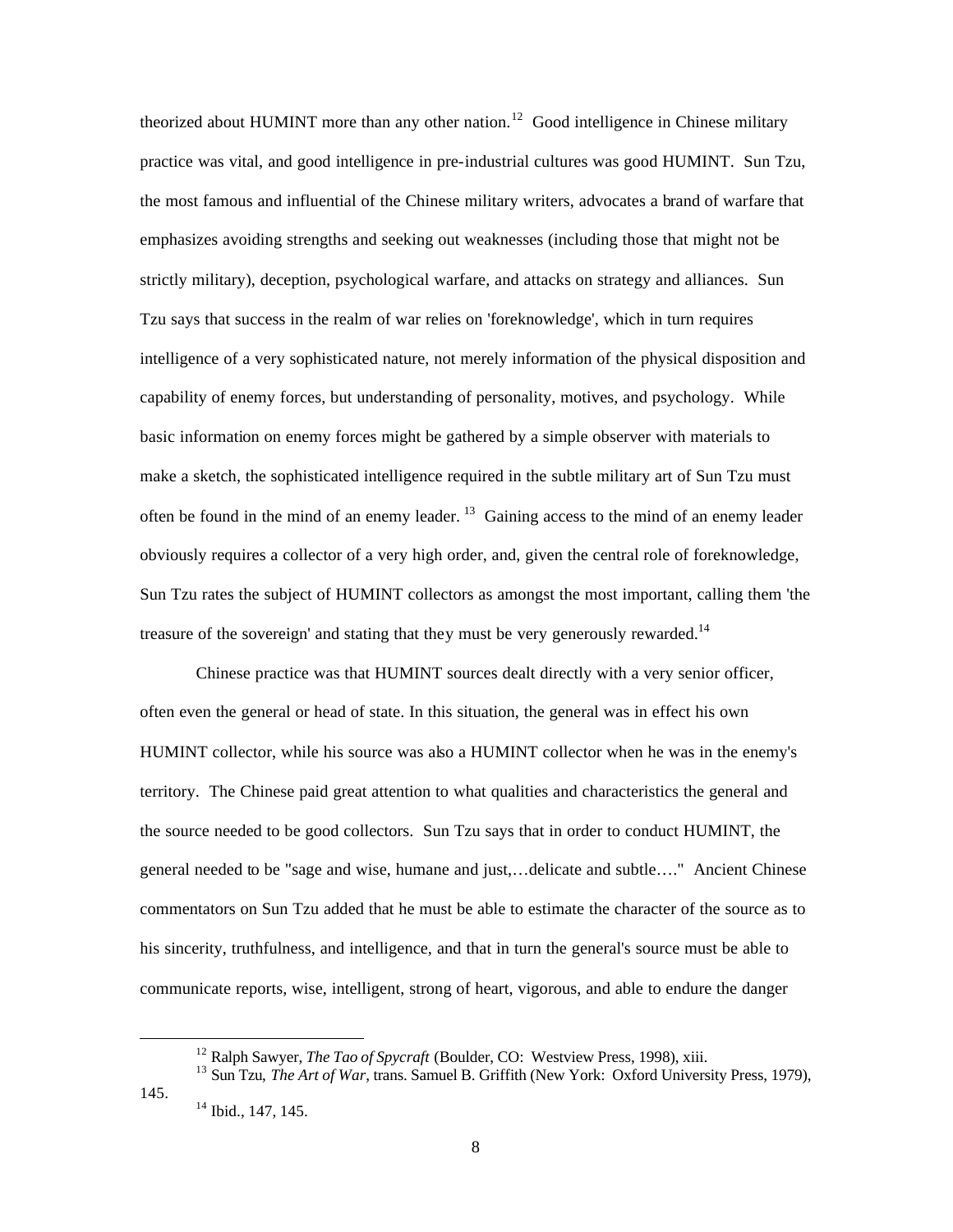theorized about HUMINT more than any other nation.[12] Good intelligence in Chinese military practice was vital, and good intelligence in pre-industrial cultures was good HUMINT. Sun Tzu, the most famous and influential of the Chinese military writers, advocates a brand of warfare that emphasizes avoiding strengths and seeking out weaknesses (including those that might not be strictly military), deception, psychological warfare, and attacks on strategy and alliances. Sun Tzu says that success in the realm of war relies on 'foreknowledge', which in turn requires intelligence of a very sophisticated nature, not merely information of the physical disposition and capability of enemy forces, but understanding of personality, motives, and psychology. While basic information on enemy forces might be gathered by a simple observer with materials to make a sketch, the sophisticated intelligence required in the subtle military art of Sun Tzu must often be found in the mind of an enemy leader.[13] Gaining access to the mind of an enemy leader obviously requires a collector of a very high order, and, given the central role of foreknowledge, Sun Tzu rates the subject of HUMINT collectors as amongst the most important, calling them 'the treasure of the sovereign' and stating that they must be very generously rewarded.[14]

Chinese practice was that HUMINT sources dealt directly with a very senior officer, often even the general or head of state. In this situation, the general was in effect his own HUMINT collector, while his source was also a HUMINT collector when he was in the enemy's territory. The Chinese paid great attention to what qualities and characteristics the general and the source needed to be good collectors. Sun Tzu says that in order to conduct HUMINT, the general needed to be "sage and wise, humane and just,…delicate and subtle…." Ancient Chinese commentators on Sun Tzu added that he must be able to estimate the character of the source as to his sincerity, truthfulness, and intelligence, and that in turn the general's source must be able to communicate reports, wise, intelligent, strong of heart, vigorous, and able to endure the danger

---

[12] Ralph Sawyer, *The Tao of Spycraft* (Boulder, CO: Westview Press, 1998), xiii.

[13] Sun Tzu, *The Art of War*, trans. Samuel B. Griffith (New York: Oxford University Press, 1979), 145.

[14] Ibid., 147, 145.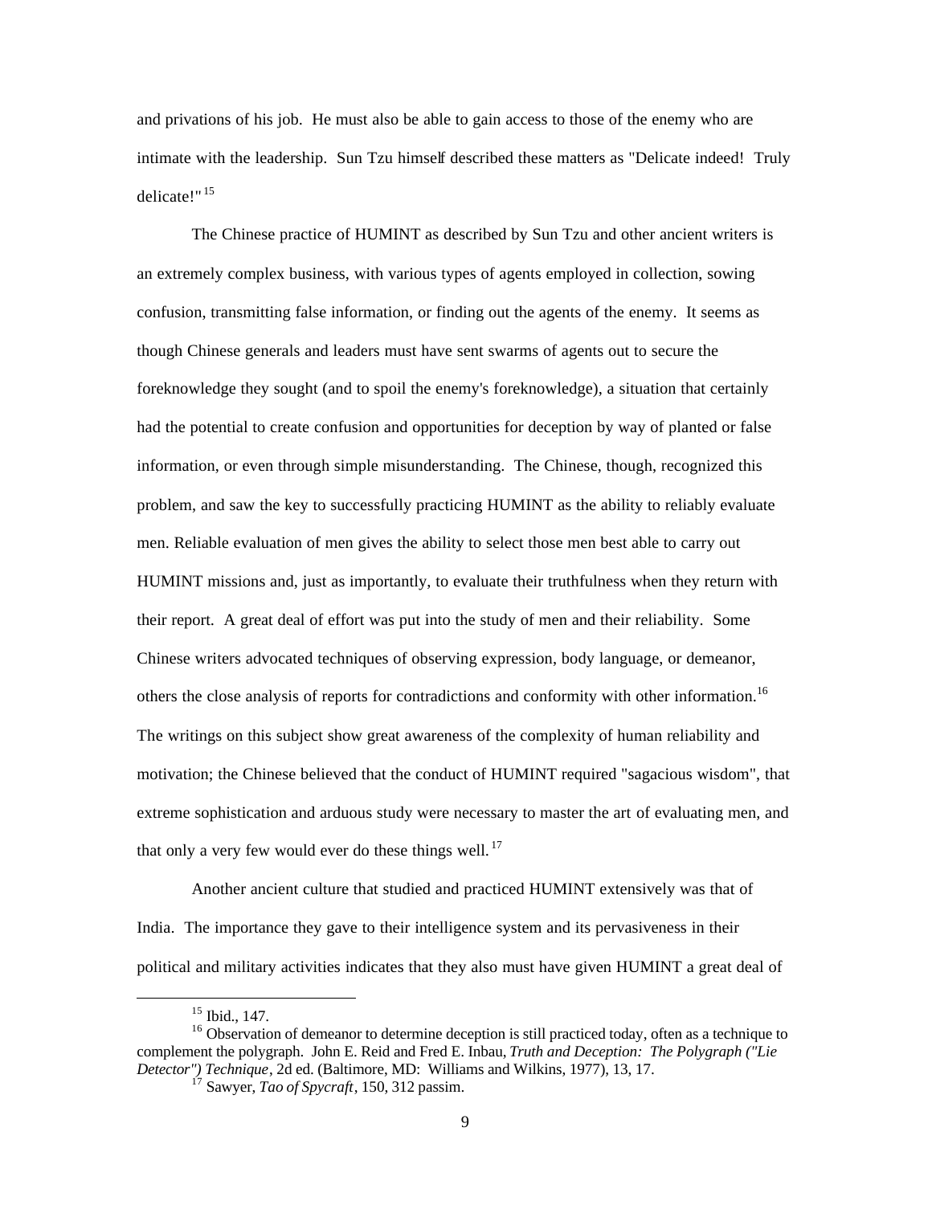and privations of his job. He must also be able to gain access to those of the enemy who are intimate with the leadership. Sun Tzu himself described these matters as "Delicate indeed! Truly delicate!"[15]

The Chinese practice of HUMINT as described by Sun Tzu and other ancient writers is an extremely complex business, with various types of agents employed in collection, sowing confusion, transmitting false information, or finding out the agents of the enemy. It seems as though Chinese generals and leaders must have sent swarms of agents out to secure the foreknowledge they sought (and to spoil the enemy's foreknowledge), a situation that certainly had the potential to create confusion and opportunities for deception by way of planted or false information, or even through simple misunderstanding. The Chinese, though, recognized this problem, and saw the key to successfully practicing HUMINT as the ability to reliably evaluate men. Reliable evaluation of men gives the ability to select those men best able to carry out HUMINT missions and, just as importantly, to evaluate their truthfulness when they return with their report. A great deal of effort was put into the study of men and their reliability. Some Chinese writers advocated techniques of observing expression, body language, or demeanor, others the close analysis of reports for contradictions and conformity with other information.[16] The writings on this subject show great awareness of the complexity of human reliability and motivation; the Chinese believed that the conduct of HUMINT required "sagacious wisdom", that extreme sophistication and arduous study were necessary to master the art of evaluating men, and that only a very few would ever do these things well.[17]

Another ancient culture that studied and practiced HUMINT extensively was that of India. The importance they gave to their intelligence system and its pervasiveness in their political and military activities indicates that they also must have given HUMINT a great deal of

---

[15] Ibid., 147.

[16] Observation of demeanor to determine deception is still practiced today, often as a technique to complement the polygraph. John E. Reid and Fred E. Inbau, *Truth and Deception: The Polygraph ("Lie Detector") Technique*, 2d ed. (Baltimore, MD: Williams and Wilkins, 1977), 13, 17.

[17] Sawyer, *Tao of Spycraft*, 150, 312 passim.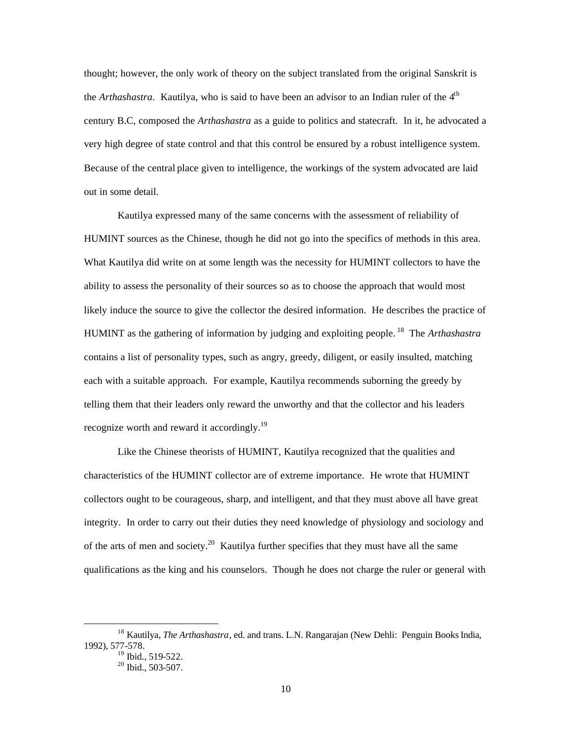thought; however, the only work of theory on the subject translated from the original Sanskrit is the *Arthashastra*. Kautilya, who is said to have been an advisor to an Indian ruler of the 4th century B.C, composed the *Arthashastra* as a guide to politics and statecraft. In it, he advocated a very high degree of state control and that this control be ensured by a robust intelligence system. Because of the central place given to intelligence, the workings of the system advocated are laid out in some detail.

Kautilya expressed many of the same concerns with the assessment of reliability of HUMINT sources as the Chinese, though he did not go into the specifics of methods in this area. What Kautilya did write on at some length was the necessity for HUMINT collectors to have the ability to assess the personality of their sources so as to choose the approach that would most likely induce the source to give the collector the desired information. He describes the practice of HUMINT as the gathering of information by judging and exploiting people.[18] The *Arthashastra* contains a list of personality types, such as angry, greedy, diligent, or easily insulted, matching each with a suitable approach. For example, Kautilya recommends suborning the greedy by telling them that their leaders only reward the unworthy and that the collector and his leaders recognize worth and reward it accordingly.[19]

Like the Chinese theorists of HUMINT, Kautilya recognized that the qualities and characteristics of the HUMINT collector are of extreme importance. He wrote that HUMINT collectors ought to be courageous, sharp, and intelligent, and that they must above all have great integrity. In order to carry out their duties they need knowledge of physiology and sociology and of the arts of men and society.[20] Kautilya further specifies that they must have all the same qualifications as the king and his counselors. Though he does not charge the ruler or general with

---

[18] Kautilya, *The Arthashastra*, ed. and trans. L.N. Rangarajan (New Dehli: Penguin Books India, 1992), 577-578.

[19] Ibid., 519-522.

[20] Ibid., 503-507.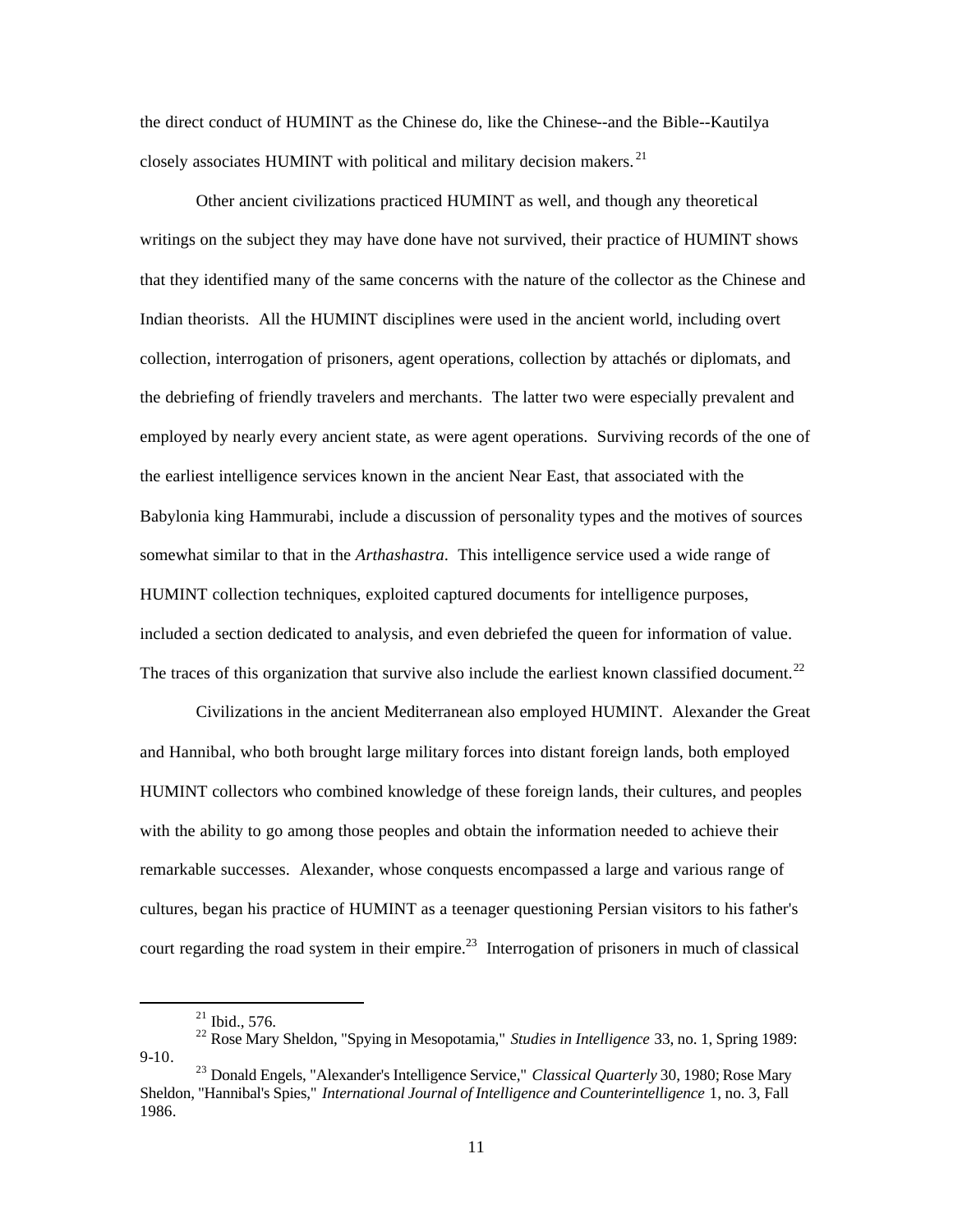the direct conduct of HUMINT as the Chinese do, like the Chinese--and the Bible--Kautilya closely associates HUMINT with political and military decision makers.[21]

Other ancient civilizations practiced HUMINT as well, and though any theoretical writings on the subject they may have done have not survived, their practice of HUMINT shows that they identified many of the same concerns with the nature of the collector as the Chinese and Indian theorists. All the HUMINT disciplines were used in the ancient world, including overt collection, interrogation of prisoners, agent operations, collection by attachés or diplomats, and the debriefing of friendly travelers and merchants. The latter two were especially prevalent and employed by nearly every ancient state, as were agent operations. Surviving records of the one of the earliest intelligence services known in the ancient Near East, that associated with the Babylonia king Hammurabi, include a discussion of personality types and the motives of sources somewhat similar to that in the *Arthashastra*. This intelligence service used a wide range of HUMINT collection techniques, exploited captured documents for intelligence purposes, included a section dedicated to analysis, and even debriefed the queen for information of value. The traces of this organization that survive also include the earliest known classified document.[22]

Civilizations in the ancient Mediterranean also employed HUMINT. Alexander the Great and Hannibal, who both brought large military forces into distant foreign lands, both employed HUMINT collectors who combined knowledge of these foreign lands, their cultures, and peoples with the ability to go among those peoples and obtain the information needed to achieve their remarkable successes. Alexander, whose conquests encompassed a large and various range of cultures, began his practice of HUMINT as a teenager questioning Persian visitors to his father's court regarding the road system in their empire.[23] Interrogation of prisoners in much of classical

---

[21] Ibid., 576.

[22] Rose Mary Sheldon, "Spying in Mesopotamia," *Studies in Intelligence* 33, no. 1, Spring 1989: 9-10.

[23] Donald Engels, "Alexander's Intelligence Service," *Classical Quarterly* 30, 1980; Rose Mary Sheldon, "Hannibal's Spies," *International Journal of Intelligence and Counterintelligence* 1, no. 3, Fall 1986.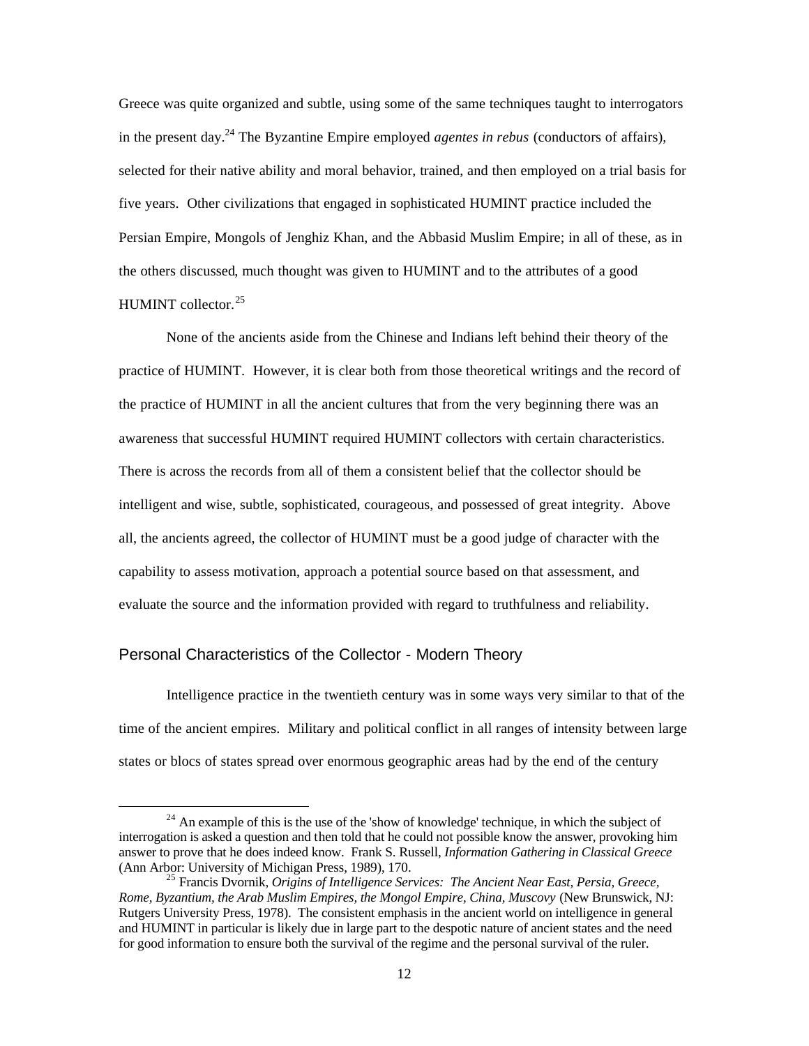Greece was quite organized and subtle, using some of the same techniques taught to interrogators in the present day.[24] The Byzantine Empire employed *agentes in rebus* (conductors of affairs), selected for their native ability and moral behavior, trained, and then employed on a trial basis for five years. Other civilizations that engaged in sophisticated HUMINT practice included the Persian Empire, Mongols of Jenghiz Khan, and the Abbasid Muslim Empire; in all of these, as in the others discussed, much thought was given to HUMINT and to the attributes of a good HUMINT collector.[25]

None of the ancients aside from the Chinese and Indians left behind their theory of the practice of HUMINT. However, it is clear both from those theoretical writings and the record of the practice of HUMINT in all the ancient cultures that from the very beginning there was an awareness that successful HUMINT required HUMINT collectors with certain characteristics. There is across the records from all of them a consistent belief that the collector should be intelligent and wise, subtle, sophisticated, courageous, and possessed of great integrity. Above all, the ancients agreed, the collector of HUMINT must be a good judge of character with the capability to assess motivation, approach a potential source based on that assessment, and evaluate the source and the information provided with regard to truthfulness and reliability.

## Personal Characteristics of the Collector - Modern Theory

Intelligence practice in the twentieth century was in some ways very similar to that of the time of the ancient empires. Military and political conflict in all ranges of intensity between large states or blocs of states spread over enormous geographic areas had by the end of the century

---

[24] An example of this is the use of the 'show of knowledge' technique, in which the subject of interrogation is asked a question and then told that he could not possible know the answer, provoking him answer to prove that he does indeed know. Frank S. Russell, *Information Gathering in Classical Greece* (Ann Arbor: University of Michigan Press, 1989), 170.

[25] Francis Dvornik, *Origins of Intelligence Services: The Ancient Near East, Persia, Greece, Rome, Byzantium, the Arab Muslim Empires, the Mongol Empire, China, Muscovy* (New Brunswick, NJ: Rutgers University Press, 1978). The consistent emphasis in the ancient world on intelligence in general and HUMINT in particular is likely due in large part to the despotic nature of ancient states and the need for good information to ensure both the survival of the regime and the personal survival of the ruler.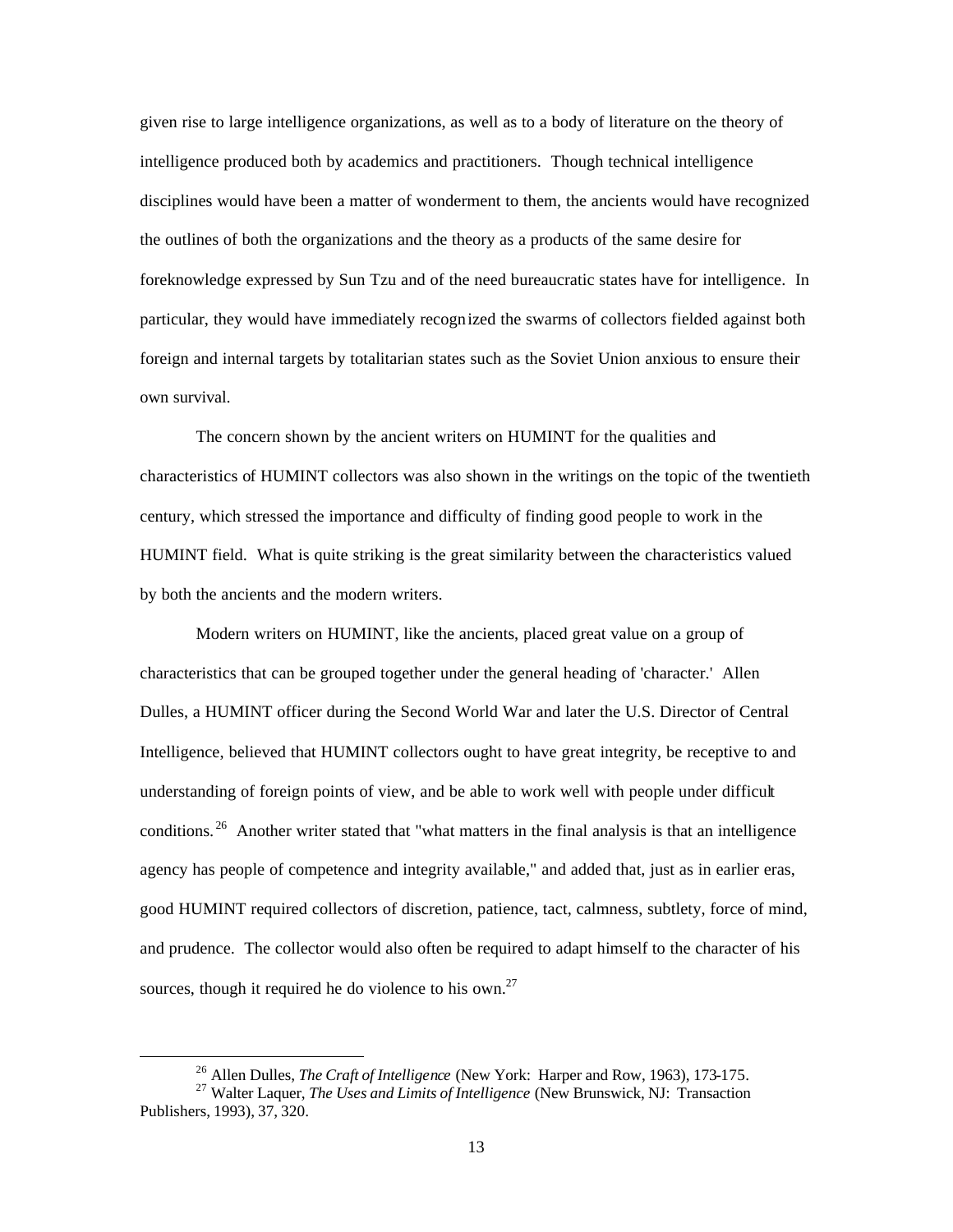given rise to large intelligence organizations, as well as to a body of literature on the theory of intelligence produced both by academics and practitioners. Though technical intelligence disciplines would have been a matter of wonderment to them, the ancients would have recognized the outlines of both the organizations and the theory as a products of the same desire for foreknowledge expressed by Sun Tzu and of the need bureaucratic states have for intelligence. In particular, they would have immediately recognized the swarms of collectors fielded against both foreign and internal targets by totalitarian states such as the Soviet Union anxious to ensure their own survival.

The concern shown by the ancient writers on HUMINT for the qualities and characteristics of HUMINT collectors was also shown in the writings on the topic of the twentieth century, which stressed the importance and difficulty of finding good people to work in the HUMINT field. What is quite striking is the great similarity between the characteristics valued by both the ancients and the modern writers.

Modern writers on HUMINT, like the ancients, placed great value on a group of characteristics that can be grouped together under the general heading of 'character.' Allen Dulles, a HUMINT officer during the Second World War and later the U.S. Director of Central Intelligence, believed that HUMINT collectors ought to have great integrity, be receptive to and understanding of foreign points of view, and be able to work well with people under difficult conditions.[26] Another writer stated that "what matters in the final analysis is that an intelligence agency has people of competence and integrity available," and added that, just as in earlier eras, good HUMINT required collectors of discretion, patience, tact, calmness, subtlety, force of mind, and prudence. The collector would also often be required to adapt himself to the character of his sources, though it required he do violence to his own.[27]

---

[26] Allen Dulles, *The Craft of Intelligence* (New York: Harper and Row, 1963), 173-175.

[27] Walter Laquer, *The Uses and Limits of Intelligence* (New Brunswick, NJ: Transaction Publishers, 1993), 37, 320.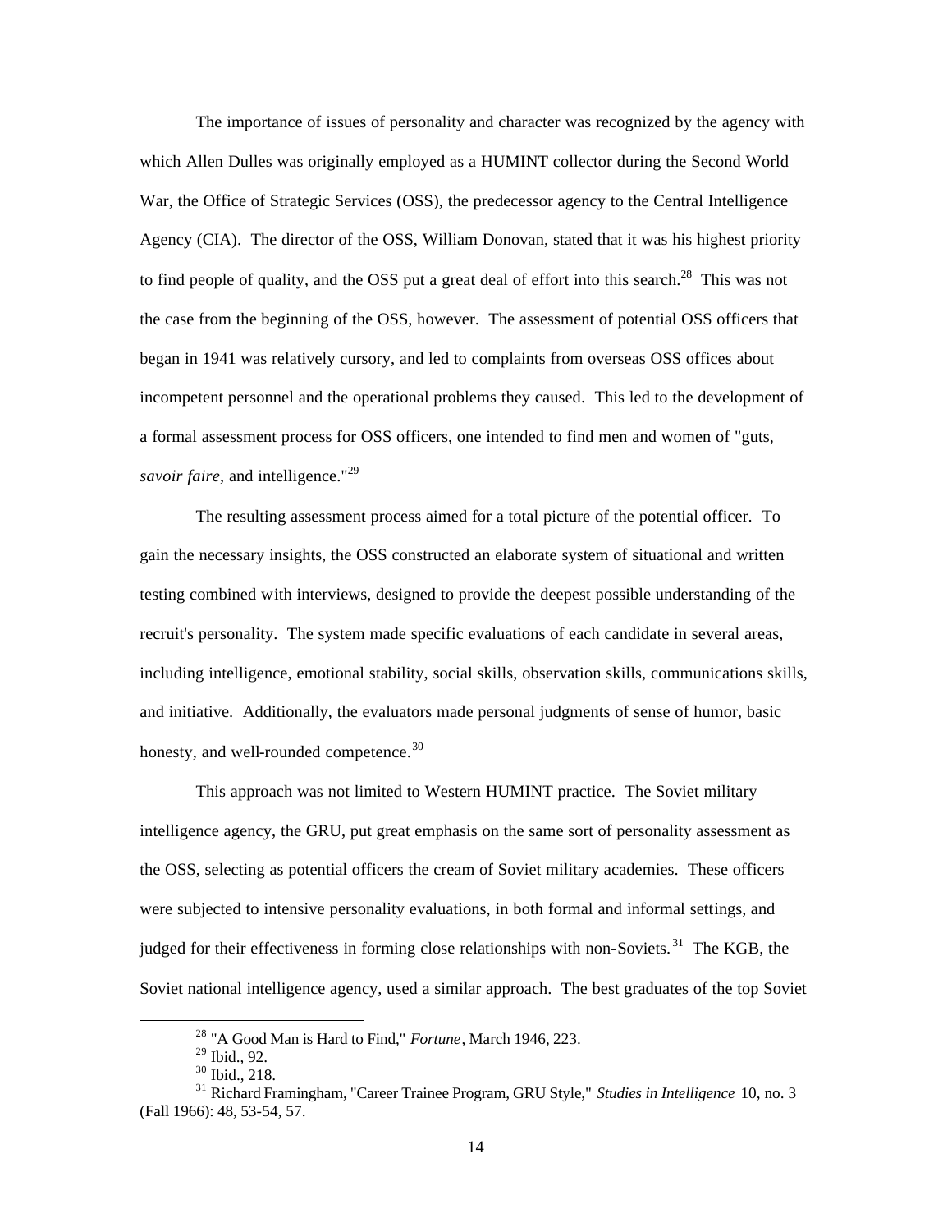The importance of issues of personality and character was recognized by the agency with which Allen Dulles was originally employed as a HUMINT collector during the Second World War, the Office of Strategic Services (OSS), the predecessor agency to the Central Intelligence Agency (CIA). The director of the OSS, William Donovan, stated that it was his highest priority to find people of quality, and the OSS put a great deal of effort into this search.[28] This was not the case from the beginning of the OSS, however. The assessment of potential OSS officers that began in 1941 was relatively cursory, and led to complaints from overseas OSS offices about incompetent personnel and the operational problems they caused. This led to the development of a formal assessment process for OSS officers, one intended to find men and women of "guts, *savoir faire*, and intelligence."[29]

The resulting assessment process aimed for a total picture of the potential officer. To gain the necessary insights, the OSS constructed an elaborate system of situational and written testing combined with interviews, designed to provide the deepest possible understanding of the recruit's personality. The system made specific evaluations of each candidate in several areas, including intelligence, emotional stability, social skills, observation skills, communications skills, and initiative. Additionally, the evaluators made personal judgments of sense of humor, basic honesty, and well-rounded competence.[30]

This approach was not limited to Western HUMINT practice. The Soviet military intelligence agency, the GRU, put great emphasis on the same sort of personality assessment as the OSS, selecting as potential officers the cream of Soviet military academies. These officers were subjected to intensive personality evaluations, in both formal and informal settings, and judged for their effectiveness in forming close relationships with non-Soviets.[31] The KGB, the Soviet national intelligence agency, used a similar approach. The best graduates of the top Soviet

---

[28] "A Good Man is Hard to Find," *Fortune*, March 1946, 223.

[29] Ibid., 92.

[30] Ibid., 218.

[31] Richard Framingham, "Career Trainee Program, GRU Style," *Studies in Intelligence* 10, no. 3 (Fall 1966): 48, 53-54, 57.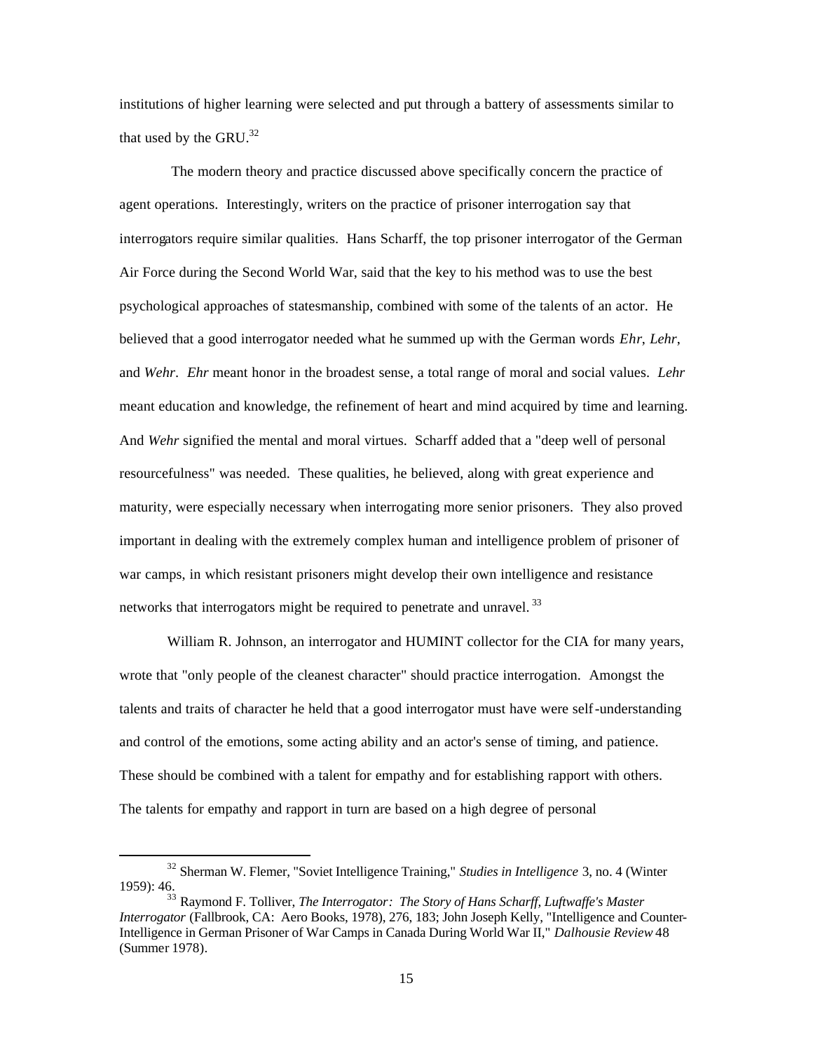institutions of higher learning were selected and put through a battery of assessments similar to that used by the GRU.[32]

The modern theory and practice discussed above specifically concern the practice of agent operations. Interestingly, writers on the practice of prisoner interrogation say that interrogators require similar qualities. Hans Scharff, the top prisoner interrogator of the German Air Force during the Second World War, said that the key to his method was to use the best psychological approaches of statesmanship, combined with some of the talents of an actor. He believed that a good interrogator needed what he summed up with the German words *Ehr*, *Lehr*, and *Wehr*. *Ehr* meant honor in the broadest sense, a total range of moral and social values. *Lehr* meant education and knowledge, the refinement of heart and mind acquired by time and learning. And *Wehr* signified the mental and moral virtues. Scharff added that a "deep well of personal resourcefulness" was needed. These qualities, he believed, along with great experience and maturity, were especially necessary when interrogating more senior prisoners. They also proved important in dealing with the extremely complex human and intelligence problem of prisoner of war camps, in which resistant prisoners might develop their own intelligence and resistance networks that interrogators might be required to penetrate and unravel.[33]

William R. Johnson, an interrogator and HUMINT collector for the CIA for many years, wrote that "only people of the cleanest character" should practice interrogation. Amongst the talents and traits of character he held that a good interrogator must have were self-understanding and control of the emotions, some acting ability and an actor's sense of timing, and patience. These should be combined with a talent for empathy and for establishing rapport with others. The talents for empathy and rapport in turn are based on a high degree of personal

---

[32] Sherman W. Flemer, "Soviet Intelligence Training," *Studies in Intelligence* 3, no. 4 (Winter 1959): 46.

[33] Raymond F. Tolliver, *The Interrogator: The Story of Hans Scharff, Luftwaffe's Master Interrogator* (Fallbrook, CA: Aero Books, 1978), 276, 183; John Joseph Kelly, "Intelligence and Counter-Intelligence in German Prisoner of War Camps in Canada During World War II," *Dalhousie Review* 48 (Summer 1978).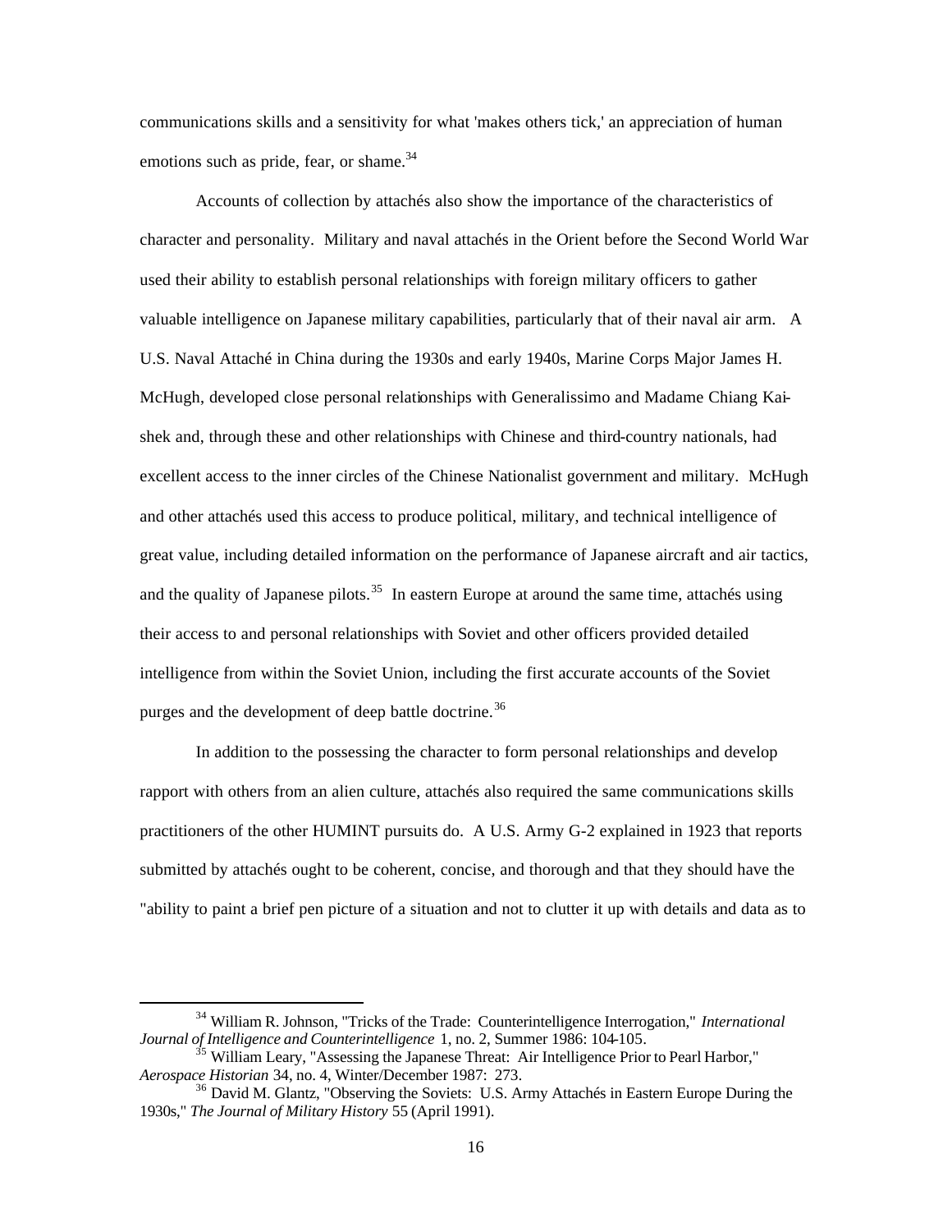communications skills and a sensitivity for what 'makes others tick,' an appreciation of human emotions such as pride, fear, or shame.[34]

Accounts of collection by attachés also show the importance of the characteristics of character and personality. Military and naval attachés in the Orient before the Second World War used their ability to establish personal relationships with foreign military officers to gather valuable intelligence on Japanese military capabilities, particularly that of their naval air arm. A U.S. Naval Attaché in China during the 1930s and early 1940s, Marine Corps Major James H. McHugh, developed close personal relationships with Generalissimo and Madame Chiang Kai-shek and, through these and other relationships with Chinese and third-country nationals, had excellent access to the inner circles of the Chinese Nationalist government and military. McHugh and other attachés used this access to produce political, military, and technical intelligence of great value, including detailed information on the performance of Japanese aircraft and air tactics, and the quality of Japanese pilots.[35] In eastern Europe at around the same time, attachés using their access to and personal relationships with Soviet and other officers provided detailed intelligence from within the Soviet Union, including the first accurate accounts of the Soviet purges and the development of deep battle doctrine.[36]

In addition to the possessing the character to form personal relationships and develop rapport with others from an alien culture, attachés also required the same communications skills practitioners of the other HUMINT pursuits do. A U.S. Army G-2 explained in 1923 that reports submitted by attachés ought to be coherent, concise, and thorough and that they should have the "ability to paint a brief pen picture of a situation and not to clutter it up with details and data as to

---

[34] William R. Johnson, "Tricks of the Trade: Counterintelligence Interrogation," *International Journal of Intelligence and Counterintelligence* 1, no. 2, Summer 1986: 104-105.

[35] William Leary, "Assessing the Japanese Threat: Air Intelligence Prior to Pearl Harbor," *Aerospace Historian* 34, no. 4, Winter/December 1987: 273.

[36] David M. Glantz, "Observing the Soviets: U.S. Army Attachés in Eastern Europe During the 1930s," *The Journal of Military History* 55 (April 1991).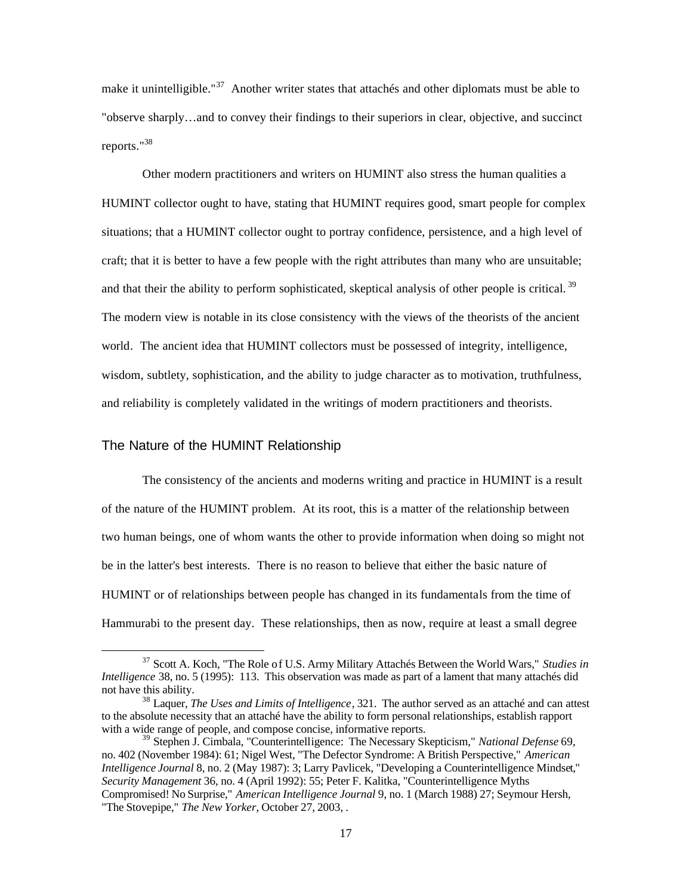make it unintelligible."[37] Another writer states that attachés and other diplomats must be able to "observe sharply…and to convey their findings to their superiors in clear, objective, and succinct reports."[38]

Other modern practitioners and writers on HUMINT also stress the human qualities a HUMINT collector ought to have, stating that HUMINT requires good, smart people for complex situations; that a HUMINT collector ought to portray confidence, persistence, and a high level of craft; that it is better to have a few people with the right attributes than many who are unsuitable; and that their the ability to perform sophisticated, skeptical analysis of other people is critical.[39] The modern view is notable in its close consistency with the views of the theorists of the ancient world. The ancient idea that HUMINT collectors must be possessed of integrity, intelligence, wisdom, subtlety, sophistication, and the ability to judge character as to motivation, truthfulness, and reliability is completely validated in the writings of modern practitioners and theorists.

## The Nature of the HUMINT Relationship

The consistency of the ancients and moderns writing and practice in HUMINT is a result of the nature of the HUMINT problem. At its root, this is a matter of the relationship between two human beings, one of whom wants the other to provide information when doing so might not be in the latter's best interests. There is no reason to believe that either the basic nature of HUMINT or of relationships between people has changed in its fundamentals from the time of Hammurabi to the present day. These relationships, then as now, require at least a small degree

---

[37] Scott A. Koch, "The Role of U.S. Army Military Attachés Between the World Wars," *Studies in Intelligence* 38, no. 5 (1995): 113. This observation was made as part of a lament that many attachés did not have this ability.

[38] Laquer, *The Uses and Limits of Intelligence*, 321. The author served as an attaché and can attest to the absolute necessity that an attaché have the ability to form personal relationships, establish rapport with a wide range of people, and compose concise, informative reports.

[39] Stephen J. Cimbala, "Counterintelligence: The Necessary Skepticism," *National Defense* 69, no. 402 (November 1984): 61; Nigel West, "The Defector Syndrome: A British Perspective," *American Intelligence Journal* 8, no. 2 (May 1987): 3; Larry Pavlicek, "Developing a Counterintelligence Mindset," *Security Management* 36, no. 4 (April 1992): 55; Peter F. Kalitka, "Counterintelligence Myths Compromised! No Surprise," *American Intelligence Journal* 9, no. 1 (March 1988) 27; Seymour Hersh, "The Stovepipe," *The New Yorker*, October 27, 2003, .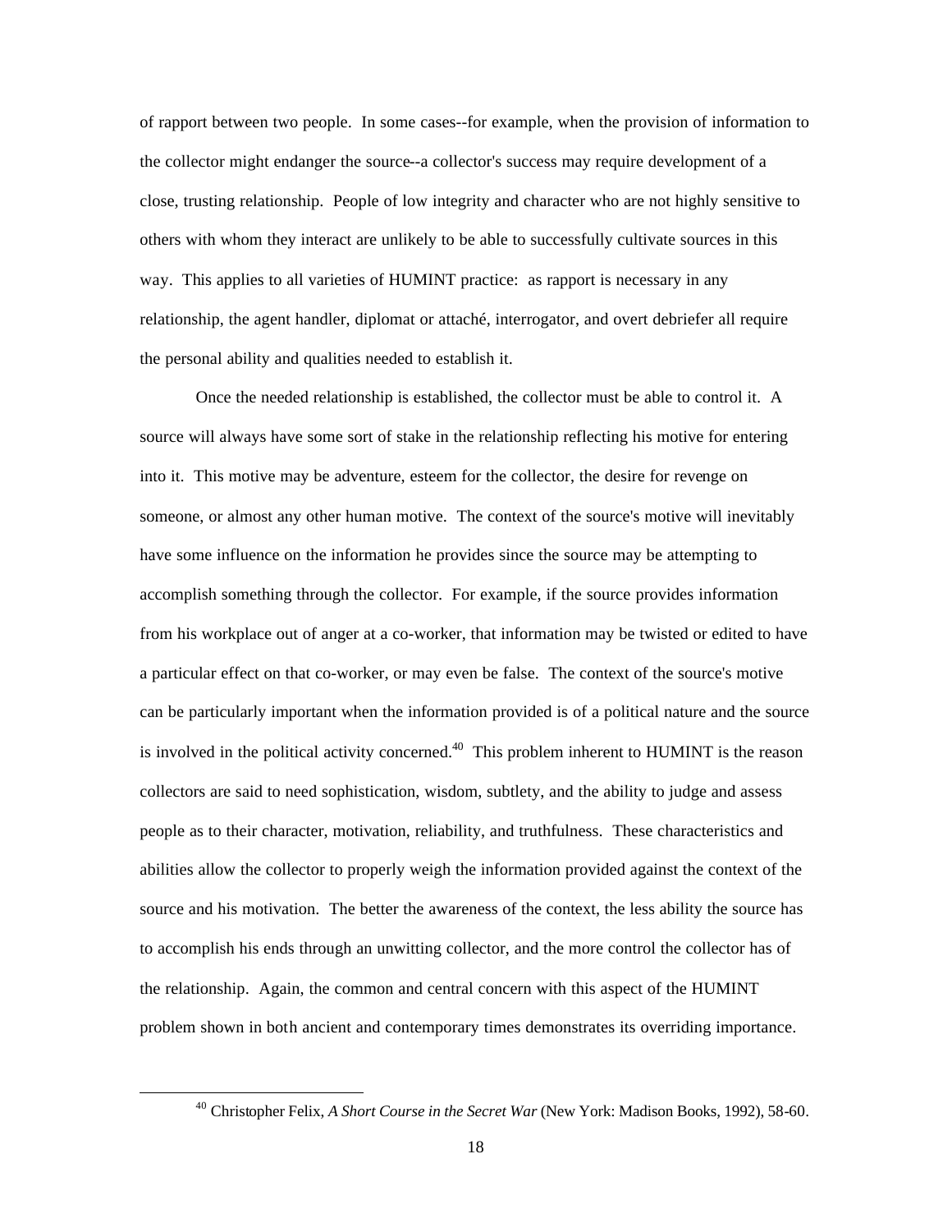of rapport between two people. In some cases--for example, when the provision of information to the collector might endanger the source--a collector's success may require development of a close, trusting relationship. People of low integrity and character who are not highly sensitive to others with whom they interact are unlikely to be able to successfully cultivate sources in this way. This applies to all varieties of HUMINT practice: as rapport is necessary in any relationship, the agent handler, diplomat or attaché, interrogator, and overt debriefer all require the personal ability and qualities needed to establish it.

Once the needed relationship is established, the collector must be able to control it. A source will always have some sort of stake in the relationship reflecting his motive for entering into it. This motive may be adventure, esteem for the collector, the desire for revenge on someone, or almost any other human motive. The context of the source's motive will inevitably have some influence on the information he provides since the source may be attempting to accomplish something through the collector. For example, if the source provides information from his workplace out of anger at a co-worker, that information may be twisted or edited to have a particular effect on that co-worker, or may even be false. The context of the source's motive can be particularly important when the information provided is of a political nature and the source is involved in the political activity concerned.[40] This problem inherent to HUMINT is the reason collectors are said to need sophistication, wisdom, subtlety, and the ability to judge and assess people as to their character, motivation, reliability, and truthfulness. These characteristics and abilities allow the collector to properly weigh the information provided against the context of the source and his motivation. The better the awareness of the context, the less ability the source has to accomplish his ends through an unwitting collector, and the more control the collector has of the relationship. Again, the common and central concern with this aspect of the HUMINT problem shown in both ancient and contemporary times demonstrates its overriding importance.

---

[40] Christopher Felix, *A Short Course in the Secret War* (New York: Madison Books, 1992), 58-60.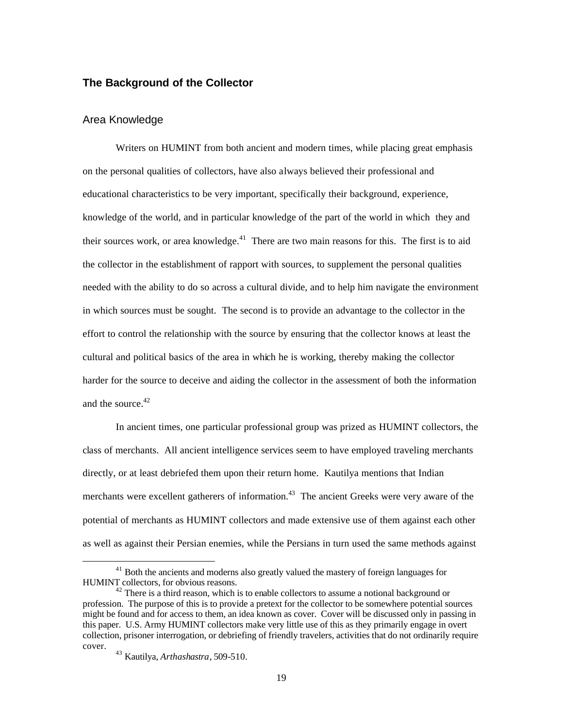## The Background of the Collector

### Area Knowledge

Writers on HUMINT from both ancient and modern times, while placing great emphasis on the personal qualities of collectors, have also always believed their professional and educational characteristics to be very important, specifically their background, experience, knowledge of the world, and in particular knowledge of the part of the world in which they and their sources work, or area knowledge.[41] There are two main reasons for this. The first is to aid the collector in the establishment of rapport with sources, to supplement the personal qualities needed with the ability to do so across a cultural divide, and to help him navigate the environment in which sources must be sought. The second is to provide an advantage to the collector in the effort to control the relationship with the source by ensuring that the collector knows at least the cultural and political basics of the area in which he is working, thereby making the collector harder for the source to deceive and aiding the collector in the assessment of both the information and the source.[42]

In ancient times, one particular professional group was prized as HUMINT collectors, the class of merchants. All ancient intelligence services seem to have employed traveling merchants directly, or at least debriefed them upon their return home. Kautilya mentions that Indian merchants were excellent gatherers of information.[43] The ancient Greeks were very aware of the potential of merchants as HUMINT collectors and made extensive use of them against each other as well as against their Persian enemies, while the Persians in turn used the same methods against

---

[41] Both the ancients and moderns also greatly valued the mastery of foreign languages for HUMINT collectors, for obvious reasons.

[42] There is a third reason, which is to enable collectors to assume a notional background or profession. The purpose of this is to provide a pretext for the collector to be somewhere potential sources might be found and for access to them, an idea known as cover. Cover will be discussed only in passing in this paper. U.S. Army HUMINT collectors make very little use of this as they primarily engage in overt collection, prisoner interrogation, or debriefing of friendly travelers, activities that do not ordinarily require cover.

[43] Kautilya, *Arthashastra*, 509-510.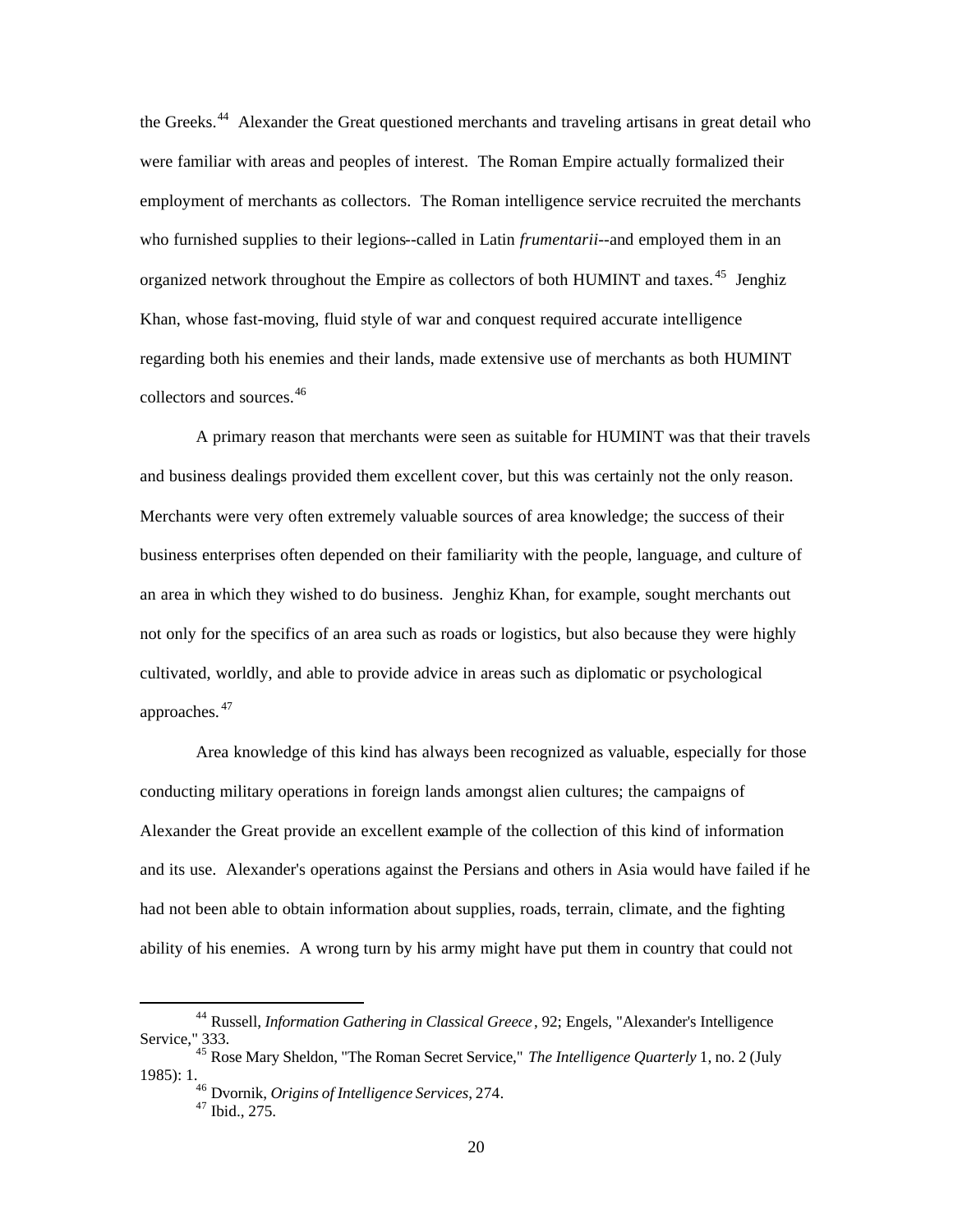the Greeks.[44] Alexander the Great questioned merchants and traveling artisans in great detail who were familiar with areas and peoples of interest. The Roman Empire actually formalized their employment of merchants as collectors. The Roman intelligence service recruited the merchants who furnished supplies to their legions--called in Latin *frumentarii*--and employed them in an organized network throughout the Empire as collectors of both HUMINT and taxes.[45] Jenghiz Khan, whose fast-moving, fluid style of war and conquest required accurate intelligence regarding both his enemies and their lands, made extensive use of merchants as both HUMINT collectors and sources.[46]

A primary reason that merchants were seen as suitable for HUMINT was that their travels and business dealings provided them excellent cover, but this was certainly not the only reason. Merchants were very often extremely valuable sources of area knowledge; the success of their business enterprises often depended on their familiarity with the people, language, and culture of an area in which they wished to do business. Jenghiz Khan, for example, sought merchants out not only for the specifics of an area such as roads or logistics, but also because they were highly cultivated, worldly, and able to provide advice in areas such as diplomatic or psychological approaches.[47]

Area knowledge of this kind has always been recognized as valuable, especially for those conducting military operations in foreign lands amongst alien cultures; the campaigns of Alexander the Great provide an excellent example of the collection of this kind of information and its use. Alexander's operations against the Persians and others in Asia would have failed if he had not been able to obtain information about supplies, roads, terrain, climate, and the fighting ability of his enemies. A wrong turn by his army might have put them in country that could not

---

[44] Russell, *Information Gathering in Classical Greece*, 92; Engels, "Alexander's Intelligence Service," 333.

[45] Rose Mary Sheldon, "The Roman Secret Service," *The Intelligence Quarterly* 1, no. 2 (July 1985): 1.

[46] Dvornik, *Origins of Intelligence Services*, 274.

[47] Ibid., 275.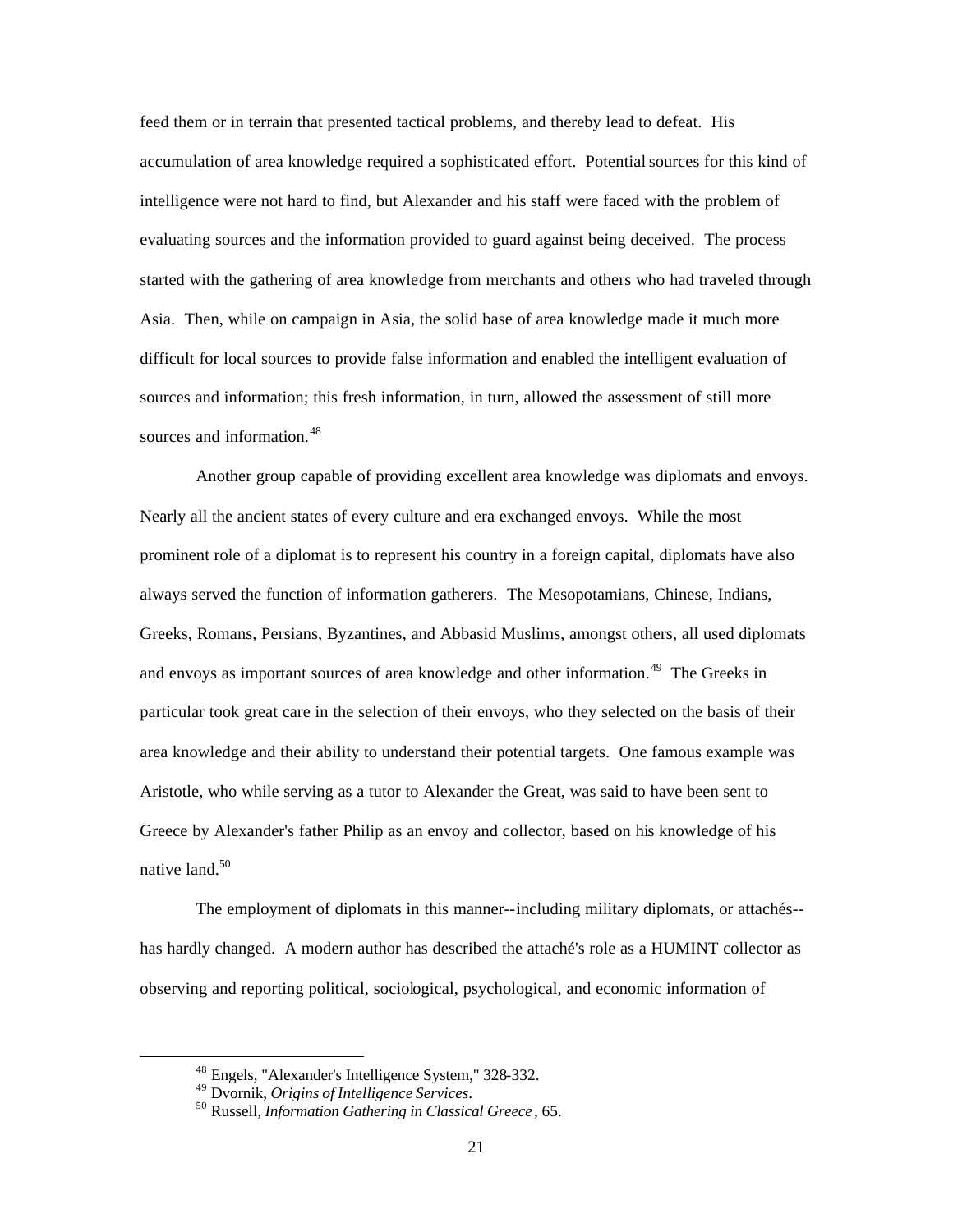feed them or in terrain that presented tactical problems, and thereby lead to defeat. His accumulation of area knowledge required a sophisticated effort. Potential sources for this kind of intelligence were not hard to find, but Alexander and his staff were faced with the problem of evaluating sources and the information provided to guard against being deceived. The process started with the gathering of area knowledge from merchants and others who had traveled through Asia. Then, while on campaign in Asia, the solid base of area knowledge made it much more difficult for local sources to provide false information and enabled the intelligent evaluation of sources and information; this fresh information, in turn, allowed the assessment of still more sources and information.[48]

Another group capable of providing excellent area knowledge was diplomats and envoys. Nearly all the ancient states of every culture and era exchanged envoys. While the most prominent role of a diplomat is to represent his country in a foreign capital, diplomats have also always served the function of information gatherers. The Mesopotamians, Chinese, Indians, Greeks, Romans, Persians, Byzantines, and Abbasid Muslims, amongst others, all used diplomats and envoys as important sources of area knowledge and other information.[49] The Greeks in particular took great care in the selection of their envoys, who they selected on the basis of their area knowledge and their ability to understand their potential targets. One famous example was Aristotle, who while serving as a tutor to Alexander the Great, was said to have been sent to Greece by Alexander's father Philip as an envoy and collector, based on his knowledge of his native land.[50]

The employment of diplomats in this manner--including military diplomats, or attachés--has hardly changed. A modern author has described the attaché's role as a HUMINT collector as observing and reporting political, sociological, psychological, and economic information of

---

[48] Engels, "Alexander's Intelligence System," 328-332.
[49] Dvornik, *Origins of Intelligence Services*.
[50] Russell, *Information Gathering in Classical Greece*, 65.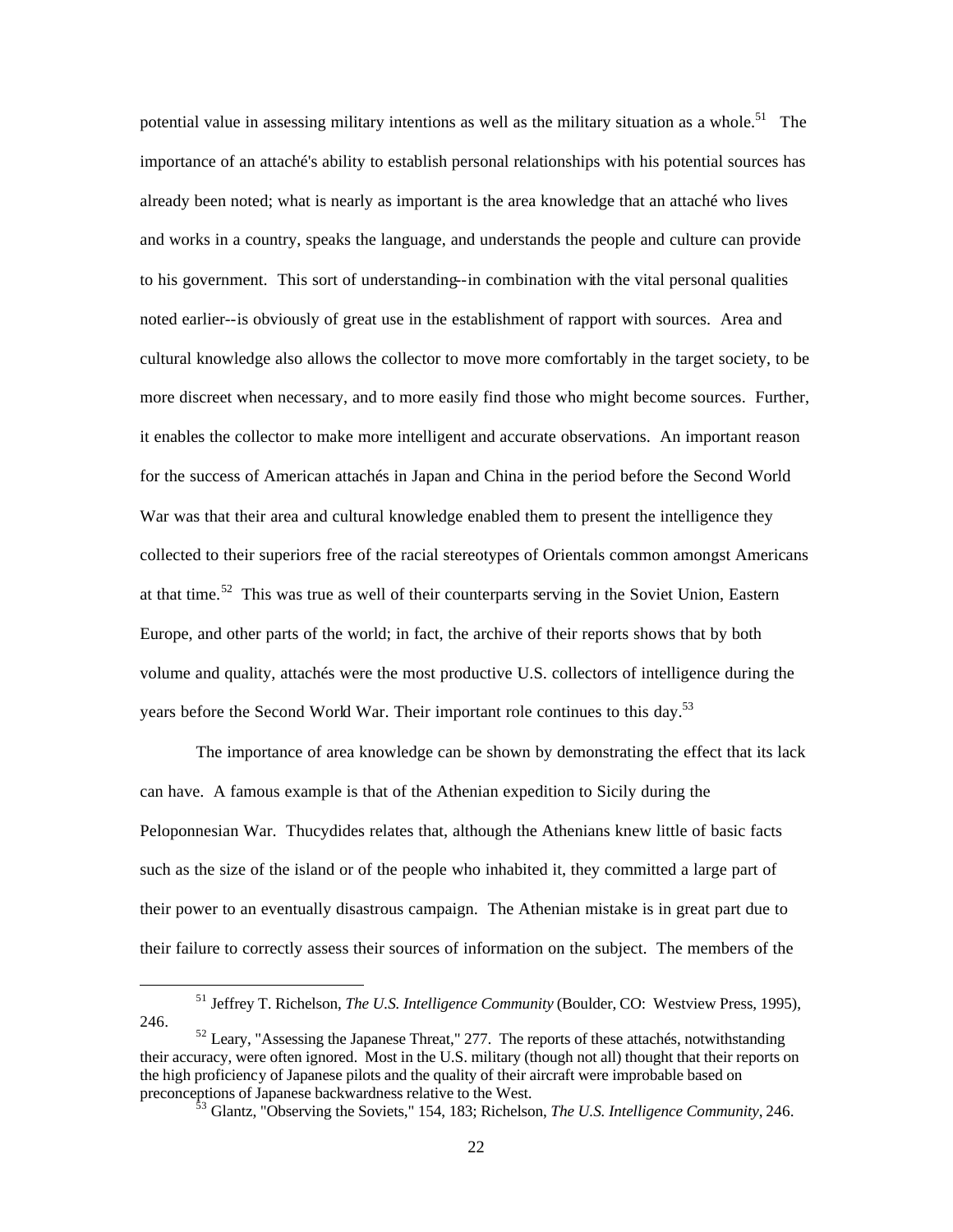potential value in assessing military intentions as well as the military situation as a whole.[51] The importance of an attaché's ability to establish personal relationships with his potential sources has already been noted; what is nearly as important is the area knowledge that an attaché who lives and works in a country, speaks the language, and understands the people and culture can provide to his government. This sort of understanding--in combination with the vital personal qualities noted earlier--is obviously of great use in the establishment of rapport with sources. Area and cultural knowledge also allows the collector to move more comfortably in the target society, to be more discreet when necessary, and to more easily find those who might become sources. Further, it enables the collector to make more intelligent and accurate observations. An important reason for the success of American attachés in Japan and China in the period before the Second World War was that their area and cultural knowledge enabled them to present the intelligence they collected to their superiors free of the racial stereotypes of Orientals common amongst Americans at that time.[52] This was true as well of their counterparts serving in the Soviet Union, Eastern Europe, and other parts of the world; in fact, the archive of their reports shows that by both volume and quality, attachés were the most productive U.S. collectors of intelligence during the years before the Second World War. Their important role continues to this day.[53]

The importance of area knowledge can be shown by demonstrating the effect that its lack can have. A famous example is that of the Athenian expedition to Sicily during the Peloponnesian War. Thucydides relates that, although the Athenians knew little of basic facts such as the size of the island or of the people who inhabited it, they committed a large part of their power to an eventually disastrous campaign. The Athenian mistake is in great part due to their failure to correctly assess their sources of information on the subject. The members of the

---

[51] Jeffrey T. Richelson, *The U.S. Intelligence Community* (Boulder, CO: Westview Press, 1995), 246.

[52] Leary, "Assessing the Japanese Threat," 277. The reports of these attachés, notwithstanding their accuracy, were often ignored. Most in the U.S. military (though not all) thought that their reports on the high proficiency of Japanese pilots and the quality of their aircraft were improbable based on preconceptions of Japanese backwardness relative to the West.

[53] Glantz, "Observing the Soviets," 154, 183; Richelson, *The U.S. Intelligence Community*, 246.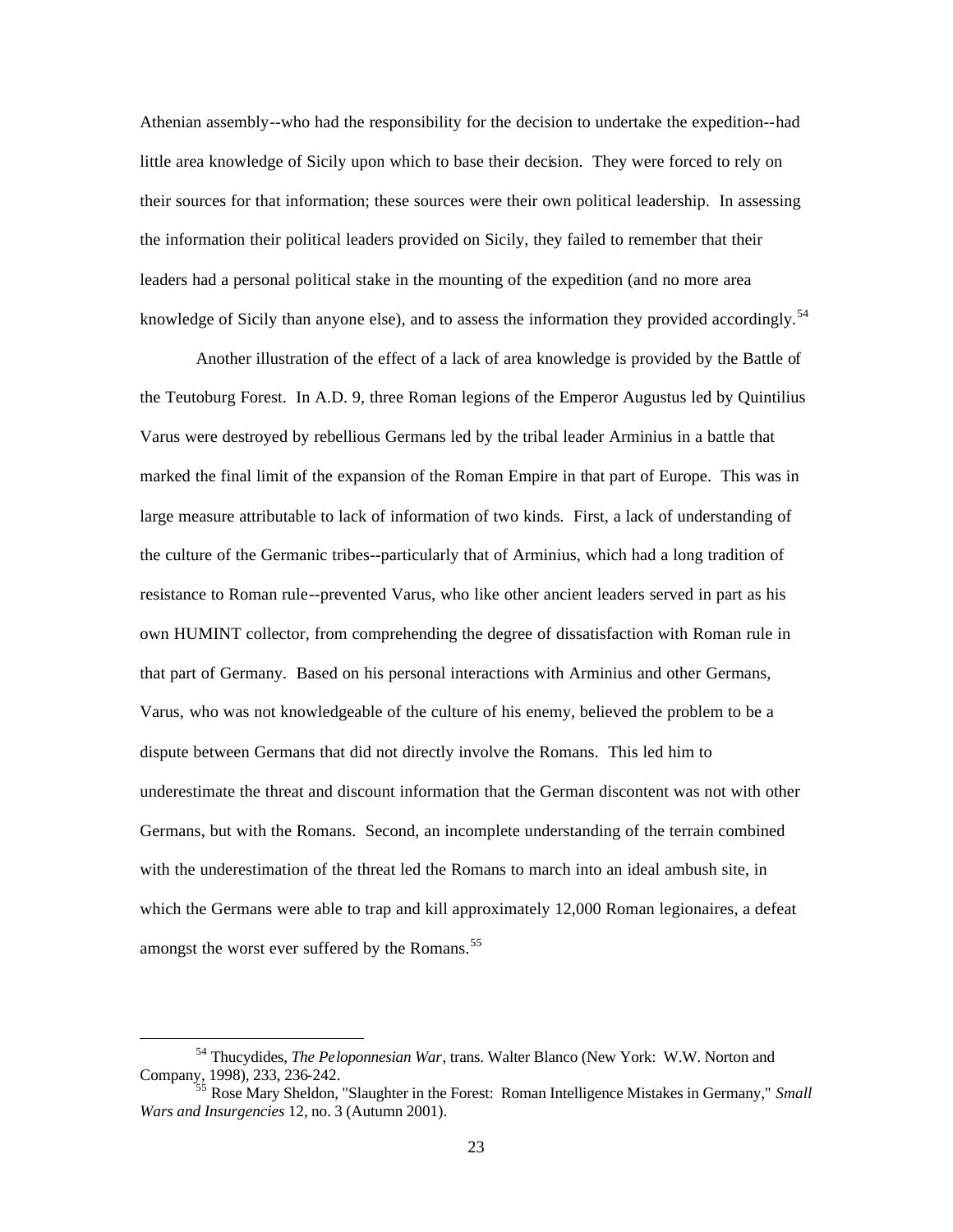Athenian assembly--who had the responsibility for the decision to undertake the expedition--had little area knowledge of Sicily upon which to base their decision. They were forced to rely on their sources for that information; these sources were their own political leadership. In assessing the information their political leaders provided on Sicily, they failed to remember that their leaders had a personal political stake in the mounting of the expedition (and no more area knowledge of Sicily than anyone else), and to assess the information they provided accordingly.[54]

Another illustration of the effect of a lack of area knowledge is provided by the Battle of the Teutoburg Forest. In A.D. 9, three Roman legions of the Emperor Augustus led by Quintilius Varus were destroyed by rebellious Germans led by the tribal leader Arminius in a battle that marked the final limit of the expansion of the Roman Empire in that part of Europe. This was in large measure attributable to lack of information of two kinds. First, a lack of understanding of the culture of the Germanic tribes--particularly that of Arminius, which had a long tradition of resistance to Roman rule--prevented Varus, who like other ancient leaders served in part as his own HUMINT collector, from comprehending the degree of dissatisfaction with Roman rule in that part of Germany. Based on his personal interactions with Arminius and other Germans, Varus, who was not knowledgeable of the culture of his enemy, believed the problem to be a dispute between Germans that did not directly involve the Romans. This led him to underestimate the threat and discount information that the German discontent was not with other Germans, but with the Romans. Second, an incomplete understanding of the terrain combined with the underestimation of the threat led the Romans to march into an ideal ambush site, in which the Germans were able to trap and kill approximately 12,000 Roman legionaires, a defeat amongst the worst ever suffered by the Romans.[55]

---

[54] Thucydides, *The Peloponnesian War*, trans. Walter Blanco (New York: W.W. Norton and Company, 1998), 233, 236-242.

[55] Rose Mary Sheldon, "Slaughter in the Forest: Roman Intelligence Mistakes in Germany," *Small Wars and Insurgencies* 12, no. 3 (Autumn 2001).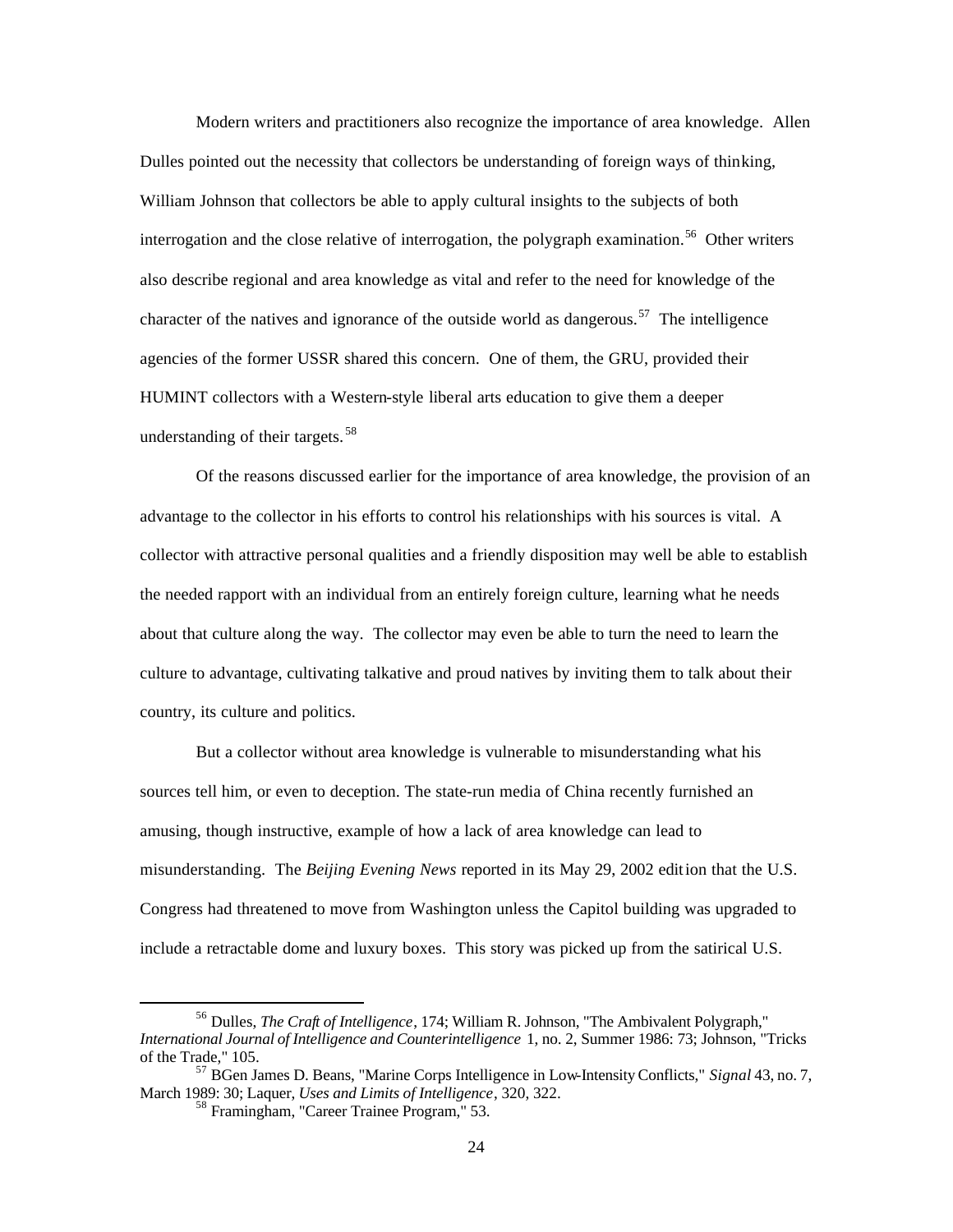Modern writers and practitioners also recognize the importance of area knowledge. Allen Dulles pointed out the necessity that collectors be understanding of foreign ways of thinking, William Johnson that collectors be able to apply cultural insights to the subjects of both interrogation and the close relative of interrogation, the polygraph examination.[56] Other writers also describe regional and area knowledge as vital and refer to the need for knowledge of the character of the natives and ignorance of the outside world as dangerous.[57] The intelligence agencies of the former USSR shared this concern. One of them, the GRU, provided their HUMINT collectors with a Western-style liberal arts education to give them a deeper understanding of their targets.[58]

Of the reasons discussed earlier for the importance of area knowledge, the provision of an advantage to the collector in his efforts to control his relationships with his sources is vital. A collector with attractive personal qualities and a friendly disposition may well be able to establish the needed rapport with an individual from an entirely foreign culture, learning what he needs about that culture along the way. The collector may even be able to turn the need to learn the culture to advantage, cultivating talkative and proud natives by inviting them to talk about their country, its culture and politics.

But a collector without area knowledge is vulnerable to misunderstanding what his sources tell him, or even to deception. The state-run media of China recently furnished an amusing, though instructive, example of how a lack of area knowledge can lead to misunderstanding. The *Beijing Evening News* reported in its May 29, 2002 edition that the U.S. Congress had threatened to move from Washington unless the Capitol building was upgraded to include a retractable dome and luxury boxes. This story was picked up from the satirical U.S.

---

[56] Dulles, *The Craft of Intelligence*, 174; William R. Johnson, "The Ambivalent Polygraph," *International Journal of Intelligence and Counterintelligence* 1, no. 2, Summer 1986: 73; Johnson, "Tricks of the Trade," 105.

[57] BGen James D. Beans, "Marine Corps Intelligence in Low-Intensity Conflicts," *Signal* 43, no. 7, March 1989: 30; Laquer, *Uses and Limits of Intelligence*, 320, 322.

[58] Framingham, "Career Trainee Program," 53.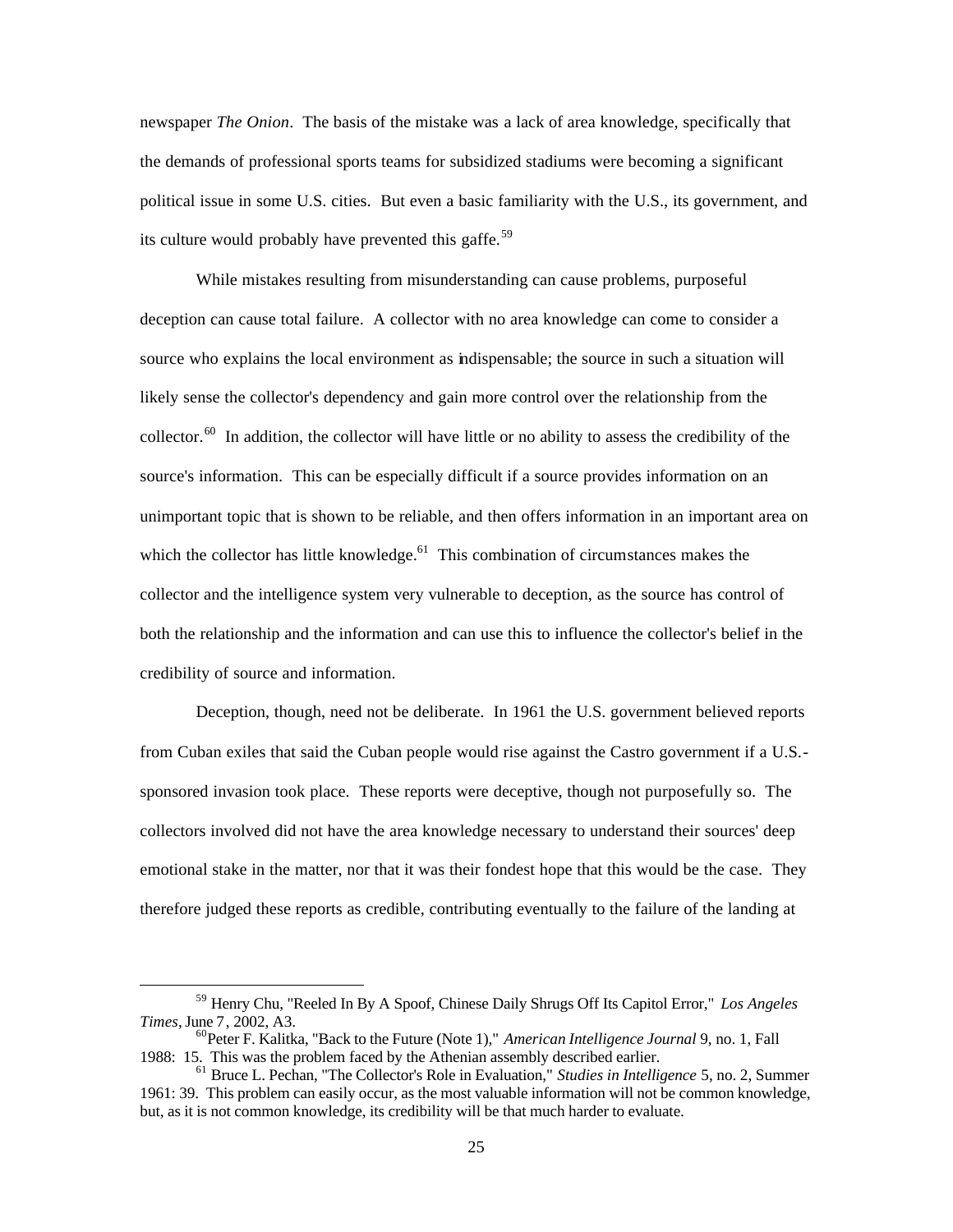newspaper *The Onion*. The basis of the mistake was a lack of area knowledge, specifically that the demands of professional sports teams for subsidized stadiums were becoming a significant political issue in some U.S. cities. But even a basic familiarity with the U.S., its government, and its culture would probably have prevented this gaffe.[59]

While mistakes resulting from misunderstanding can cause problems, purposeful deception can cause total failure. A collector with no area knowledge can come to consider a source who explains the local environment as indispensable; the source in such a situation will likely sense the collector's dependency and gain more control over the relationship from the collector.[60] In addition, the collector will have little or no ability to assess the credibility of the source's information. This can be especially difficult if a source provides information on an unimportant topic that is shown to be reliable, and then offers information in an important area on which the collector has little knowledge.[61] This combination of circumstances makes the collector and the intelligence system very vulnerable to deception, as the source has control of both the relationship and the information and can use this to influence the collector's belief in the credibility of source and information.

Deception, though, need not be deliberate. In 1961 the U.S. government believed reports from Cuban exiles that said the Cuban people would rise against the Castro government if a U.S.-sponsored invasion took place. These reports were deceptive, though not purposefully so. The collectors involved did not have the area knowledge necessary to understand their sources' deep emotional stake in the matter, nor that it was their fondest hope that this would be the case. They therefore judged these reports as credible, contributing eventually to the failure of the landing at

---

[59] Henry Chu, "Reeled In By A Spoof, Chinese Daily Shrugs Off Its Capitol Error," *Los Angeles Times*, June 7, 2002, A3.

[60] Peter F. Kalitka, "Back to the Future (Note 1)," *American Intelligence Journal* 9, no. 1, Fall 1988: 15. This was the problem faced by the Athenian assembly described earlier.

[61] Bruce L. Pechan, "The Collector's Role in Evaluation," *Studies in Intelligence* 5, no. 2, Summer 1961: 39. This problem can easily occur, as the most valuable information will not be common knowledge, but, as it is not common knowledge, its credibility will be that much harder to evaluate.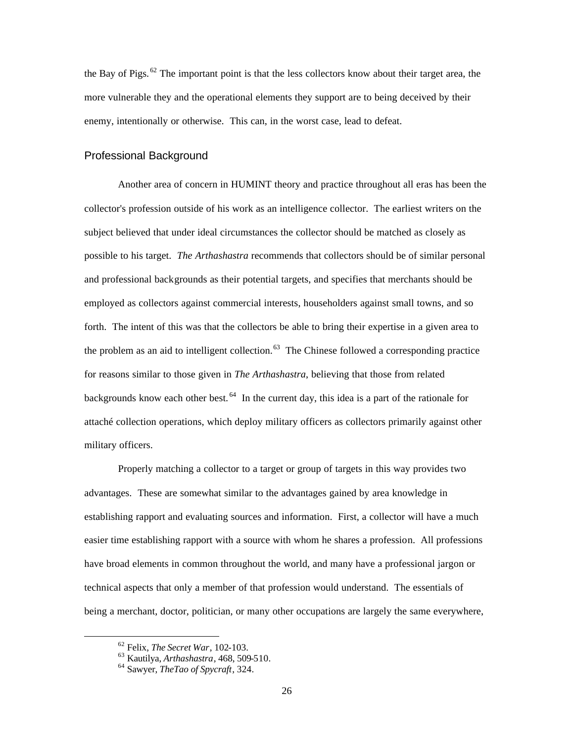the Bay of Pigs.[62] The important point is that the less collectors know about their target area, the more vulnerable they and the operational elements they support are to being deceived by their enemy, intentionally or otherwise. This can, in the worst case, lead to defeat.

## Professional Background

Another area of concern in HUMINT theory and practice throughout all eras has been the collector's profession outside of his work as an intelligence collector. The earliest writers on the subject believed that under ideal circumstances the collector should be matched as closely as possible to his target. *The Arthashastra* recommends that collectors should be of similar personal and professional backgrounds as their potential targets, and specifies that merchants should be employed as collectors against commercial interests, householders against small towns, and so forth. The intent of this was that the collectors be able to bring their expertise in a given area to the problem as an aid to intelligent collection.[63] The Chinese followed a corresponding practice for reasons similar to those given in *The Arthashastra*, believing that those from related backgrounds know each other best.[64] In the current day, this idea is a part of the rationale for attaché collection operations, which deploy military officers as collectors primarily against other military officers.

Properly matching a collector to a target or group of targets in this way provides two advantages. These are somewhat similar to the advantages gained by area knowledge in establishing rapport and evaluating sources and information. First, a collector will have a much easier time establishing rapport with a source with whom he shares a profession. All professions have broad elements in common throughout the world, and many have a professional jargon or technical aspects that only a member of that profession would understand. The essentials of being a merchant, doctor, politician, or many other occupations are largely the same everywhere,

[62] Felix, *The Secret War*, 102-103.
[63] Kautilya, *Arthashastra*, 468, 509-510.
[64] Sawyer, *TheTao of Spycraft*, 324.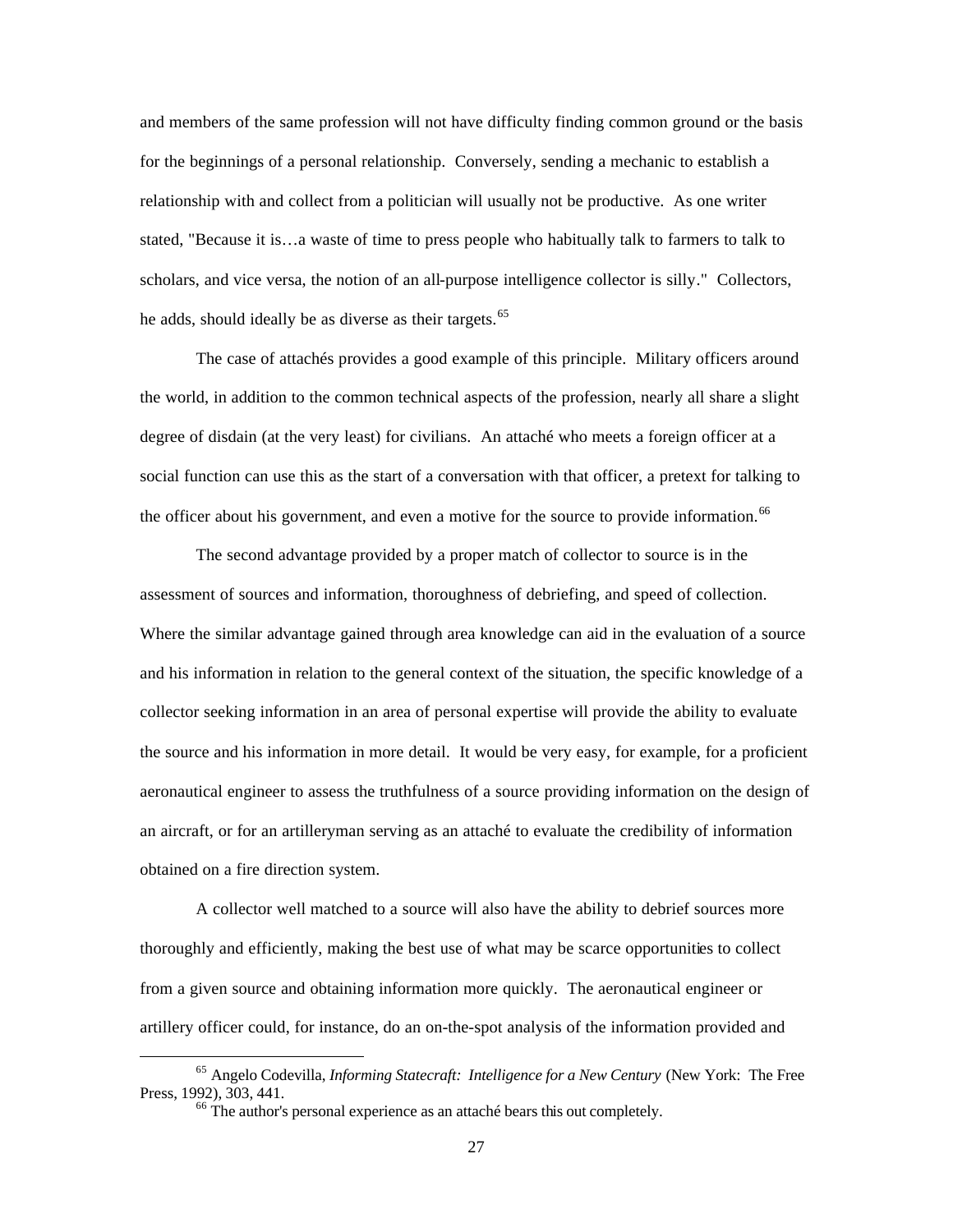and members of the same profession will not have difficulty finding common ground or the basis for the beginnings of a personal relationship. Conversely, sending a mechanic to establish a relationship with and collect from a politician will usually not be productive. As one writer stated, "Because it is…a waste of time to press people who habitually talk to farmers to talk to scholars, and vice versa, the notion of an all-purpose intelligence collector is silly." Collectors, he adds, should ideally be as diverse as their targets.[65]

The case of attachés provides a good example of this principle. Military officers around the world, in addition to the common technical aspects of the profession, nearly all share a slight degree of disdain (at the very least) for civilians. An attaché who meets a foreign officer at a social function can use this as the start of a conversation with that officer, a pretext for talking to the officer about his government, and even a motive for the source to provide information.[66]

The second advantage provided by a proper match of collector to source is in the assessment of sources and information, thoroughness of debriefing, and speed of collection. Where the similar advantage gained through area knowledge can aid in the evaluation of a source and his information in relation to the general context of the situation, the specific knowledge of a collector seeking information in an area of personal expertise will provide the ability to evaluate the source and his information in more detail. It would be very easy, for example, for a proficient aeronautical engineer to assess the truthfulness of a source providing information on the design of an aircraft, or for an artilleryman serving as an attaché to evaluate the credibility of information obtained on a fire direction system.

A collector well matched to a source will also have the ability to debrief sources more thoroughly and efficiently, making the best use of what may be scarce opportunities to collect from a given source and obtaining information more quickly. The aeronautical engineer or artillery officer could, for instance, do an on-the-spot analysis of the information provided and

---

[65] Angelo Codevilla, *Informing Statecraft: Intelligence for a New Century* (New York: The Free Press, 1992), 303, 441.

[66] The author's personal experience as an attaché bears this out completely.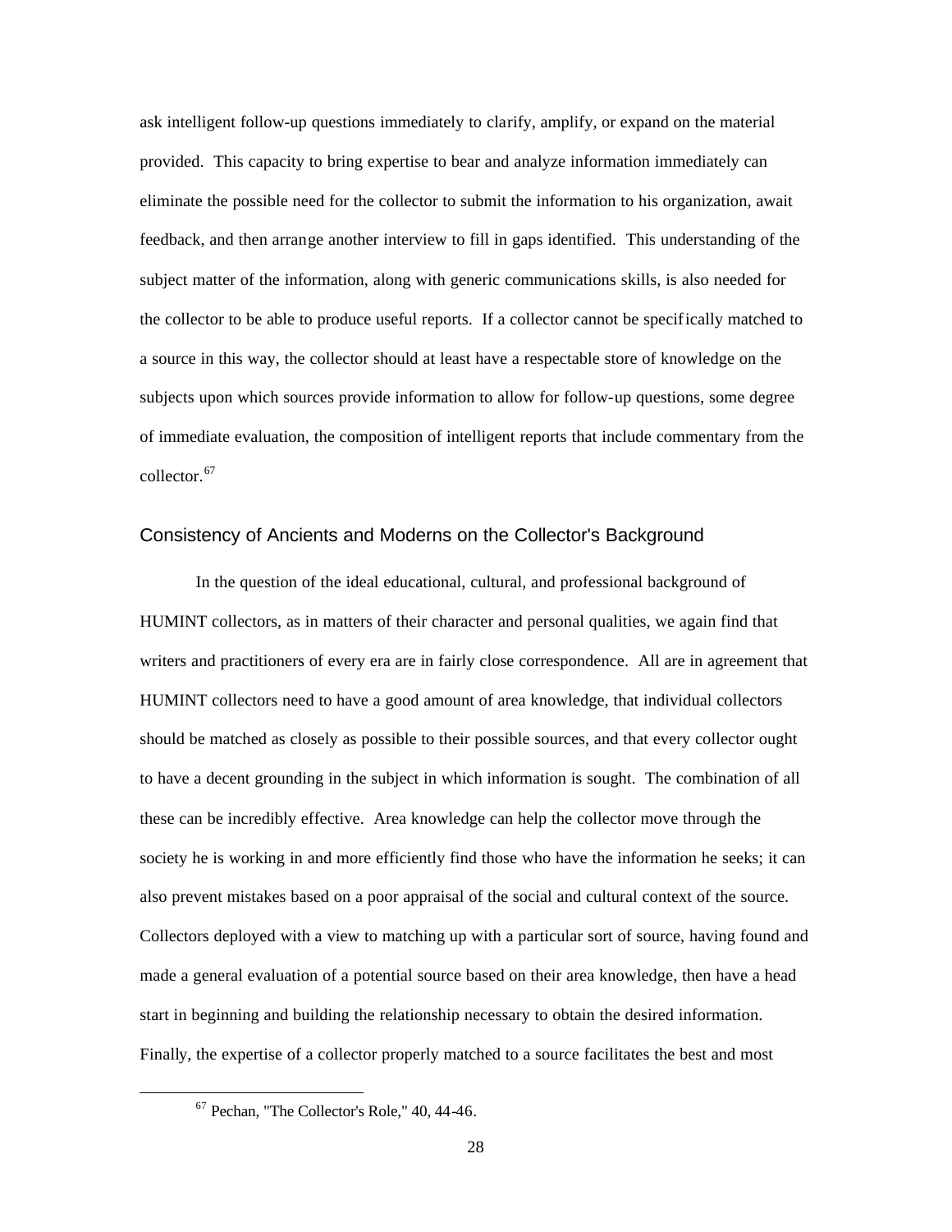ask intelligent follow-up questions immediately to clarify, amplify, or expand on the material provided. This capacity to bring expertise to bear and analyze information immediately can eliminate the possible need for the collector to submit the information to his organization, await feedback, and then arrange another interview to fill in gaps identified. This understanding of the subject matter of the information, along with generic communications skills, is also needed for the collector to be able to produce useful reports. If a collector cannot be specifically matched to a source in this way, the collector should at least have a respectable store of knowledge on the subjects upon which sources provide information to allow for follow-up questions, some degree of immediate evaluation, the composition of intelligent reports that include commentary from the collector.[67]

## Consistency of Ancients and Moderns on the Collector's Background

In the question of the ideal educational, cultural, and professional background of HUMINT collectors, as in matters of their character and personal qualities, we again find that writers and practitioners of every era are in fairly close correspondence. All are in agreement that HUMINT collectors need to have a good amount of area knowledge, that individual collectors should be matched as closely as possible to their possible sources, and that every collector ought to have a decent grounding in the subject in which information is sought. The combination of all these can be incredibly effective. Area knowledge can help the collector move through the society he is working in and more efficiently find those who have the information he seeks; it can also prevent mistakes based on a poor appraisal of the social and cultural context of the source. Collectors deployed with a view to matching up with a particular sort of source, having found and made a general evaluation of a potential source based on their area knowledge, then have a head start in beginning and building the relationship necessary to obtain the desired information. Finally, the expertise of a collector properly matched to a source facilitates the best and most

---

[67] Pechan, "The Collector's Role," 40, 44-46.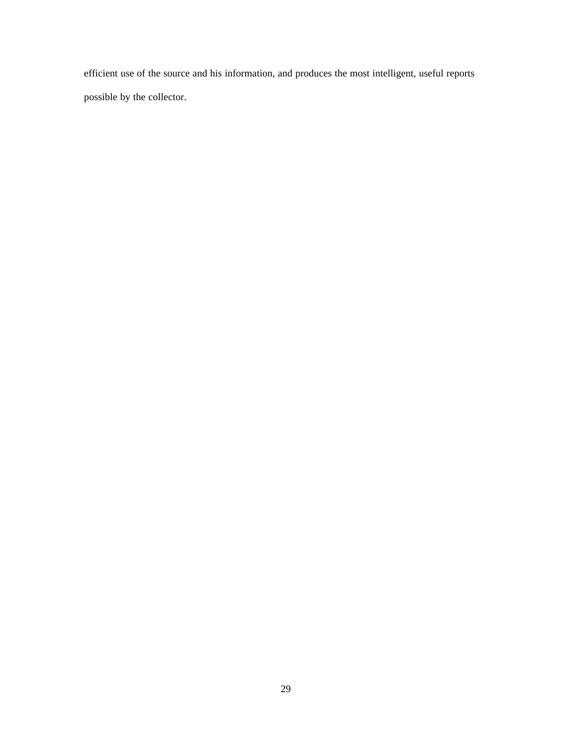efficient use of the source and his information, and produces the most intelligent, useful reports possible by the collector.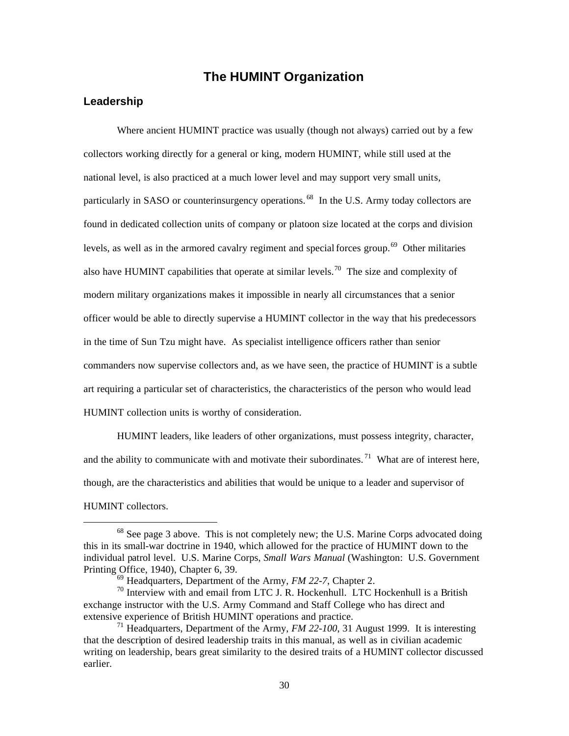## The HUMINT Organization

### Leadership

Where ancient HUMINT practice was usually (though not always) carried out by a few collectors working directly for a general or king, modern HUMINT, while still used at the national level, is also practiced at a much lower level and may support very small units, particularly in SASO or counterinsurgency operations.[68] In the U.S. Army today collectors are found in dedicated collection units of company or platoon size located at the corps and division levels, as well as in the armored cavalry regiment and special forces group.[69] Other militaries also have HUMINT capabilities that operate at similar levels.[70] The size and complexity of modern military organizations makes it impossible in nearly all circumstances that a senior officer would be able to directly supervise a HUMINT collector in the way that his predecessors in the time of Sun Tzu might have. As specialist intelligence officers rather than senior commanders now supervise collectors and, as we have seen, the practice of HUMINT is a subtle art requiring a particular set of characteristics, the characteristics of the person who would lead HUMINT collection units is worthy of consideration.

HUMINT leaders, like leaders of other organizations, must possess integrity, character, and the ability to communicate with and motivate their subordinates.[71] What are of interest here, though, are the characteristics and abilities that would be unique to a leader and supervisor of HUMINT collectors.

---

[68] See page 3 above. This is not completely new; the U.S. Marine Corps advocated doing this in its small-war doctrine in 1940, which allowed for the practice of HUMINT down to the individual patrol level. U.S. Marine Corps, *Small Wars Manual* (Washington: U.S. Government Printing Office, 1940), Chapter 6, 39.

[69] Headquarters, Department of the Army, *FM 22-7*, Chapter 2.

[70] Interview with and email from LTC J. R. Hockenhull. LTC Hockenhull is a British exchange instructor with the U.S. Army Command and Staff College who has direct and extensive experience of British HUMINT operations and practice.

[71] Headquarters, Department of the Army, *FM 22-100*, 31 August 1999. It is interesting that the description of desired leadership traits in this manual, as well as in civilian academic writing on leadership, bears great similarity to the desired traits of a HUMINT collector discussed earlier.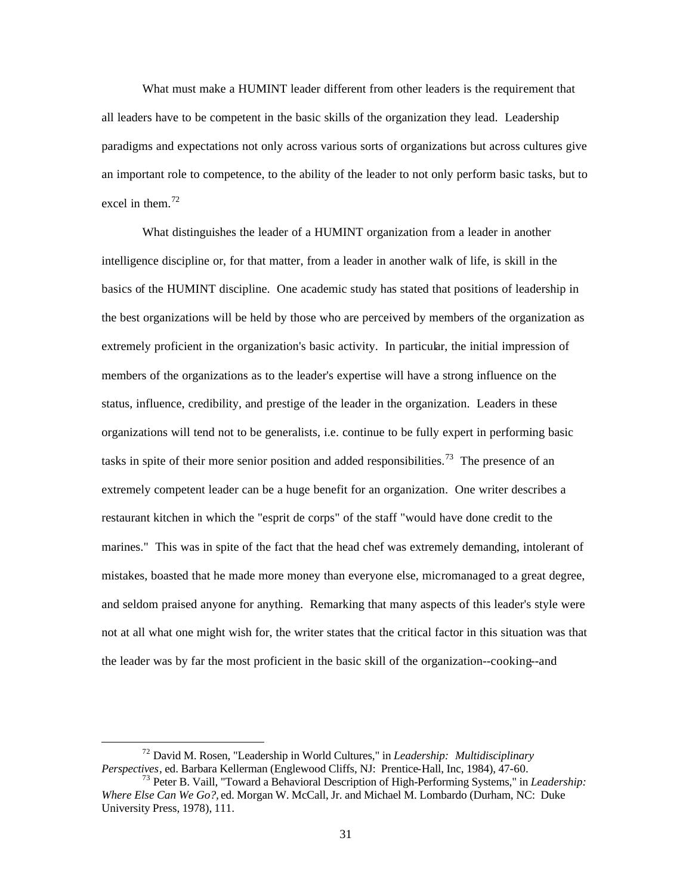What must make a HUMINT leader different from other leaders is the requirement that all leaders have to be competent in the basic skills of the organization they lead. Leadership paradigms and expectations not only across various sorts of organizations but across cultures give an important role to competence, to the ability of the leader to not only perform basic tasks, but to excel in them.[72]

What distinguishes the leader of a HUMINT organization from a leader in another intelligence discipline or, for that matter, from a leader in another walk of life, is skill in the basics of the HUMINT discipline. One academic study has stated that positions of leadership in the best organizations will be held by those who are perceived by members of the organization as extremely proficient in the organization's basic activity. In particular, the initial impression of members of the organizations as to the leader's expertise will have a strong influence on the status, influence, credibility, and prestige of the leader in the organization. Leaders in these organizations will tend not to be generalists, i.e. continue to be fully expert in performing basic tasks in spite of their more senior position and added responsibilities.[73] The presence of an extremely competent leader can be a huge benefit for an organization. One writer describes a restaurant kitchen in which the "esprit de corps" of the staff "would have done credit to the marines." This was in spite of the fact that the head chef was extremely demanding, intolerant of mistakes, boasted that he made more money than everyone else, micromanaged to a great degree, and seldom praised anyone for anything. Remarking that many aspects of this leader's style were not at all what one might wish for, the writer states that the critical factor in this situation was that the leader was by far the most proficient in the basic skill of the organization--cooking--and

---

[72] David M. Rosen, "Leadership in World Cultures," in *Leadership: Multidisciplinary Perspectives*, ed. Barbara Kellerman (Englewood Cliffs, NJ: Prentice-Hall, Inc, 1984), 47-60.

[73] Peter B. Vaill, "Toward a Behavioral Description of High-Performing Systems," in *Leadership: Where Else Can We Go?*, ed. Morgan W. McCall, Jr. and Michael M. Lombardo (Durham, NC: Duke University Press, 1978), 111.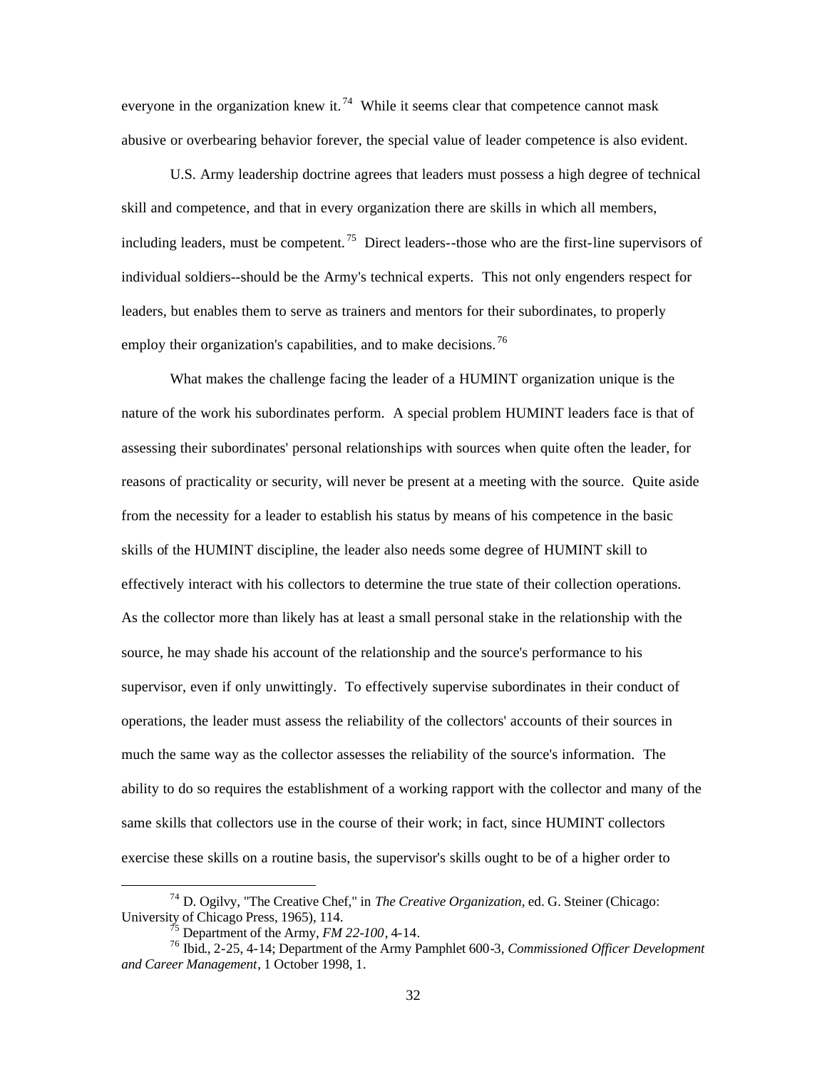everyone in the organization knew it.[74] While it seems clear that competence cannot mask abusive or overbearing behavior forever, the special value of leader competence is also evident.

U.S. Army leadership doctrine agrees that leaders must possess a high degree of technical skill and competence, and that in every organization there are skills in which all members, including leaders, must be competent.[75] Direct leaders--those who are the first-line supervisors of individual soldiers--should be the Army's technical experts. This not only engenders respect for leaders, but enables them to serve as trainers and mentors for their subordinates, to properly employ their organization's capabilities, and to make decisions.[76]

What makes the challenge facing the leader of a HUMINT organization unique is the nature of the work his subordinates perform. A special problem HUMINT leaders face is that of assessing their subordinates' personal relationships with sources when quite often the leader, for reasons of practicality or security, will never be present at a meeting with the source. Quite aside from the necessity for a leader to establish his status by means of his competence in the basic skills of the HUMINT discipline, the leader also needs some degree of HUMINT skill to effectively interact with his collectors to determine the true state of their collection operations. As the collector more than likely has at least a small personal stake in the relationship with the source, he may shade his account of the relationship and the source's performance to his supervisor, even if only unwittingly. To effectively supervise subordinates in their conduct of operations, the leader must assess the reliability of the collectors' accounts of their sources in much the same way as the collector assesses the reliability of the source's information. The ability to do so requires the establishment of a working rapport with the collector and many of the same skills that collectors use in the course of their work; in fact, since HUMINT collectors exercise these skills on a routine basis, the supervisor's skills ought to be of a higher order to

---

[74] D. Ogilvy, "The Creative Chef," in *The Creative Organization*, ed. G. Steiner (Chicago: University of Chicago Press, 1965), 114.

[75] Department of the Army, *FM 22-100*, 4-14.

[76] Ibid., 2-25, 4-14; Department of the Army Pamphlet 600-3, *Commissioned Officer Development and Career Management*, 1 October 1998, 1.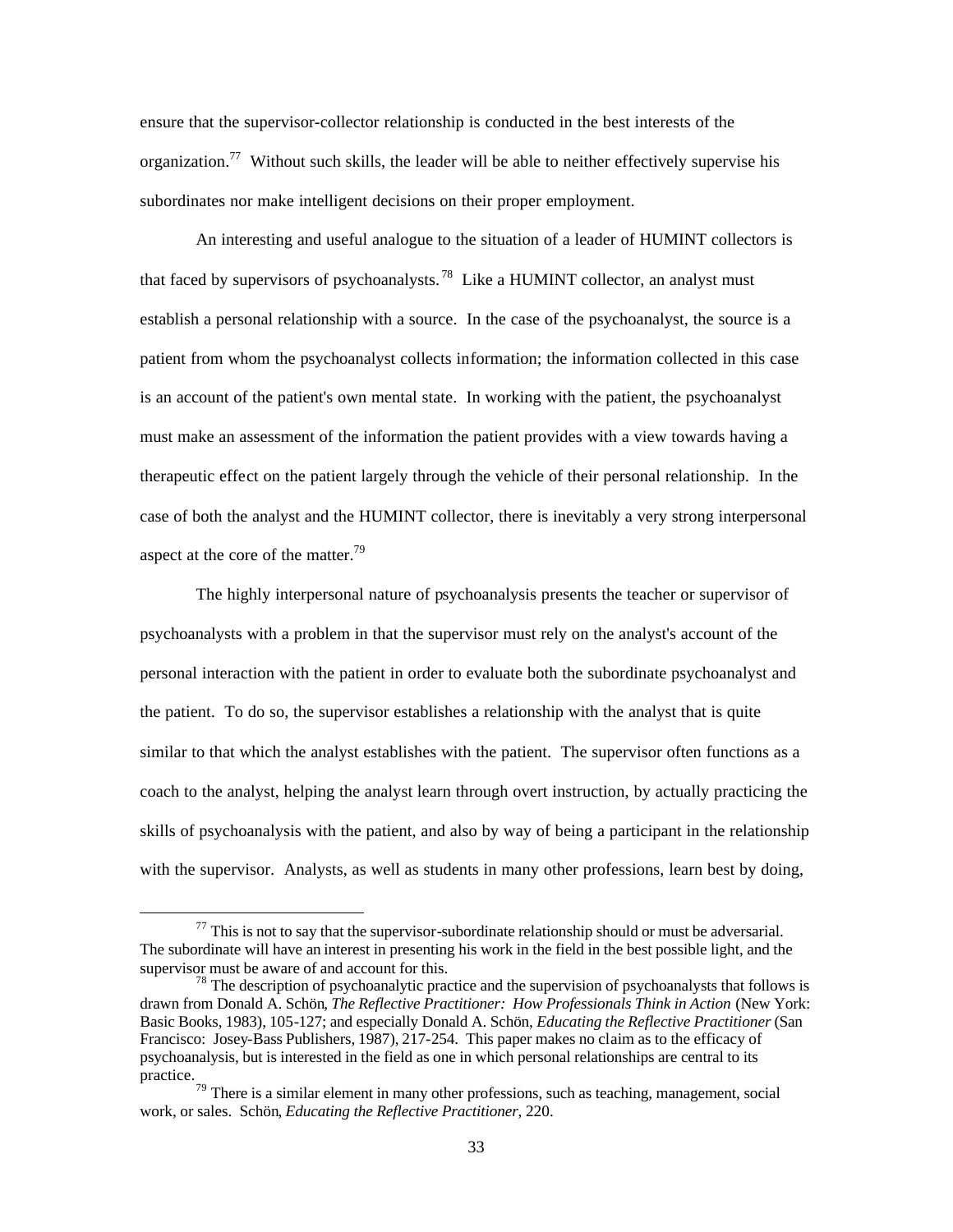ensure that the supervisor-collector relationship is conducted in the best interests of the organization.[77] Without such skills, the leader will be able to neither effectively supervise his subordinates nor make intelligent decisions on their proper employment.

An interesting and useful analogue to the situation of a leader of HUMINT collectors is that faced by supervisors of psychoanalysts.[78] Like a HUMINT collector, an analyst must establish a personal relationship with a source. In the case of the psychoanalyst, the source is a patient from whom the psychoanalyst collects information; the information collected in this case is an account of the patient's own mental state. In working with the patient, the psychoanalyst must make an assessment of the information the patient provides with a view towards having a therapeutic effect on the patient largely through the vehicle of their personal relationship. In the case of both the analyst and the HUMINT collector, there is inevitably a very strong interpersonal aspect at the core of the matter.[79]

The highly interpersonal nature of psychoanalysis presents the teacher or supervisor of psychoanalysts with a problem in that the supervisor must rely on the analyst's account of the personal interaction with the patient in order to evaluate both the subordinate psychoanalyst and the patient. To do so, the supervisor establishes a relationship with the analyst that is quite similar to that which the analyst establishes with the patient. The supervisor often functions as a coach to the analyst, helping the analyst learn through overt instruction, by actually practicing the skills of psychoanalysis with the patient, and also by way of being a participant in the relationship with the supervisor. Analysts, as well as students in many other professions, learn best by doing,

---

[77] This is not to say that the supervisor-subordinate relationship should or must be adversarial. The subordinate will have an interest in presenting his work in the field in the best possible light, and the supervisor must be aware of and account for this.

[78] The description of psychoanalytic practice and the supervision of psychoanalysts that follows is drawn from Donald A. Schön, *The Reflective Practitioner: How Professionals Think in Action* (New York: Basic Books, 1983), 105-127; and especially Donald A. Schön, *Educating the Reflective Practitioner* (San Francisco: Josey-Bass Publishers, 1987), 217-254. This paper makes no claim as to the efficacy of psychoanalysis, but is interested in the field as one in which personal relationships are central to its practice.

[79] There is a similar element in many other professions, such as teaching, management, social work, or sales. Schön, *Educating the Reflective Practitioner*, 220.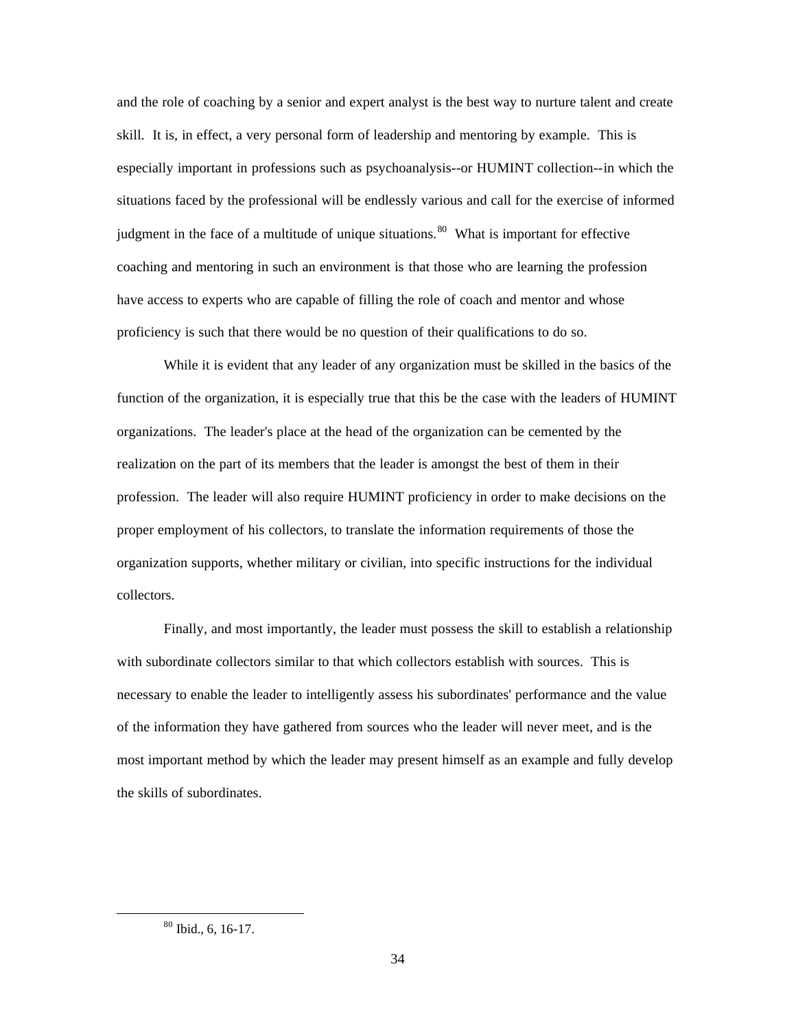and the role of coaching by a senior and expert analyst is the best way to nurture talent and create skill. It is, in effect, a very personal form of leadership and mentoring by example. This is especially important in professions such as psychoanalysis--or HUMINT collection--in which the situations faced by the professional will be endlessly various and call for the exercise of informed judgment in the face of a multitude of unique situations.[80] What is important for effective coaching and mentoring in such an environment is that those who are learning the profession have access to experts who are capable of filling the role of coach and mentor and whose proficiency is such that there would be no question of their qualifications to do so.

While it is evident that any leader of any organization must be skilled in the basics of the function of the organization, it is especially true that this be the case with the leaders of HUMINT organizations. The leader's place at the head of the organization can be cemented by the realization on the part of its members that the leader is amongst the best of them in their profession. The leader will also require HUMINT proficiency in order to make decisions on the proper employment of his collectors, to translate the information requirements of those the organization supports, whether military or civilian, into specific instructions for the individual collectors.

Finally, and most importantly, the leader must possess the skill to establish a relationship with subordinate collectors similar to that which collectors establish with sources. This is necessary to enable the leader to intelligently assess his subordinates' performance and the value of the information they have gathered from sources who the leader will never meet, and is the most important method by which the leader may present himself as an example and fully develop the skills of subordinates.

---

[80] Ibid., 6, 16-17.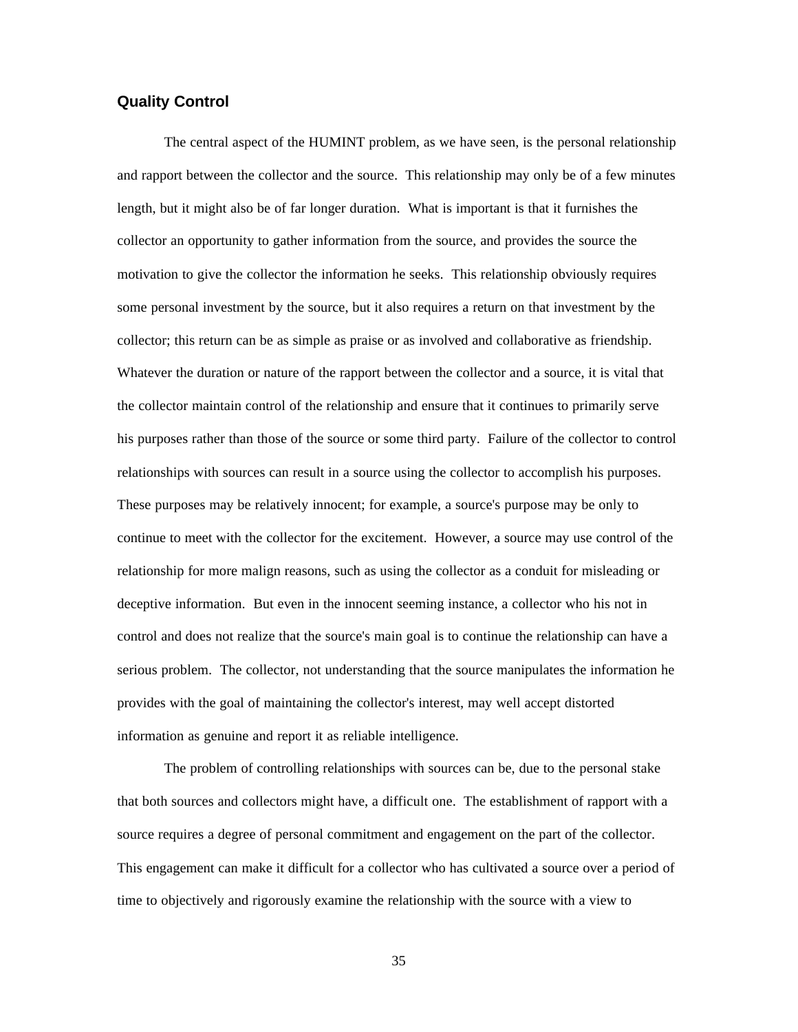## Quality Control

The central aspect of the HUMINT problem, as we have seen, is the personal relationship and rapport between the collector and the source. This relationship may only be of a few minutes length, but it might also be of far longer duration. What is important is that it furnishes the collector an opportunity to gather information from the source, and provides the source the motivation to give the collector the information he seeks. This relationship obviously requires some personal investment by the source, but it also requires a return on that investment by the collector; this return can be as simple as praise or as involved and collaborative as friendship. Whatever the duration or nature of the rapport between the collector and a source, it is vital that the collector maintain control of the relationship and ensure that it continues to primarily serve his purposes rather than those of the source or some third party. Failure of the collector to control relationships with sources can result in a source using the collector to accomplish his purposes. These purposes may be relatively innocent; for example, a source's purpose may be only to continue to meet with the collector for the excitement. However, a source may use control of the relationship for more malign reasons, such as using the collector as a conduit for misleading or deceptive information. But even in the innocent seeming instance, a collector who his not in control and does not realize that the source's main goal is to continue the relationship can have a serious problem. The collector, not understanding that the source manipulates the information he provides with the goal of maintaining the collector's interest, may well accept distorted information as genuine and report it as reliable intelligence.

The problem of controlling relationships with sources can be, due to the personal stake that both sources and collectors might have, a difficult one. The establishment of rapport with a source requires a degree of personal commitment and engagement on the part of the collector. This engagement can make it difficult for a collector who has cultivated a source over a period of time to objectively and rigorously examine the relationship with the source with a view to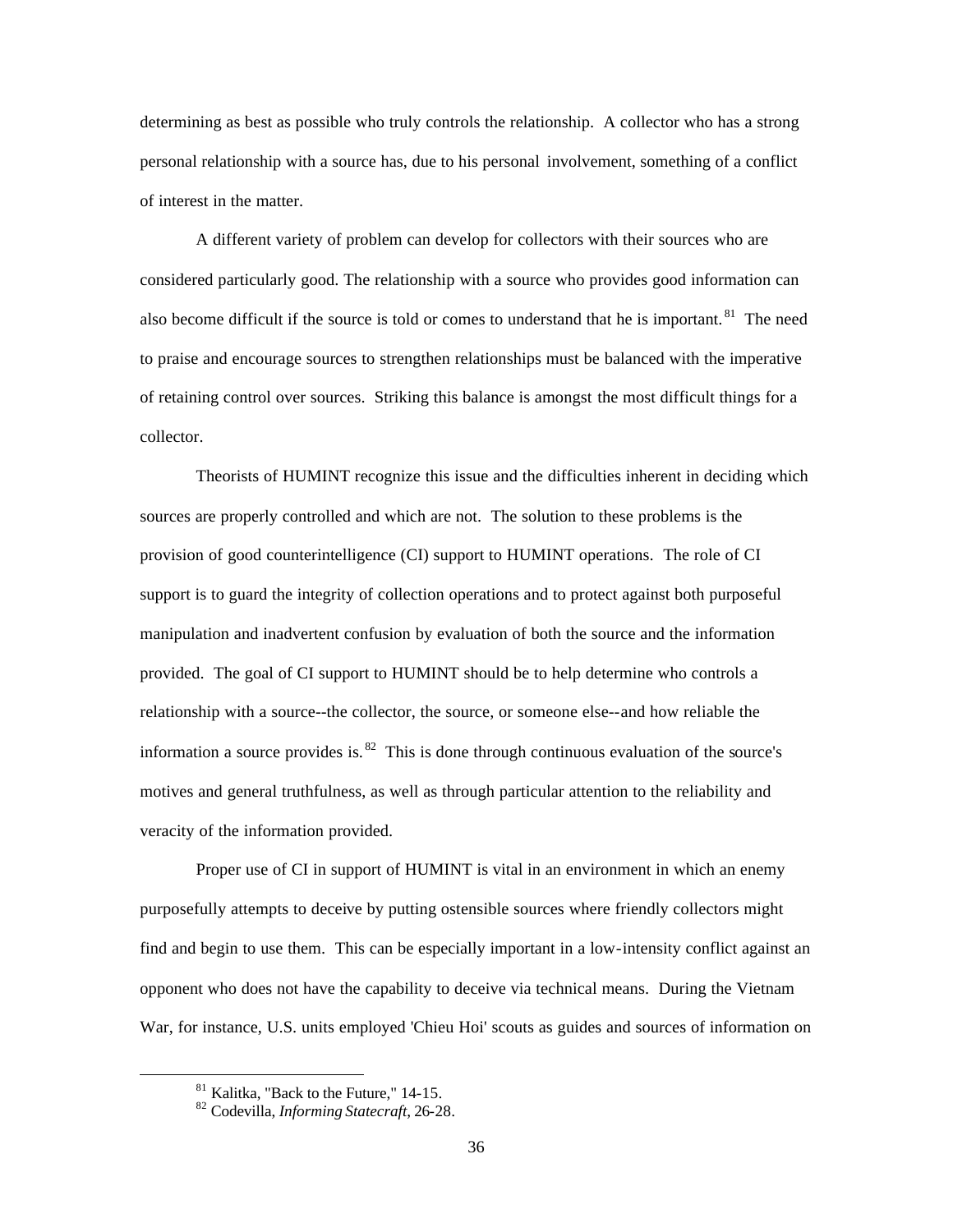determining as best as possible who truly controls the relationship. A collector who has a strong personal relationship with a source has, due to his personal involvement, something of a conflict of interest in the matter.

A different variety of problem can develop for collectors with their sources who are considered particularly good. The relationship with a source who provides good information can also become difficult if the source is told or comes to understand that he is important.[81] The need to praise and encourage sources to strengthen relationships must be balanced with the imperative of retaining control over sources. Striking this balance is amongst the most difficult things for a collector.

Theorists of HUMINT recognize this issue and the difficulties inherent in deciding which sources are properly controlled and which are not. The solution to these problems is the provision of good counterintelligence (CI) support to HUMINT operations. The role of CI support is to guard the integrity of collection operations and to protect against both purposeful manipulation and inadvertent confusion by evaluation of both the source and the information provided. The goal of CI support to HUMINT should be to help determine who controls a relationship with a source--the collector, the source, or someone else--and how reliable the information a source provides is.[82] This is done through continuous evaluation of the source's motives and general truthfulness, as well as through particular attention to the reliability and veracity of the information provided.

Proper use of CI in support of HUMINT is vital in an environment in which an enemy purposefully attempts to deceive by putting ostensible sources where friendly collectors might find and begin to use them. This can be especially important in a low-intensity conflict against an opponent who does not have the capability to deceive via technical means. During the Vietnam War, for instance, U.S. units employed 'Chieu Hoi' scouts as guides and sources of information on

---

[81] Kalitka, "Back to the Future," 14-15.

[82] Codevilla, *Informing Statecraft*, 26-28.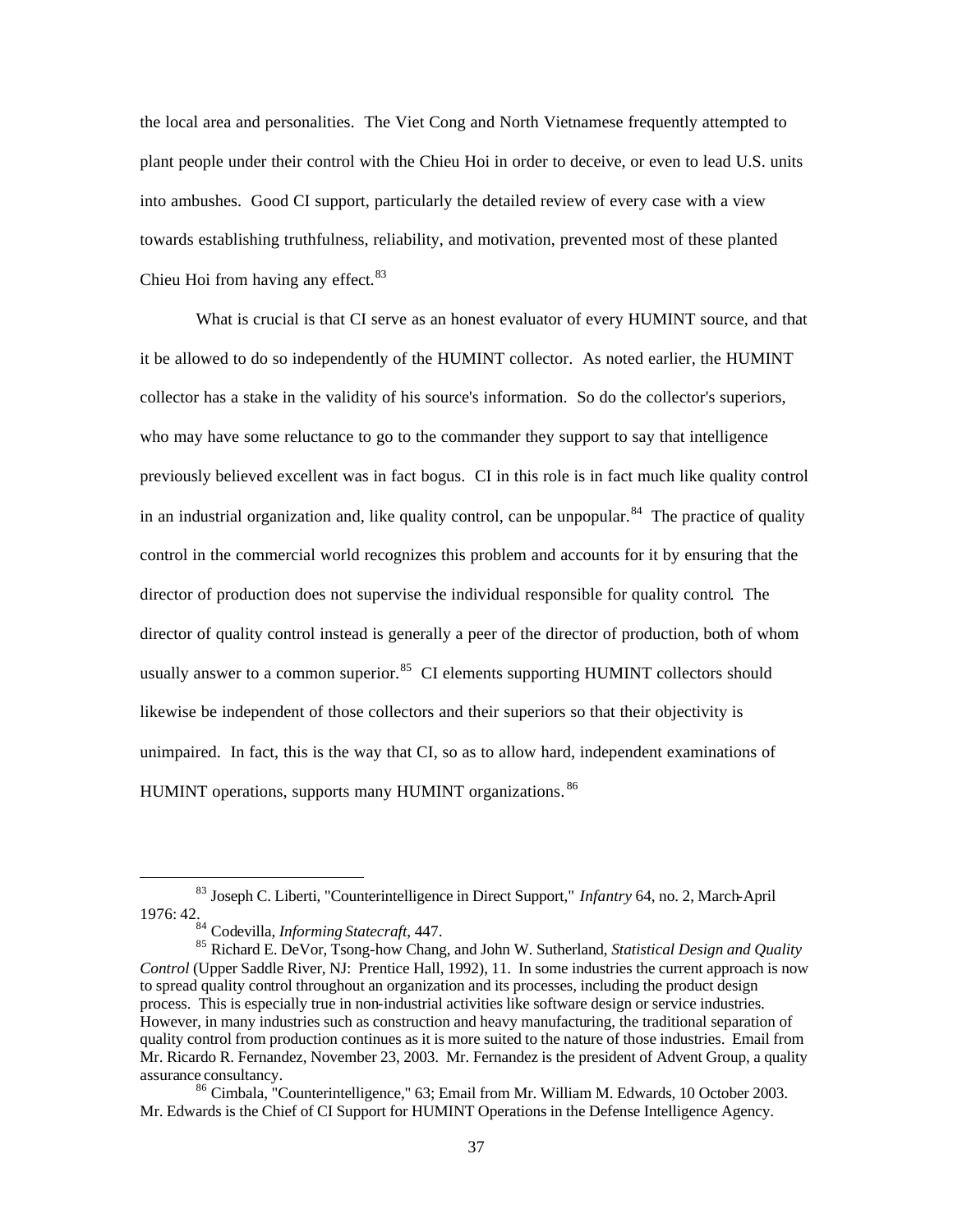the local area and personalities. The Viet Cong and North Vietnamese frequently attempted to plant people under their control with the Chieu Hoi in order to deceive, or even to lead U.S. units into ambushes. Good CI support, particularly the detailed review of every case with a view towards establishing truthfulness, reliability, and motivation, prevented most of these planted Chieu Hoi from having any effect.[83]

What is crucial is that CI serve as an honest evaluator of every HUMINT source, and that it be allowed to do so independently of the HUMINT collector. As noted earlier, the HUMINT collector has a stake in the validity of his source's information. So do the collector's superiors, who may have some reluctance to go to the commander they support to say that intelligence previously believed excellent was in fact bogus. CI in this role is in fact much like quality control in an industrial organization and, like quality control, can be unpopular.[84] The practice of quality control in the commercial world recognizes this problem and accounts for it by ensuring that the director of production does not supervise the individual responsible for quality control. The director of quality control instead is generally a peer of the director of production, both of whom usually answer to a common superior.[85] CI elements supporting HUMINT collectors should likewise be independent of those collectors and their superiors so that their objectivity is unimpaired. In fact, this is the way that CI, so as to allow hard, independent examinations of HUMINT operations, supports many HUMINT organizations.[86]

---

[83] Joseph C. Liberti, "Counterintelligence in Direct Support," *Infantry* 64, no. 2, March-April 1976: 42.

[84] Codevilla, *Informing Statecraft*, 447.

[85] Richard E. DeVor, Tsong-how Chang, and John W. Sutherland, *Statistical Design and Quality Control* (Upper Saddle River, NJ: Prentice Hall, 1992), 11. In some industries the current approach is now to spread quality control throughout an organization and its processes, including the product design process. This is especially true in non-industrial activities like software design or service industries. However, in many industries such as construction and heavy manufacturing, the traditional separation of quality control from production continues as it is more suited to the nature of those industries. Email from Mr. Ricardo R. Fernandez, November 23, 2003. Mr. Fernandez is the president of Advent Group, a quality assurance consultancy.

[86] Cimbala, "Counterintelligence," 63; Email from Mr. William M. Edwards, 10 October 2003. Mr. Edwards is the Chief of CI Support for HUMINT Operations in the Defense Intelligence Agency.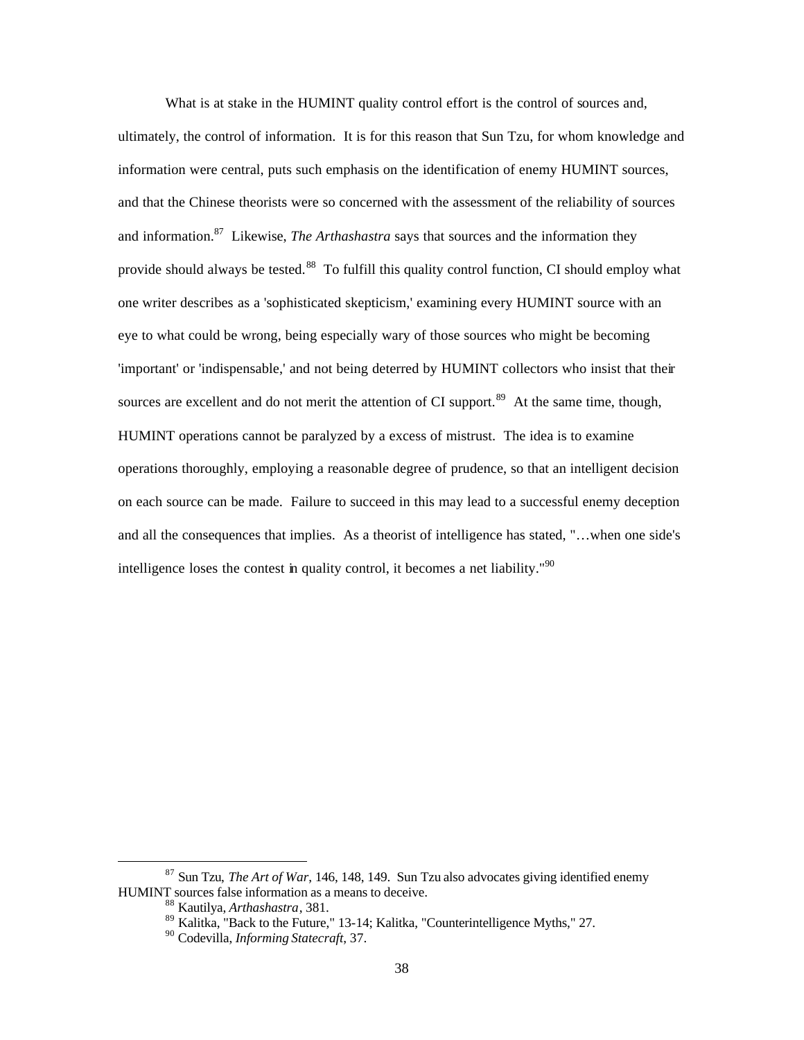What is at stake in the HUMINT quality control effort is the control of sources and, ultimately, the control of information. It is for this reason that Sun Tzu, for whom knowledge and information were central, puts such emphasis on the identification of enemy HUMINT sources, and that the Chinese theorists were so concerned with the assessment of the reliability of sources and information.[87] Likewise, *The Arthashastra* says that sources and the information they provide should always be tested.[88] To fulfill this quality control function, CI should employ what one writer describes as a 'sophisticated skepticism,' examining every HUMINT source with an eye to what could be wrong, being especially wary of those sources who might be becoming 'important' or 'indispensable,' and not being deterred by HUMINT collectors who insist that their sources are excellent and do not merit the attention of CI support.[89] At the same time, though, HUMINT operations cannot be paralyzed by a excess of mistrust. The idea is to examine operations thoroughly, employing a reasonable degree of prudence, so that an intelligent decision on each source can be made. Failure to succeed in this may lead to a successful enemy deception and all the consequences that implies. As a theorist of intelligence has stated, "…when one side's intelligence loses the contest in quality control, it becomes a net liability."[90]

---

[87] Sun Tzu, *The Art of War*, 146, 148, 149. Sun Tzu also advocates giving identified enemy HUMINT sources false information as a means to deceive.

[88] Kautilya, *Arthashastra*, 381.

[89] Kalitka, "Back to the Future," 13-14; Kalitka, "Counterintelligence Myths," 27.

[90] Codevilla, *Informing Statecraft*, 37.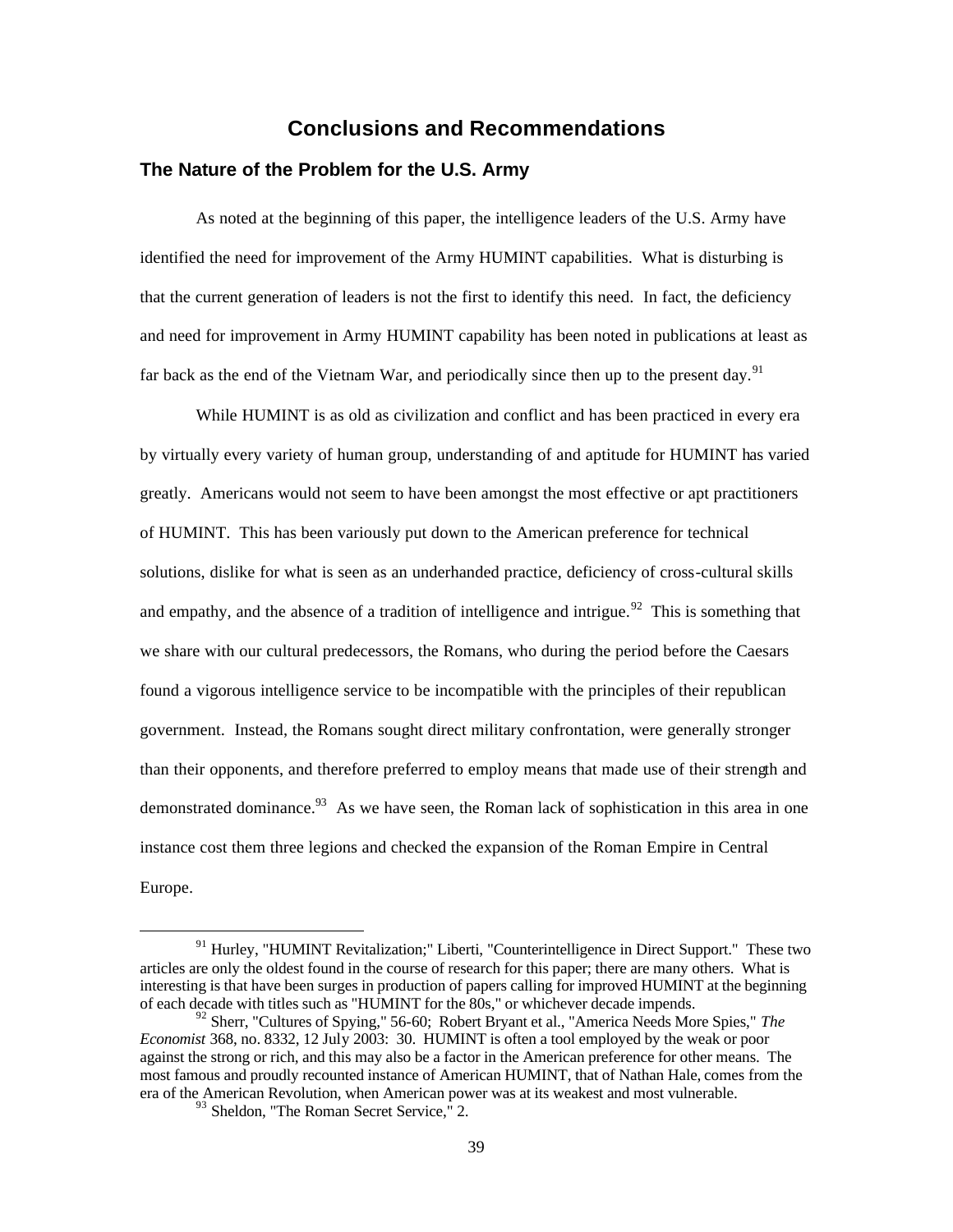# Conclusions and Recommendations

## The Nature of the Problem for the U.S. Army

As noted at the beginning of this paper, the intelligence leaders of the U.S. Army have identified the need for improvement of the Army HUMINT capabilities. What is disturbing is that the current generation of leaders is not the first to identify this need. In fact, the deficiency and need for improvement in Army HUMINT capability has been noted in publications at least as far back as the end of the Vietnam War, and periodically since then up to the present day.[91]

While HUMINT is as old as civilization and conflict and has been practiced in every era by virtually every variety of human group, understanding of and aptitude for HUMINT has varied greatly. Americans would not seem to have been amongst the most effective or apt practitioners of HUMINT. This has been variously put down to the American preference for technical solutions, dislike for what is seen as an underhanded practice, deficiency of cross-cultural skills and empathy, and the absence of a tradition of intelligence and intrigue.[92] This is something that we share with our cultural predecessors, the Romans, who during the period before the Caesars found a vigorous intelligence service to be incompatible with the principles of their republican government. Instead, the Romans sought direct military confrontation, were generally stronger than their opponents, and therefore preferred to employ means that made use of their strength and demonstrated dominance.[93] As we have seen, the Roman lack of sophistication in this area in one instance cost them three legions and checked the expansion of the Roman Empire in Central Europe.

---

[91] Hurley, "HUMINT Revitalization;" Liberti, "Counterintelligence in Direct Support." These two articles are only the oldest found in the course of research for this paper; there are many others. What is interesting is that have been surges in production of papers calling for improved HUMINT at the beginning of each decade with titles such as "HUMINT for the 80s," or whichever decade impends.

[92] Sherr, "Cultures of Spying," 56-60; Robert Bryant et al., "America Needs More Spies," *The Economist* 368, no. 8332, 12 July 2003: 30. HUMINT is often a tool employed by the weak or poor against the strong or rich, and this may also be a factor in the American preference for other means. The most famous and proudly recounted instance of American HUMINT, that of Nathan Hale, comes from the era of the American Revolution, when American power was at its weakest and most vulnerable.

[93] Sheldon, "The Roman Secret Service," 2.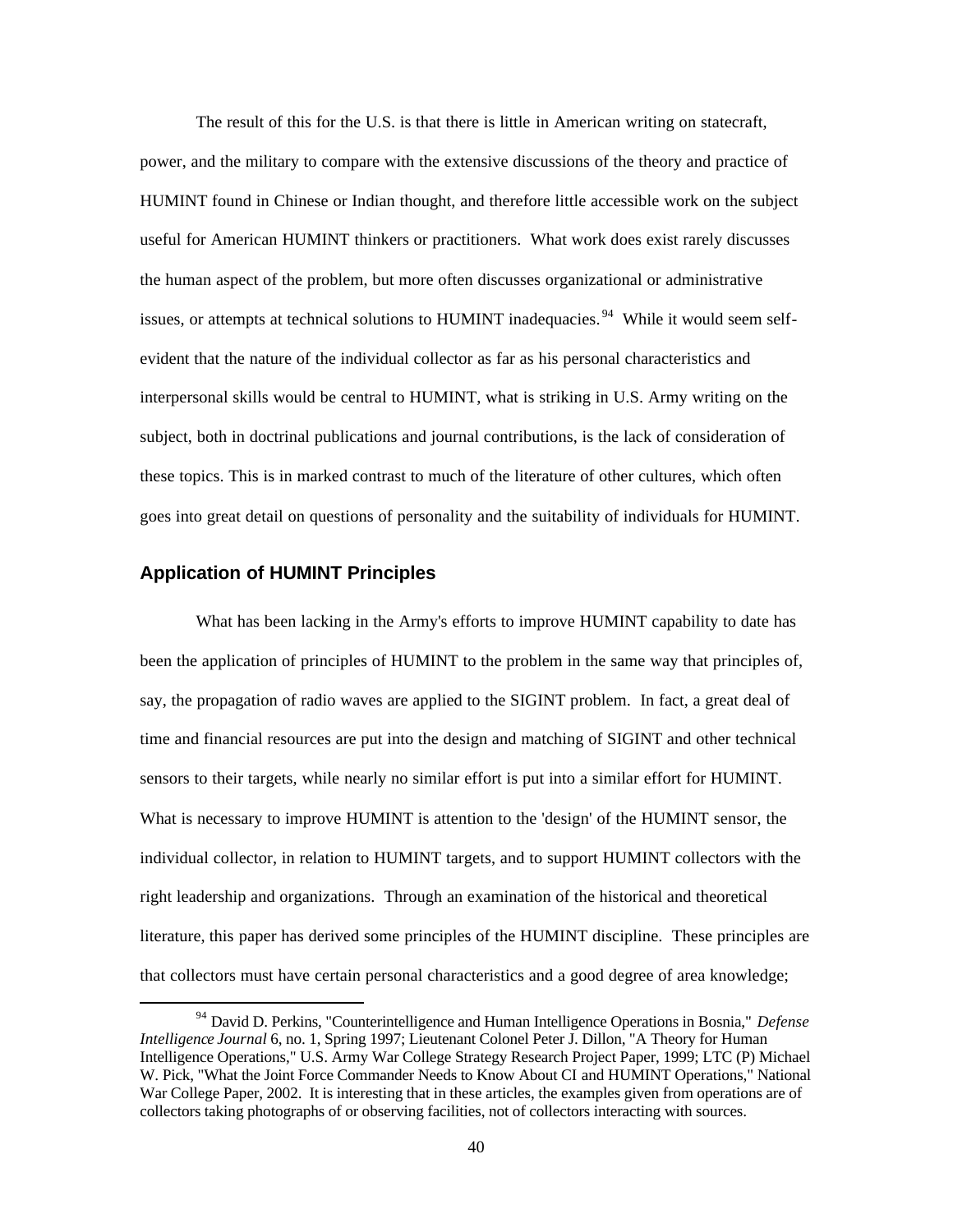The result of this for the U.S. is that there is little in American writing on statecraft, power, and the military to compare with the extensive discussions of the theory and practice of HUMINT found in Chinese or Indian thought, and therefore little accessible work on the subject useful for American HUMINT thinkers or practitioners. What work does exist rarely discusses the human aspect of the problem, but more often discusses organizational or administrative issues, or attempts at technical solutions to HUMINT inadequacies.[94] While it would seem self-evident that the nature of the individual collector as far as his personal characteristics and interpersonal skills would be central to HUMINT, what is striking in U.S. Army writing on the subject, both in doctrinal publications and journal contributions, is the lack of consideration of these topics. This is in marked contrast to much of the literature of other cultures, which often goes into great detail on questions of personality and the suitability of individuals for HUMINT.

## Application of HUMINT Principles

What has been lacking in the Army's efforts to improve HUMINT capability to date has been the application of principles of HUMINT to the problem in the same way that principles of, say, the propagation of radio waves are applied to the SIGINT problem. In fact, a great deal of time and financial resources are put into the design and matching of SIGINT and other technical sensors to their targets, while nearly no similar effort is put into a similar effort for HUMINT. What is necessary to improve HUMINT is attention to the 'design' of the HUMINT sensor, the individual collector, in relation to HUMINT targets, and to support HUMINT collectors with the right leadership and organizations. Through an examination of the historical and theoretical literature, this paper has derived some principles of the HUMINT discipline. These principles are that collectors must have certain personal characteristics and a good degree of area knowledge;

---

[94] David D. Perkins, "Counterintelligence and Human Intelligence Operations in Bosnia," *Defense Intelligence Journal* 6, no. 1, Spring 1997; Lieutenant Colonel Peter J. Dillon, "A Theory for Human Intelligence Operations," U.S. Army War College Strategy Research Project Paper, 1999; LTC (P) Michael W. Pick, "What the Joint Force Commander Needs to Know About CI and HUMINT Operations," National War College Paper, 2002. It is interesting that in these articles, the examples given from operations are of collectors taking photographs of or observing facilities, not of collectors interacting with sources.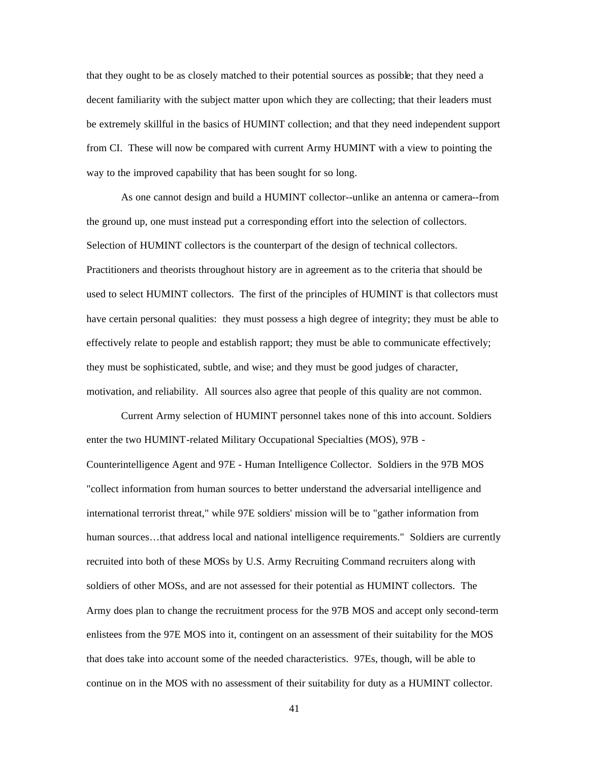that they ought to be as closely matched to their potential sources as possible; that they need a decent familiarity with the subject matter upon which they are collecting; that their leaders must be extremely skillful in the basics of HUMINT collection; and that they need independent support from CI. These will now be compared with current Army HUMINT with a view to pointing the way to the improved capability that has been sought for so long.

As one cannot design and build a HUMINT collector--unlike an antenna or camera--from the ground up, one must instead put a corresponding effort into the selection of collectors. Selection of HUMINT collectors is the counterpart of the design of technical collectors. Practitioners and theorists throughout history are in agreement as to the criteria that should be used to select HUMINT collectors. The first of the principles of HUMINT is that collectors must have certain personal qualities: they must possess a high degree of integrity; they must be able to effectively relate to people and establish rapport; they must be able to communicate effectively; they must be sophisticated, subtle, and wise; and they must be good judges of character, motivation, and reliability. All sources also agree that people of this quality are not common.

Current Army selection of HUMINT personnel takes none of this into account. Soldiers enter the two HUMINT-related Military Occupational Specialties (MOS), 97B - Counterintelligence Agent and 97E - Human Intelligence Collector. Soldiers in the 97B MOS "collect information from human sources to better understand the adversarial intelligence and international terrorist threat," while 97E soldiers' mission will be to "gather information from human sources…that address local and national intelligence requirements." Soldiers are currently recruited into both of these MOSs by U.S. Army Recruiting Command recruiters along with soldiers of other MOSs, and are not assessed for their potential as HUMINT collectors. The Army does plan to change the recruitment process for the 97B MOS and accept only second-term enlistees from the 97E MOS into it, contingent on an assessment of their suitability for the MOS that does take into account some of the needed characteristics. 97Es, though, will be able to continue on in the MOS with no assessment of their suitability for duty as a HUMINT collector.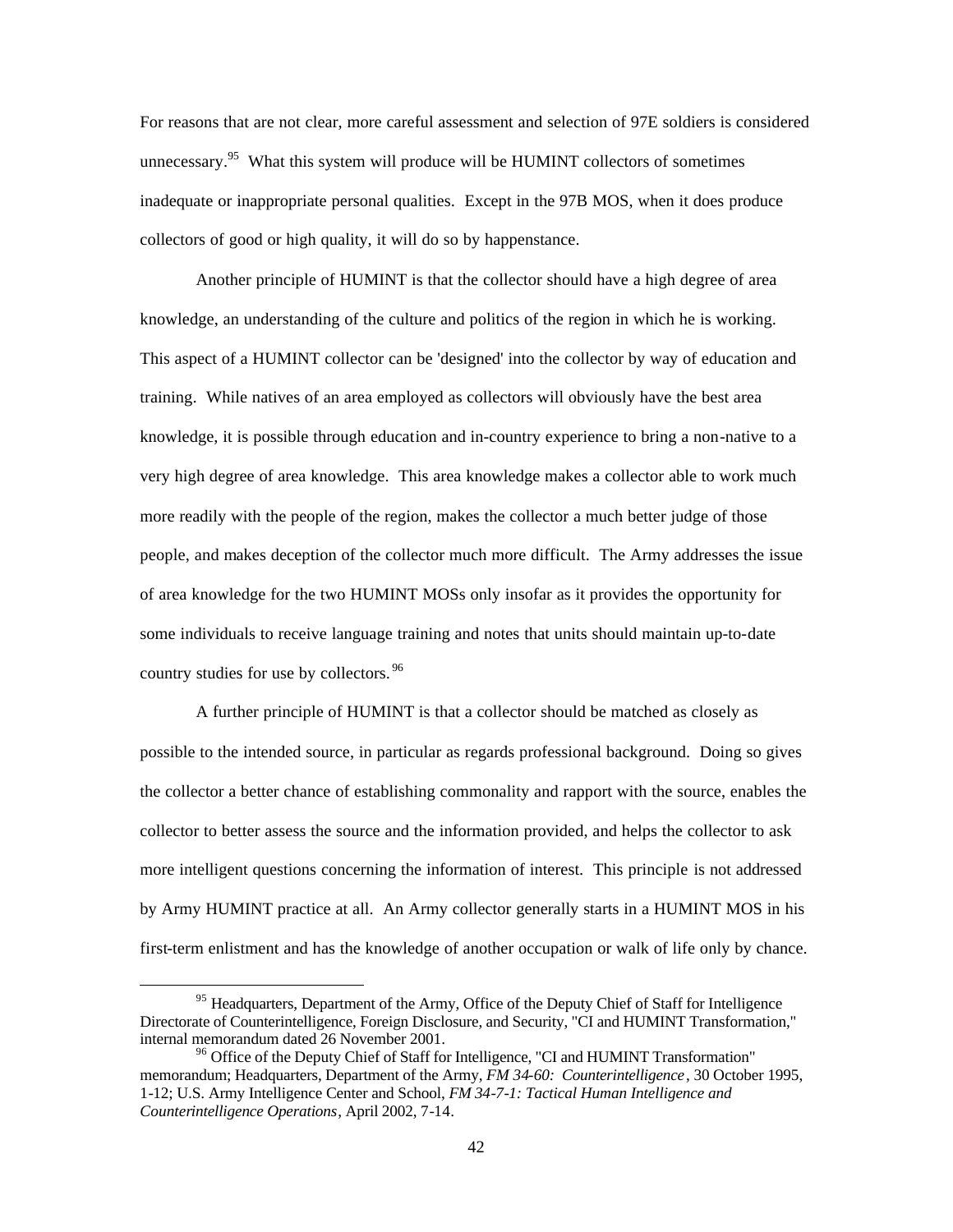For reasons that are not clear, more careful assessment and selection of 97E soldiers is considered unnecessary.[95] What this system will produce will be HUMINT collectors of sometimes inadequate or inappropriate personal qualities. Except in the 97B MOS, when it does produce collectors of good or high quality, it will do so by happenstance.

Another principle of HUMINT is that the collector should have a high degree of area knowledge, an understanding of the culture and politics of the region in which he is working. This aspect of a HUMINT collector can be 'designed' into the collector by way of education and training. While natives of an area employed as collectors will obviously have the best area knowledge, it is possible through education and in-country experience to bring a non-native to a very high degree of area knowledge. This area knowledge makes a collector able to work much more readily with the people of the region, makes the collector a much better judge of those people, and makes deception of the collector much more difficult. The Army addresses the issue of area knowledge for the two HUMINT MOSs only insofar as it provides the opportunity for some individuals to receive language training and notes that units should maintain up-to-date country studies for use by collectors.[96]

A further principle of HUMINT is that a collector should be matched as closely as possible to the intended source, in particular as regards professional background. Doing so gives the collector a better chance of establishing commonality and rapport with the source, enables the collector to better assess the source and the information provided, and helps the collector to ask more intelligent questions concerning the information of interest. This principle is not addressed by Army HUMINT practice at all. An Army collector generally starts in a HUMINT MOS in his first-term enlistment and has the knowledge of another occupation or walk of life only by chance.

---

[95] Headquarters, Department of the Army, Office of the Deputy Chief of Staff for Intelligence Directorate of Counterintelligence, Foreign Disclosure, and Security, "CI and HUMINT Transformation," internal memorandum dated 26 November 2001.

[96] Office of the Deputy Chief of Staff for Intelligence, "CI and HUMINT Transformation" memorandum; Headquarters, Department of the Army, *FM 34-60: Counterintelligence*, 30 October 1995, 1-12; U.S. Army Intelligence Center and School, *FM 34-7-1: Tactical Human Intelligence and Counterintelligence Operations*, April 2002, 7-14.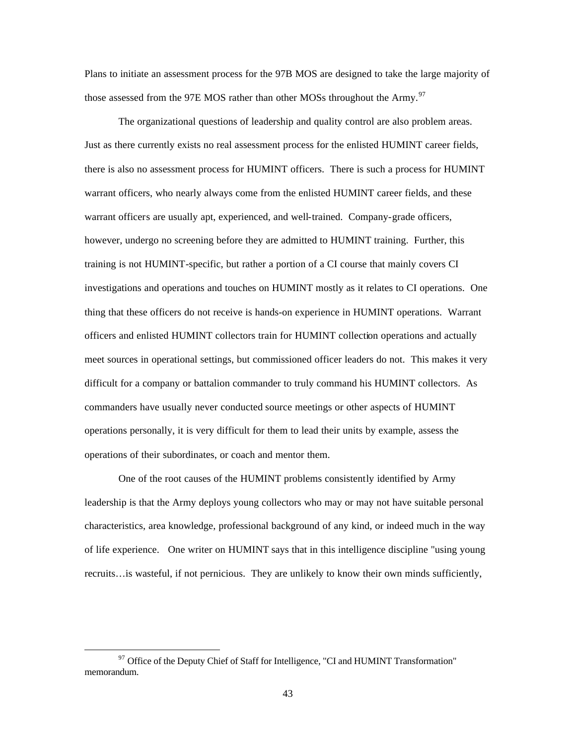Plans to initiate an assessment process for the 97B MOS are designed to take the large majority of those assessed from the 97E MOS rather than other MOSs throughout the Army.[97]

The organizational questions of leadership and quality control are also problem areas. Just as there currently exists no real assessment process for the enlisted HUMINT career fields, there is also no assessment process for HUMINT officers. There is such a process for HUMINT warrant officers, who nearly always come from the enlisted HUMINT career fields, and these warrant officers are usually apt, experienced, and well-trained. Company-grade officers, however, undergo no screening before they are admitted to HUMINT training. Further, this training is not HUMINT-specific, but rather a portion of a CI course that mainly covers CI investigations and operations and touches on HUMINT mostly as it relates to CI operations. One thing that these officers do not receive is hands-on experience in HUMINT operations. Warrant officers and enlisted HUMINT collectors train for HUMINT collection operations and actually meet sources in operational settings, but commissioned officer leaders do not. This makes it very difficult for a company or battalion commander to truly command his HUMINT collectors. As commanders have usually never conducted source meetings or other aspects of HUMINT operations personally, it is very difficult for them to lead their units by example, assess the operations of their subordinates, or coach and mentor them.

One of the root causes of the HUMINT problems consistently identified by Army leadership is that the Army deploys young collectors who may or may not have suitable personal characteristics, area knowledge, professional background of any kind, or indeed much in the way of life experience. One writer on HUMINT says that in this intelligence discipline "using young recruits…is wasteful, if not pernicious. They are unlikely to know their own minds sufficiently,

---

[97] Office of the Deputy Chief of Staff for Intelligence, "CI and HUMINT Transformation" memorandum.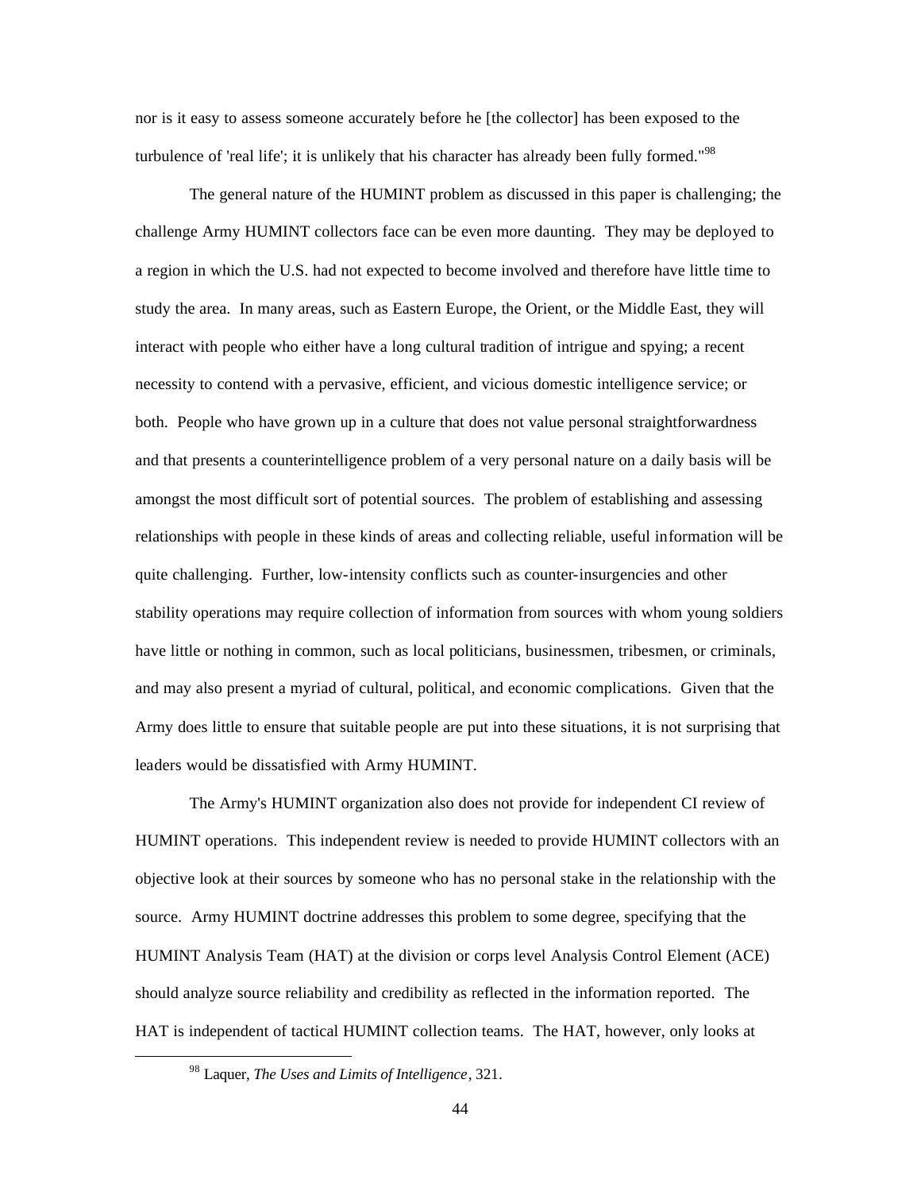nor is it easy to assess someone accurately before he [the collector] has been exposed to the turbulence of 'real life'; it is unlikely that his character has already been fully formed."[98]

The general nature of the HUMINT problem as discussed in this paper is challenging; the challenge Army HUMINT collectors face can be even more daunting. They may be deployed to a region in which the U.S. had not expected to become involved and therefore have little time to study the area. In many areas, such as Eastern Europe, the Orient, or the Middle East, they will interact with people who either have a long cultural tradition of intrigue and spying; a recent necessity to contend with a pervasive, efficient, and vicious domestic intelligence service; or both. People who have grown up in a culture that does not value personal straightforwardness and that presents a counterintelligence problem of a very personal nature on a daily basis will be amongst the most difficult sort of potential sources. The problem of establishing and assessing relationships with people in these kinds of areas and collecting reliable, useful information will be quite challenging. Further, low-intensity conflicts such as counter-insurgencies and other stability operations may require collection of information from sources with whom young soldiers have little or nothing in common, such as local politicians, businessmen, tribesmen, or criminals, and may also present a myriad of cultural, political, and economic complications. Given that the Army does little to ensure that suitable people are put into these situations, it is not surprising that leaders would be dissatisfied with Army HUMINT.

The Army's HUMINT organization also does not provide for independent CI review of HUMINT operations. This independent review is needed to provide HUMINT collectors with an objective look at their sources by someone who has no personal stake in the relationship with the source. Army HUMINT doctrine addresses this problem to some degree, specifying that the HUMINT Analysis Team (HAT) at the division or corps level Analysis Control Element (ACE) should analyze source reliability and credibility as reflected in the information reported. The HAT is independent of tactical HUMINT collection teams. The HAT, however, only looks at

[98] Laquer, *The Uses and Limits of Intelligence*, 321.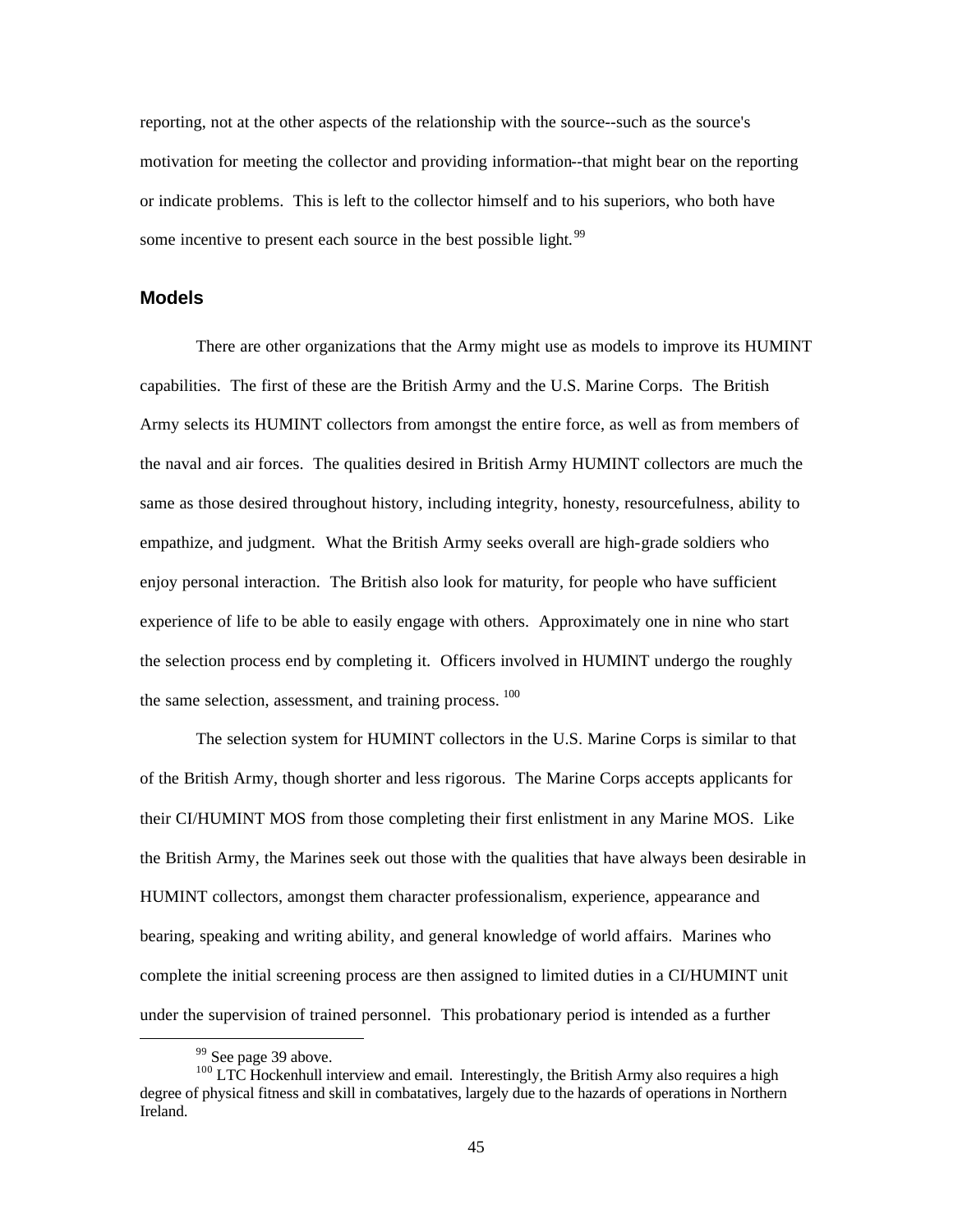reporting, not at the other aspects of the relationship with the source--such as the source's motivation for meeting the collector and providing information--that might bear on the reporting or indicate problems. This is left to the collector himself and to his superiors, who both have some incentive to present each source in the best possible light.[99]

## Models

There are other organizations that the Army might use as models to improve its HUMINT capabilities. The first of these are the British Army and the U.S. Marine Corps. The British Army selects its HUMINT collectors from amongst the entire force, as well as from members of the naval and air forces. The qualities desired in British Army HUMINT collectors are much the same as those desired throughout history, including integrity, honesty, resourcefulness, ability to empathize, and judgment. What the British Army seeks overall are high-grade soldiers who enjoy personal interaction. The British also look for maturity, for people who have sufficient experience of life to be able to easily engage with others. Approximately one in nine who start the selection process end by completing it. Officers involved in HUMINT undergo the roughly the same selection, assessment, and training process. [100]

The selection system for HUMINT collectors in the U.S. Marine Corps is similar to that of the British Army, though shorter and less rigorous. The Marine Corps accepts applicants for their CI/HUMINT MOS from those completing their first enlistment in any Marine MOS. Like the British Army, the Marines seek out those with the qualities that have always been desirable in HUMINT collectors, amongst them character professionalism, experience, appearance and bearing, speaking and writing ability, and general knowledge of world affairs. Marines who complete the initial screening process are then assigned to limited duties in a CI/HUMINT unit under the supervision of trained personnel. This probationary period is intended as a further

---

[99] See page 39 above.

[100] LTC Hockenhull interview and email. Interestingly, the British Army also requires a high degree of physical fitness and skill in combatatives, largely due to the hazards of operations in Northern Ireland.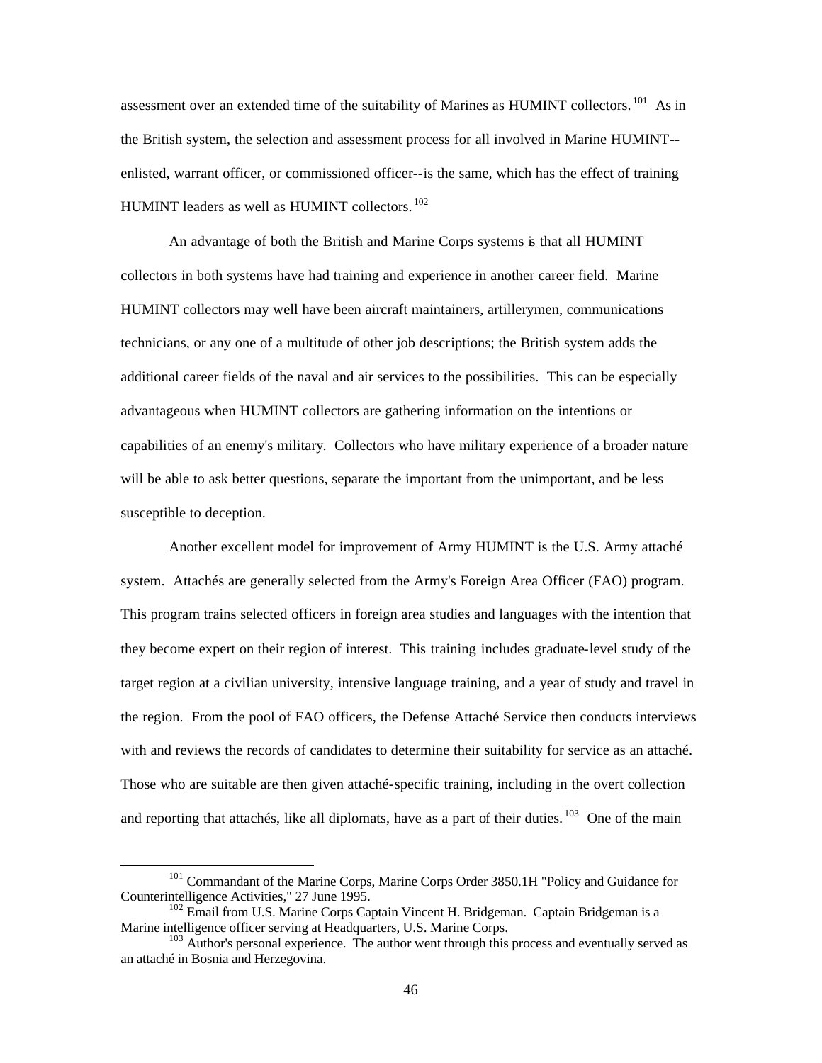assessment over an extended time of the suitability of Marines as HUMINT collectors.[101] As in the British system, the selection and assessment process for all involved in Marine HUMINT--enlisted, warrant officer, or commissioned officer--is the same, which has the effect of training HUMINT leaders as well as HUMINT collectors.[102]

An advantage of both the British and Marine Corps systems is that all HUMINT collectors in both systems have had training and experience in another career field. Marine HUMINT collectors may well have been aircraft maintainers, artillerymen, communications technicians, or any one of a multitude of other job descriptions; the British system adds the additional career fields of the naval and air services to the possibilities. This can be especially advantageous when HUMINT collectors are gathering information on the intentions or capabilities of an enemy's military. Collectors who have military experience of a broader nature will be able to ask better questions, separate the important from the unimportant, and be less susceptible to deception.

Another excellent model for improvement of Army HUMINT is the U.S. Army attaché system. Attachés are generally selected from the Army's Foreign Area Officer (FAO) program. This program trains selected officers in foreign area studies and languages with the intention that they become expert on their region of interest. This training includes graduate-level study of the target region at a civilian university, intensive language training, and a year of study and travel in the region. From the pool of FAO officers, the Defense Attaché Service then conducts interviews with and reviews the records of candidates to determine their suitability for service as an attaché. Those who are suitable are then given attaché-specific training, including in the overt collection and reporting that attachés, like all diplomats, have as a part of their duties.[103] One of the main

---

[101] Commandant of the Marine Corps, Marine Corps Order 3850.1H "Policy and Guidance for Counterintelligence Activities," 27 June 1995.

[102] Email from U.S. Marine Corps Captain Vincent H. Bridgeman. Captain Bridgeman is a Marine intelligence officer serving at Headquarters, U.S. Marine Corps.

[103] Author's personal experience. The author went through this process and eventually served as an attaché in Bosnia and Herzegovina.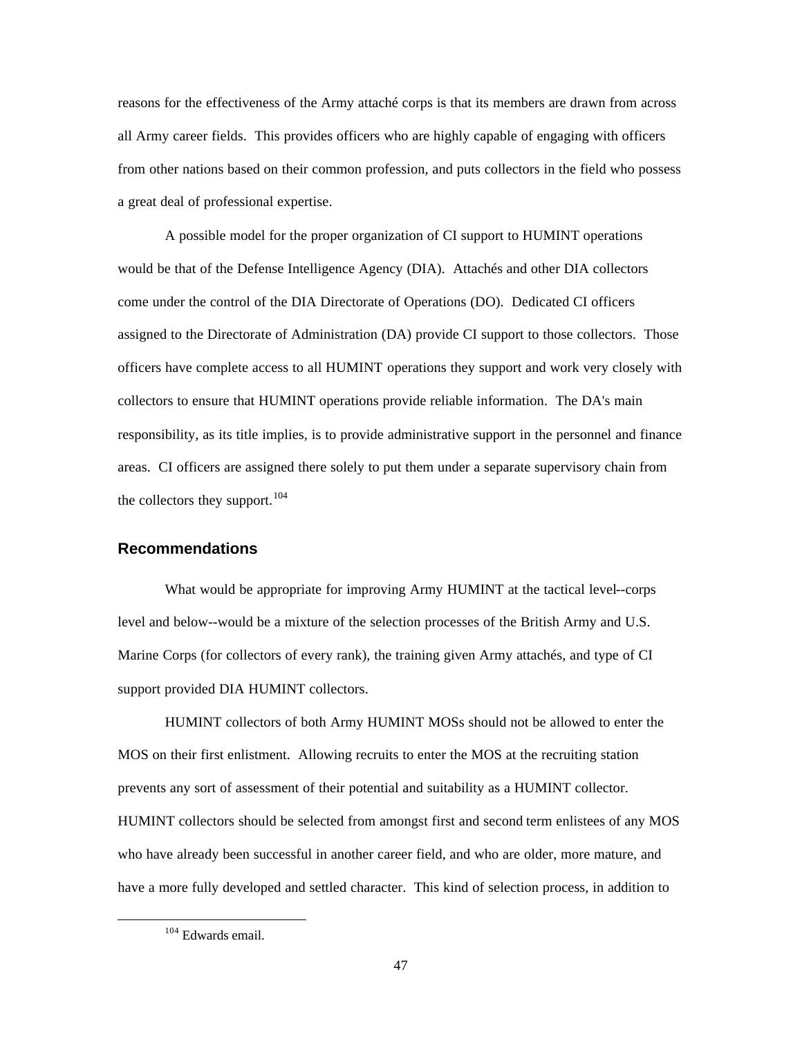reasons for the effectiveness of the Army attaché corps is that its members are drawn from across all Army career fields. This provides officers who are highly capable of engaging with officers from other nations based on their common profession, and puts collectors in the field who possess a great deal of professional expertise.

A possible model for the proper organization of CI support to HUMINT operations would be that of the Defense Intelligence Agency (DIA). Attachés and other DIA collectors come under the control of the DIA Directorate of Operations (DO). Dedicated CI officers assigned to the Directorate of Administration (DA) provide CI support to those collectors. Those officers have complete access to all HUMINT operations they support and work very closely with collectors to ensure that HUMINT operations provide reliable information. The DA's main responsibility, as its title implies, is to provide administrative support in the personnel and finance areas. CI officers are assigned there solely to put them under a separate supervisory chain from the collectors they support.[104]

## Recommendations

What would be appropriate for improving Army HUMINT at the tactical level--corps level and below--would be a mixture of the selection processes of the British Army and U.S. Marine Corps (for collectors of every rank), the training given Army attachés, and type of CI support provided DIA HUMINT collectors.

HUMINT collectors of both Army HUMINT MOSs should not be allowed to enter the MOS on their first enlistment. Allowing recruits to enter the MOS at the recruiting station prevents any sort of assessment of their potential and suitability as a HUMINT collector. HUMINT collectors should be selected from amongst first and second term enlistees of any MOS who have already been successful in another career field, and who are older, more mature, and have a more fully developed and settled character. This kind of selection process, in addition to

---

[104] Edwards email.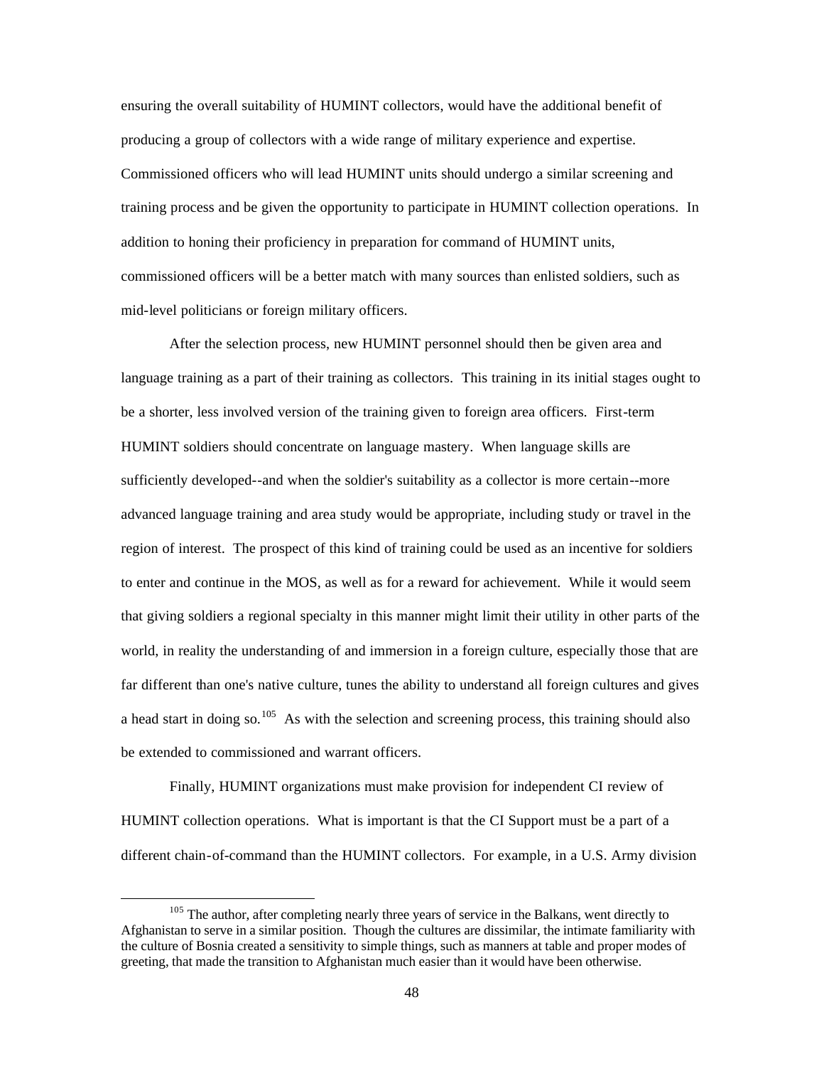ensuring the overall suitability of HUMINT collectors, would have the additional benefit of producing a group of collectors with a wide range of military experience and expertise. Commissioned officers who will lead HUMINT units should undergo a similar screening and training process and be given the opportunity to participate in HUMINT collection operations. In addition to honing their proficiency in preparation for command of HUMINT units, commissioned officers will be a better match with many sources than enlisted soldiers, such as mid-level politicians or foreign military officers.

After the selection process, new HUMINT personnel should then be given area and language training as a part of their training as collectors. This training in its initial stages ought to be a shorter, less involved version of the training given to foreign area officers. First-term HUMINT soldiers should concentrate on language mastery. When language skills are sufficiently developed--and when the soldier's suitability as a collector is more certain--more advanced language training and area study would be appropriate, including study or travel in the region of interest. The prospect of this kind of training could be used as an incentive for soldiers to enter and continue in the MOS, as well as for a reward for achievement. While it would seem that giving soldiers a regional specialty in this manner might limit their utility in other parts of the world, in reality the understanding of and immersion in a foreign culture, especially those that are far different than one's native culture, tunes the ability to understand all foreign cultures and gives a head start in doing so.[105] As with the selection and screening process, this training should also be extended to commissioned and warrant officers.

Finally, HUMINT organizations must make provision for independent CI review of HUMINT collection operations. What is important is that the CI Support must be a part of a different chain-of-command than the HUMINT collectors. For example, in a U.S. Army division

[105] The author, after completing nearly three years of service in the Balkans, went directly to Afghanistan to serve in a similar position. Though the cultures are dissimilar, the intimate familiarity with the culture of Bosnia created a sensitivity to simple things, such as manners at table and proper modes of greeting, that made the transition to Afghanistan much easier than it would have been otherwise.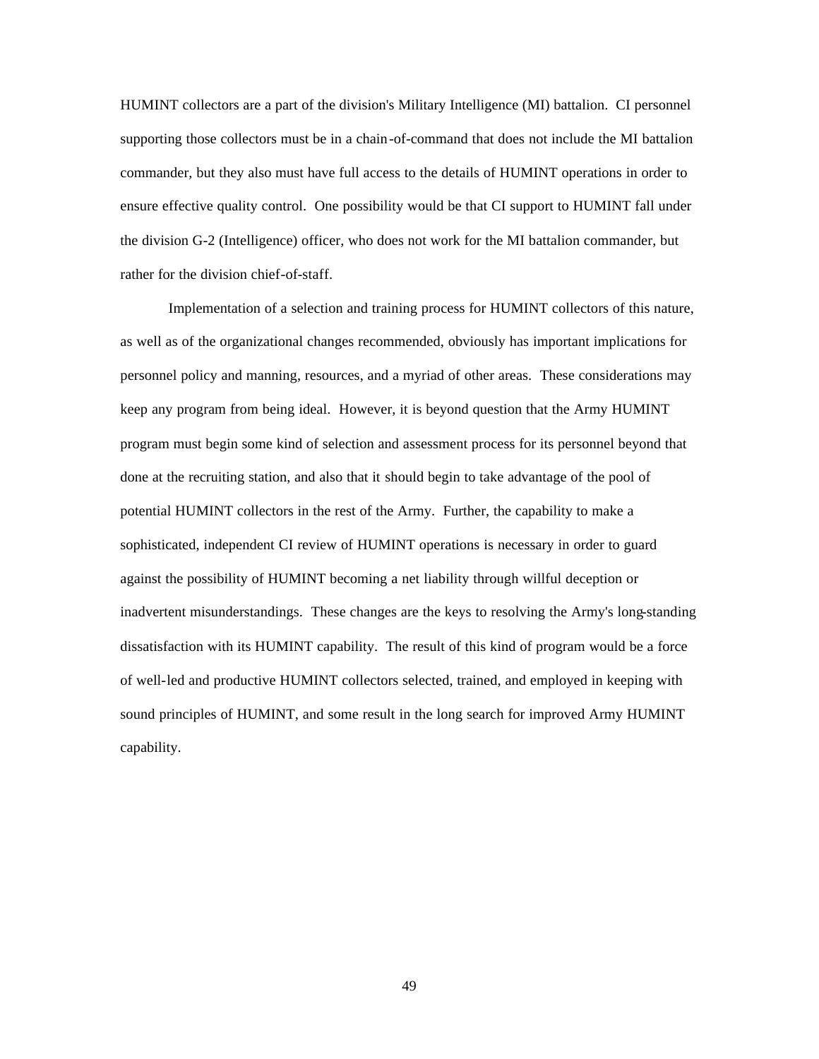HUMINT collectors are a part of the division's Military Intelligence (MI) battalion. CI personnel supporting those collectors must be in a chain-of-command that does not include the MI battalion commander, but they also must have full access to the details of HUMINT operations in order to ensure effective quality control. One possibility would be that CI support to HUMINT fall under the division G-2 (Intelligence) officer, who does not work for the MI battalion commander, but rather for the division chief-of-staff.

Implementation of a selection and training process for HUMINT collectors of this nature, as well as of the organizational changes recommended, obviously has important implications for personnel policy and manning, resources, and a myriad of other areas. These considerations may keep any program from being ideal. However, it is beyond question that the Army HUMINT program must begin some kind of selection and assessment process for its personnel beyond that done at the recruiting station, and also that it should begin to take advantage of the pool of potential HUMINT collectors in the rest of the Army. Further, the capability to make a sophisticated, independent CI review of HUMINT operations is necessary in order to guard against the possibility of HUMINT becoming a net liability through willful deception or inadvertent misunderstandings. These changes are the keys to resolving the Army's long-standing dissatisfaction with its HUMINT capability. The result of this kind of program would be a force of well-led and productive HUMINT collectors selected, trained, and employed in keeping with sound principles of HUMINT, and some result in the long search for improved Army HUMINT capability.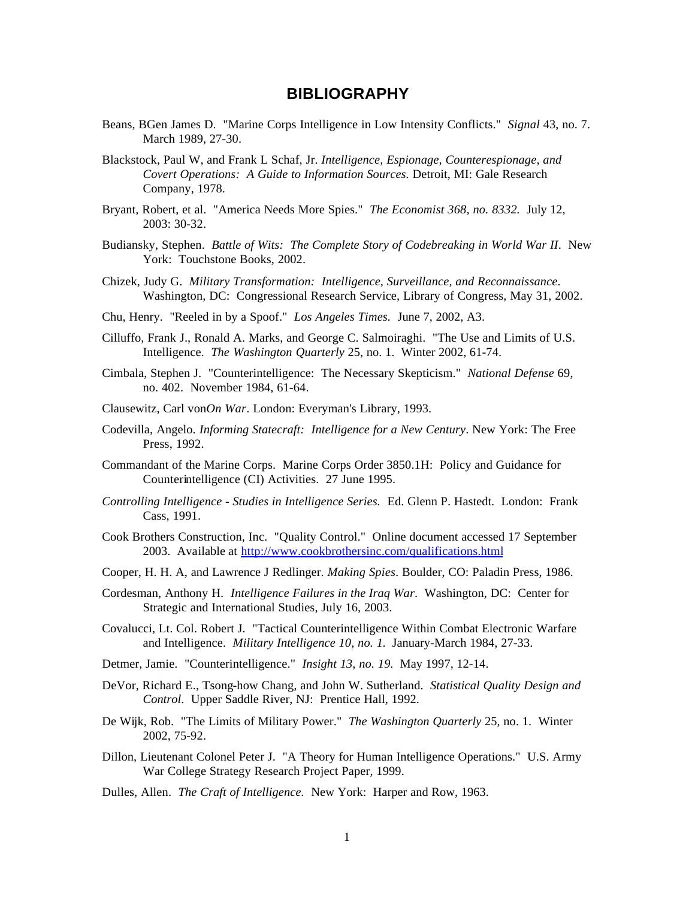# BIBLIOGRAPHY

Beans, BGen James D. "Marine Corps Intelligence in Low Intensity Conflicts." *Signal* 43, no. 7. March 1989, 27-30.

Blackstock, Paul W, and Frank L Schaf, Jr. *Intelligence, Espionage, Counterespionage, and Covert Operations: A Guide to Information Sources.* Detroit, MI: Gale Research Company, 1978.

Bryant, Robert, et al. "America Needs More Spies." *The Economist 368, no. 8332.* July 12, 2003: 30-32.

Budiansky, Stephen. *Battle of Wits: The Complete Story of Codebreaking in World War II*. New York: Touchstone Books, 2002.

Chizek, Judy G. *Military Transformation: Intelligence, Surveillance, and Reconnaissance*. Washington, DC: Congressional Research Service, Library of Congress, May 31, 2002.

Chu, Henry. "Reeled in by a Spoof." *Los Angeles Times.* June 7, 2002, A3.

Cilluffo, Frank J., Ronald A. Marks, and George C. Salmoiraghi. "The Use and Limits of U.S. Intelligence. *The Washington Quarterly* 25, no. 1. Winter 2002, 61-74.

Cimbala, Stephen J. "Counterintelligence: The Necessary Skepticism." *National Defense* 69, no. 402. November 1984, 61-64.

Clausewitz, Carl von*On War*. London: Everyman's Library, 1993.

Codevilla, Angelo. *Informing Statecraft: Intelligence for a New Century*. New York: The Free Press, 1992.

Commandant of the Marine Corps. Marine Corps Order 3850.1H: Policy and Guidance for Counterintelligence (CI) Activities. 27 June 1995.

*Controlling Intelligence - Studies in Intelligence Series.* Ed. Glenn P. Hastedt. London: Frank Cass, 1991.

Cook Brothers Construction, Inc. "Quality Control." Online document accessed 17 September 2003. Available at http://www.cookbrothersinc.com/qualifications.html

Cooper, H. H. A, and Lawrence J Redlinger. *Making Spies*. Boulder, CO: Paladin Press, 1986.

Cordesman, Anthony H. *Intelligence Failures in the Iraq War*. Washington, DC: Center for Strategic and International Studies, July 16, 2003.

Covalucci, Lt. Col. Robert J. "Tactical Counterintelligence Within Combat Electronic Warfare and Intelligence. *Military Intelligence 10, no. 1.* January-March 1984, 27-33.

Detmer, Jamie. "Counterintelligence." *Insight 13, no. 19.* May 1997, 12-14.

DeVor, Richard E., Tsong-how Chang, and John W. Sutherland. *Statistical Quality Design and Control*. Upper Saddle River, NJ: Prentice Hall, 1992.

De Wijk, Rob. "The Limits of Military Power." *The Washington Quarterly* 25, no. 1. Winter 2002, 75-92.

Dillon, Lieutenant Colonel Peter J. "A Theory for Human Intelligence Operations." U.S. Army War College Strategy Research Project Paper, 1999.

Dulles, Allen. *The Craft of Intelligence.* New York: Harper and Row, 1963.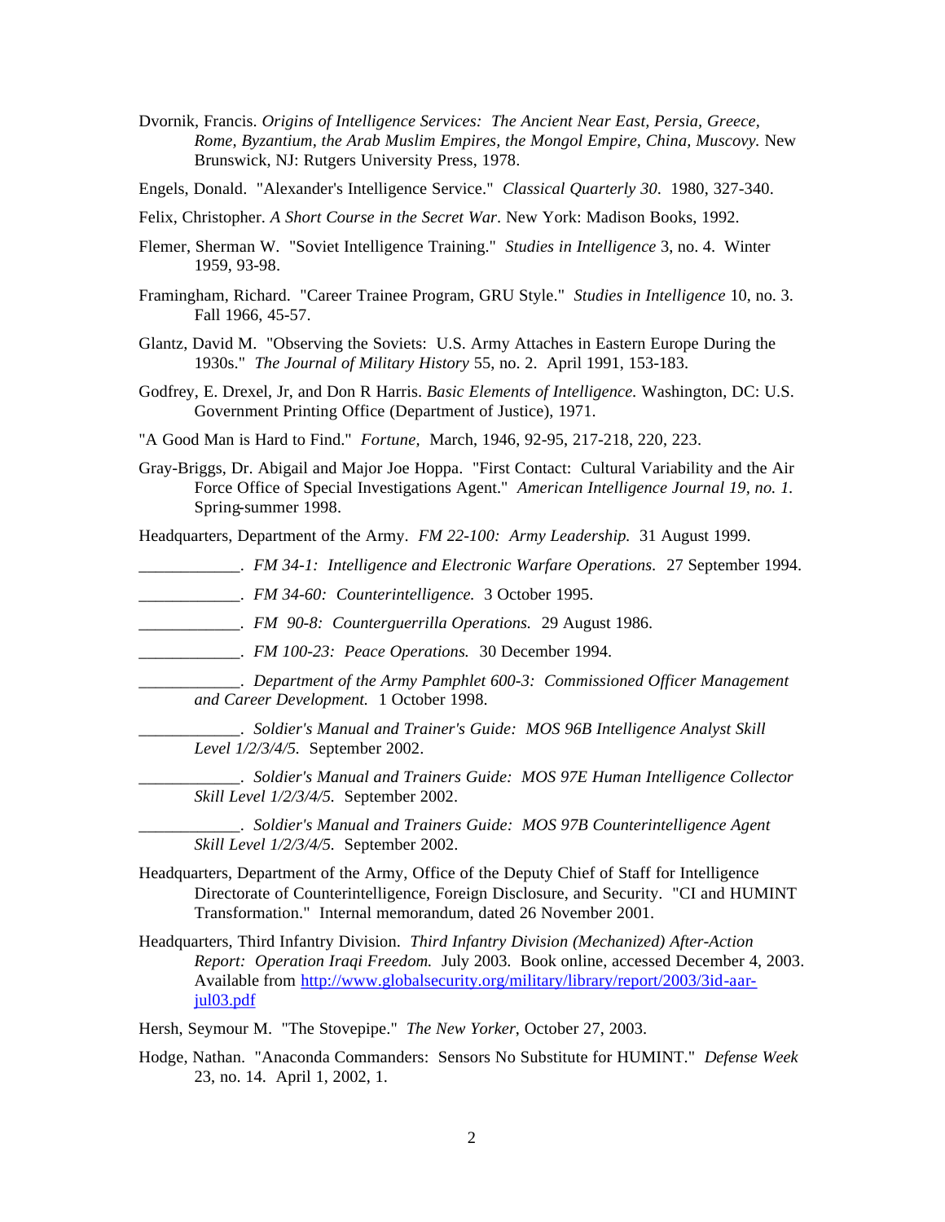Dvornik, Francis. *Origins of Intelligence Services: The Ancient Near East, Persia, Greece, Rome, Byzantium, the Arab Muslim Empires, the Mongol Empire, China, Muscovy.* New Brunswick, NJ: Rutgers University Press, 1978.

Engels, Donald. "Alexander's Intelligence Service." *Classical Quarterly 30*. 1980, 327-340.

Felix, Christopher. *A Short Course in the Secret War*. New York: Madison Books, 1992.

Flemer, Sherman W. "Soviet Intelligence Training." *Studies in Intelligence* 3, no. 4. Winter 1959, 93-98.

Framingham, Richard. "Career Trainee Program, GRU Style." *Studies in Intelligence* 10, no. 3. Fall 1966, 45-57.

Glantz, David M. "Observing the Soviets: U.S. Army Attaches in Eastern Europe During the 1930s." *The Journal of Military History* 55, no. 2. April 1991, 153-183.

Godfrey, E. Drexel, Jr, and Don R Harris. *Basic Elements of Intelligence.* Washington, DC: U.S. Government Printing Office (Department of Justice), 1971.

"A Good Man is Hard to Find." *Fortune,* March, 1946, 92-95, 217-218, 220, 223.

Gray-Briggs, Dr. Abigail and Major Joe Hoppa. "First Contact: Cultural Variability and the Air Force Office of Special Investigations Agent." *American Intelligence Journal 19, no. 1.* Spring-summer 1998.

Headquarters, Department of the Army. *FM 22-100: Army Leadership.* 31 August 1999.

____________. *FM 34-1: Intelligence and Electronic Warfare Operations.* 27 September 1994.

____________. *FM 34-60: Counterintelligence.* 3 October 1995.

____________. *FM 90-8: Counterguerrilla Operations.* 29 August 1986.

____________. *FM 100-23: Peace Operations.* 30 December 1994.

____________. *Department of the Army Pamphlet 600-3: Commissioned Officer Management and Career Development.* 1 October 1998.

____________. *Soldier's Manual and Trainer's Guide: MOS 96B Intelligence Analyst Skill Level 1/2/3/4/5.* September 2002.

____________. *Soldier's Manual and Trainers Guide: MOS 97E Human Intelligence Collector Skill Level 1/2/3/4/5.* September 2002.

____________. *Soldier's Manual and Trainers Guide: MOS 97B Counterintelligence Agent Skill Level 1/2/3/4/5.* September 2002.

Headquarters, Department of the Army, Office of the Deputy Chief of Staff for Intelligence Directorate of Counterintelligence, Foreign Disclosure, and Security. "CI and HUMINT Transformation." Internal memorandum, dated 26 November 2001.

Headquarters, Third Infantry Division. *Third Infantry Division (Mechanized) After-Action Report: Operation Iraqi Freedom.* July 2003. Book online, accessed December 4, 2003. Available from http://www.globalsecurity.org/military/library/report/2003/3id-aar-jul03.pdf

Hersh, Seymour M. "The Stovepipe." *The New Yorker*, October 27, 2003.

Hodge, Nathan. "Anaconda Commanders: Sensors No Substitute for HUMINT." *Defense Week* 23, no. 14. April 1, 2002, 1.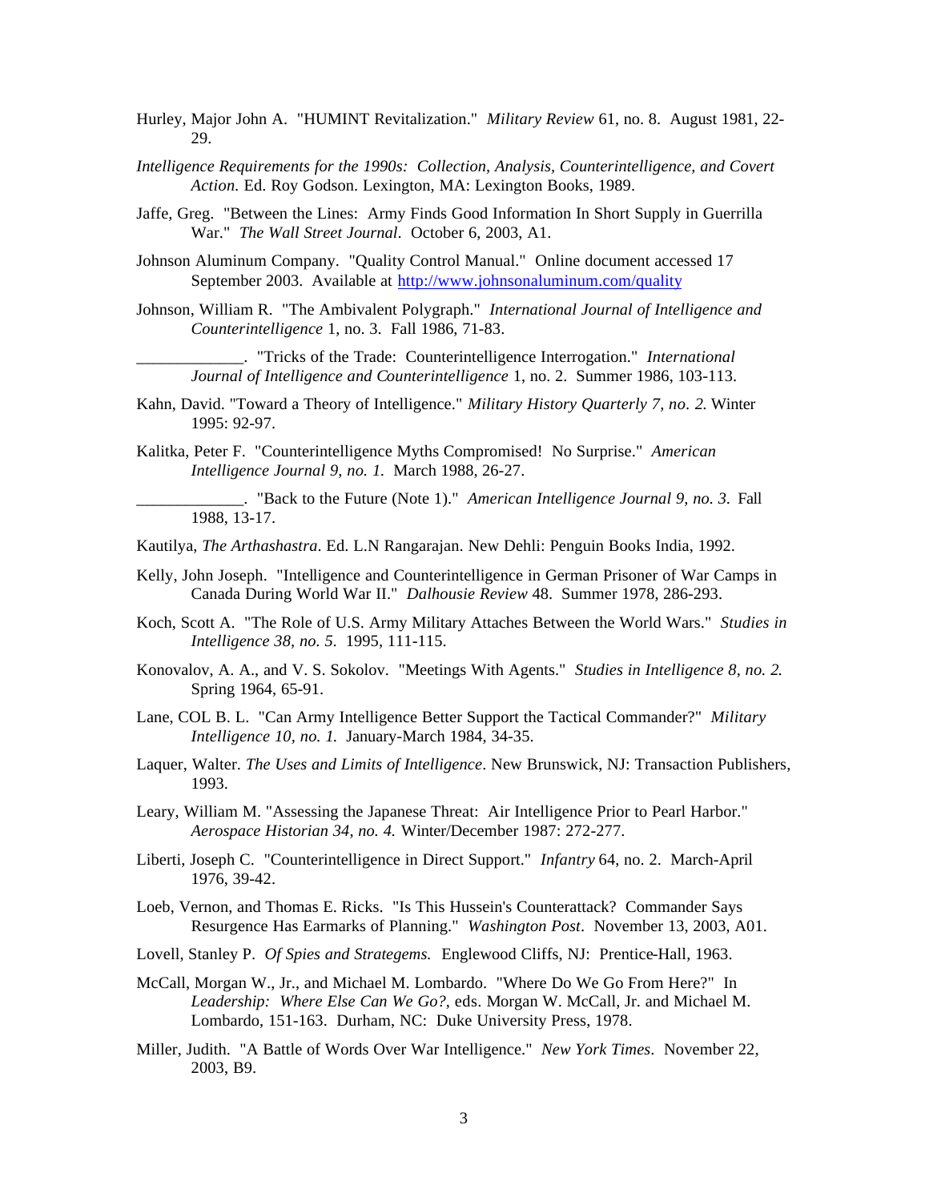Hurley, Major John A. "HUMINT Revitalization." *Military Review* 61, no. 8. August 1981, 22-29.

*Intelligence Requirements for the 1990s: Collection, Analysis, Counterintelligence, and Covert Action.* Ed. Roy Godson. Lexington, MA: Lexington Books, 1989.

Jaffe, Greg. "Between the Lines: Army Finds Good Information In Short Supply in Guerrilla War." *The Wall Street Journal*. October 6, 2003, A1.

Johnson Aluminum Company. "Quality Control Manual." Online document accessed 17 September 2003. Available at http://www.johnsonaluminum.com/quality

Johnson, William R. "The Ambivalent Polygraph." *International Journal of Intelligence and Counterintelligence* 1, no. 3. Fall 1986, 71-83.

\_\_\_\_\_\_\_\_\_\_\_\_\_. "Tricks of the Trade: Counterintelligence Interrogation." *International Journal of Intelligence and Counterintelligence* 1, no. 2. Summer 1986, 103-113.

Kahn, David. "Toward a Theory of Intelligence." *Military History Quarterly 7, no. 2.* Winter 1995: 92-97.

Kalitka, Peter F. "Counterintelligence Myths Compromised! No Surprise." *American Intelligence Journal 9, no. 1.* March 1988, 26-27.

\_\_\_\_\_\_\_\_\_\_\_\_\_. "Back to the Future (Note 1)." *American Intelligence Journal 9, no. 3.* Fall 1988, 13-17.

Kautilya, *The Arthashastra*. Ed. L.N Rangarajan. New Dehli: Penguin Books India, 1992.

Kelly, John Joseph. "Intelligence and Counterintelligence in German Prisoner of War Camps in Canada During World War II." *Dalhousie Review* 48. Summer 1978, 286-293.

Koch, Scott A. "The Role of U.S. Army Military Attaches Between the World Wars." *Studies in Intelligence 38, no. 5.* 1995, 111-115.

Konovalov, A. A., and V. S. Sokolov. "Meetings With Agents." *Studies in Intelligence 8, no. 2.* Spring 1964, 65-91.

Lane, COL B. L. "Can Army Intelligence Better Support the Tactical Commander?" *Military Intelligence 10, no. 1.* January-March 1984, 34-35.

Laquer, Walter. *The Uses and Limits of Intelligence*. New Brunswick, NJ: Transaction Publishers, 1993.

Leary, William M. "Assessing the Japanese Threat: Air Intelligence Prior to Pearl Harbor." *Aerospace Historian 34, no. 4.* Winter/December 1987: 272-277.

Liberti, Joseph C. "Counterintelligence in Direct Support." *Infantry* 64, no. 2. March-April 1976, 39-42.

Loeb, Vernon, and Thomas E. Ricks. "Is This Hussein's Counterattack? Commander Says Resurgence Has Earmarks of Planning." *Washington Post*. November 13, 2003, A01.

Lovell, Stanley P. *Of Spies and Strategems.* Englewood Cliffs, NJ: Prentice-Hall, 1963.

McCall, Morgan W., Jr., and Michael M. Lombardo. "Where Do We Go From Here?" In *Leadership: Where Else Can We Go?*, eds. Morgan W. McCall, Jr. and Michael M. Lombardo, 151-163. Durham, NC: Duke University Press, 1978.

Miller, Judith. "A Battle of Words Over War Intelligence." *New York Times*. November 22, 2003, B9.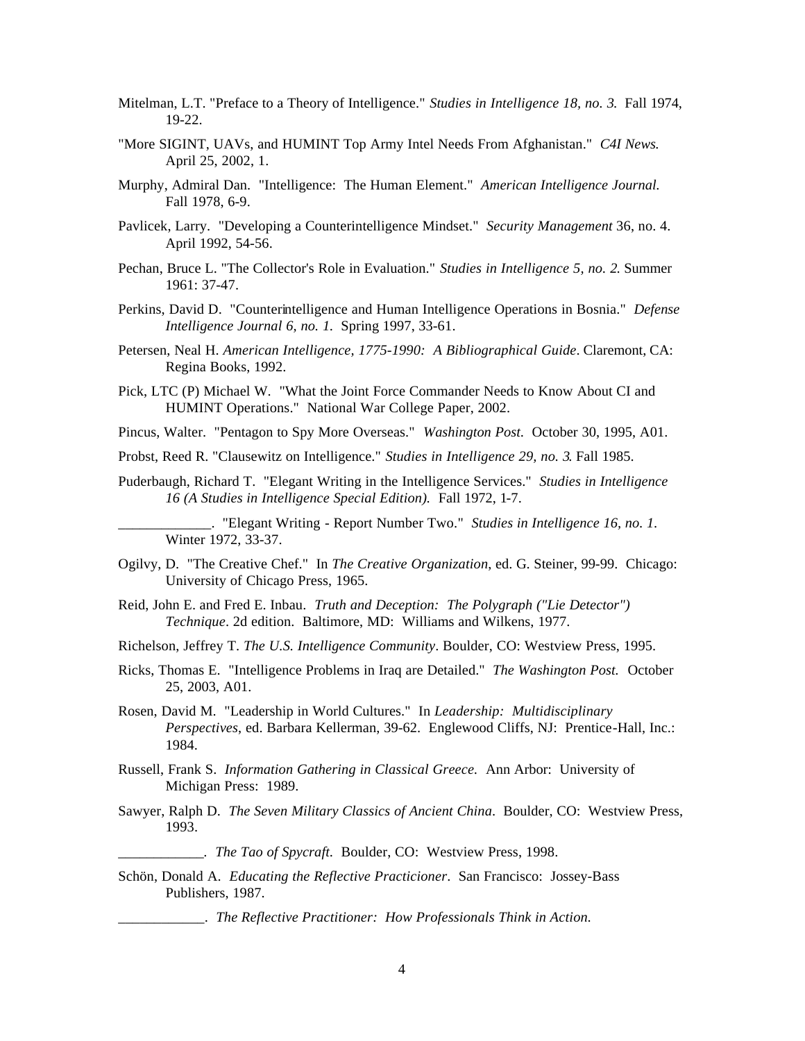Mitelman, L.T. "Preface to a Theory of Intelligence." *Studies in Intelligence 18, no. 3.* Fall 1974, 19-22.

"More SIGINT, UAVs, and HUMINT Top Army Intel Needs From Afghanistan." *C4I News.* April 25, 2002, 1.

Murphy, Admiral Dan. "Intelligence: The Human Element." *American Intelligence Journal.* Fall 1978, 6-9.

Pavlicek, Larry. "Developing a Counterintelligence Mindset." *Security Management* 36, no. 4. April 1992, 54-56.

Pechan, Bruce L. "The Collector's Role in Evaluation." *Studies in Intelligence 5, no. 2.* Summer 1961: 37-47.

Perkins, David D. "Counterintelligence and Human Intelligence Operations in Bosnia." *Defense Intelligence Journal 6, no. 1.* Spring 1997, 33-61.

Petersen, Neal H. *American Intelligence, 1775-1990: A Bibliographical Guide*. Claremont, CA: Regina Books, 1992.

Pick, LTC (P) Michael W. "What the Joint Force Commander Needs to Know About CI and HUMINT Operations." National War College Paper, 2002.

Pincus, Walter. "Pentagon to Spy More Overseas." *Washington Post.* October 30, 1995, A01.

Probst, Reed R. "Clausewitz on Intelligence." *Studies in Intelligence 29, no. 3*. Fall 1985.

Puderbaugh, Richard T. "Elegant Writing in the Intelligence Services." *Studies in Intelligence 16 (A Studies in Intelligence Special Edition).* Fall 1972, 1-7.

_____________. "Elegant Writing - Report Number Two." *Studies in Intelligence 16, no. 1.* Winter 1972, 33-37.

Ogilvy, D. "The Creative Chef." In *The Creative Organization*, ed. G. Steiner, 99-99. Chicago: University of Chicago Press, 1965.

Reid, John E. and Fred E. Inbau. *Truth and Deception: The Polygraph ("Lie Detector") Technique*. 2d edition. Baltimore, MD: Williams and Wilkens, 1977.

Richelson, Jeffrey T. *The U.S. Intelligence Community*. Boulder, CO: Westview Press, 1995.

Ricks, Thomas E. "Intelligence Problems in Iraq are Detailed." *The Washington Post.* October 25, 2003, A01.

Rosen, David M. "Leadership in World Cultures." In *Leadership: Multidisciplinary Perspectives*, ed. Barbara Kellerman, 39-62. Englewood Cliffs, NJ: Prentice-Hall, Inc.: 1984.

Russell, Frank S. *Information Gathering in Classical Greece.* Ann Arbor: University of Michigan Press: 1989.

Sawyer, Ralph D. *The Seven Military Classics of Ancient China*. Boulder, CO: Westview Press, 1993.

____________. *The Tao of Spycraft.* Boulder, CO: Westview Press, 1998.

Schön, Donald A. *Educating the Reflective Practicioner*. San Francisco: Jossey-Bass Publishers, 1987.

____________. *The Reflective Practitioner: How Professionals Think in Action.*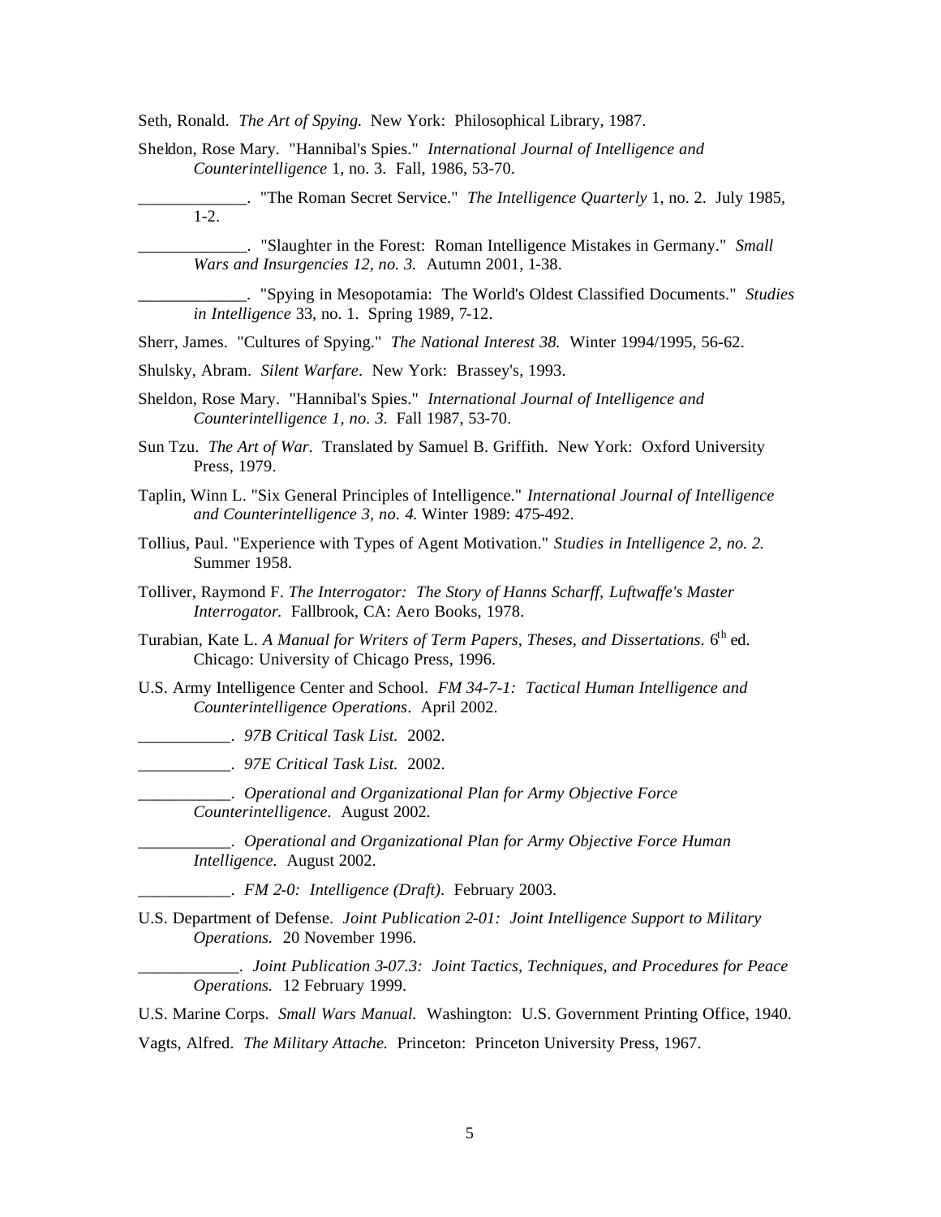Seth, Ronald. *The Art of Spying.* New York: Philosophical Library, 1987.

Sheldon, Rose Mary. "Hannibal's Spies." *International Journal of Intelligence and Counterintelligence* 1, no. 3. Fall, 1986, 53-70.

_____________. "The Roman Secret Service." *The Intelligence Quarterly* 1, no. 2. July 1985, 1-2.

_____________. "Slaughter in the Forest: Roman Intelligence Mistakes in Germany." *Small Wars and Insurgencies 12, no. 3.* Autumn 2001, 1-38.

_____________. "Spying in Mesopotamia: The World's Oldest Classified Documents." *Studies in Intelligence* 33, no. 1. Spring 1989, 7-12.

Sherr, James. "Cultures of Spying." *The National Interest 38.* Winter 1994/1995, 56-62.

Shulsky, Abram. *Silent Warfare*. New York: Brassey's, 1993.

Sheldon, Rose Mary. "Hannibal's Spies." *International Journal of Intelligence and Counterintelligence 1, no. 3*. Fall 1987, 53-70.

Sun Tzu. *The Art of War.* Translated by Samuel B. Griffith. New York: Oxford University Press, 1979.

Taplin, Winn L. "Six General Principles of Intelligence." *International Journal of Intelligence and Counterintelligence 3, no. 4.* Winter 1989: 475-492.

Tollius, Paul. "Experience with Types of Agent Motivation." *Studies in Intelligence 2, no. 2.* Summer 1958.

Tolliver, Raymond F. *The Interrogator: The Story of Hanns Scharff, Luftwaffe's Master Interrogator.* Fallbrook, CA: Aero Books, 1978.

Turabian, Kate L. *A Manual for Writers of Term Papers, Theses, and Dissertations*. 6th ed. Chicago: University of Chicago Press, 1996.

U.S. Army Intelligence Center and School. *FM 34-7-1: Tactical Human Intelligence and Counterintelligence Operations*. April 2002.

___________. *97B Critical Task List.* 2002.

___________. *97E Critical Task List.* 2002.

___________. *Operational and Organizational Plan for Army Objective Force Counterintelligence.* August 2002.

___________. *Operational and Organizational Plan for Army Objective Force Human Intelligence.* August 2002.

___________. *FM 2-0: Intelligence (Draft).* February 2003.

U.S. Department of Defense. *Joint Publication 2-01: Joint Intelligence Support to Military Operations.* 20 November 1996.

____________. *Joint Publication 3-07.3: Joint Tactics, Techniques, and Procedures for Peace Operations.* 12 February 1999.

U.S. Marine Corps. *Small Wars Manual.* Washington: U.S. Government Printing Office, 1940.

Vagts, Alfred. *The Military Attache.* Princeton: Princeton University Press, 1967.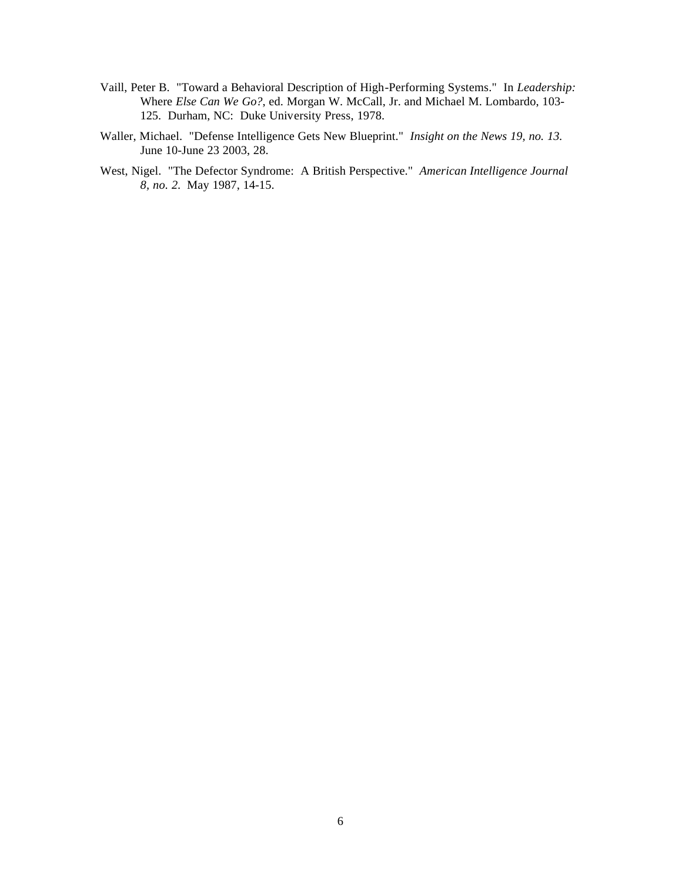Vaill, Peter B. "Toward a Behavioral Description of High-Performing Systems." In *Leadership: Where Else Can We Go?*, ed. Morgan W. McCall, Jr. and Michael M. Lombardo, 103-125. Durham, NC: Duke University Press, 1978.

Waller, Michael. "Defense Intelligence Gets New Blueprint." *Insight on the News 19, no. 13.* June 10-June 23 2003, 28.

West, Nigel. "The Defector Syndrome: A British Perspective." *American Intelligence Journal 8, no. 2.* May 1987, 14-15.